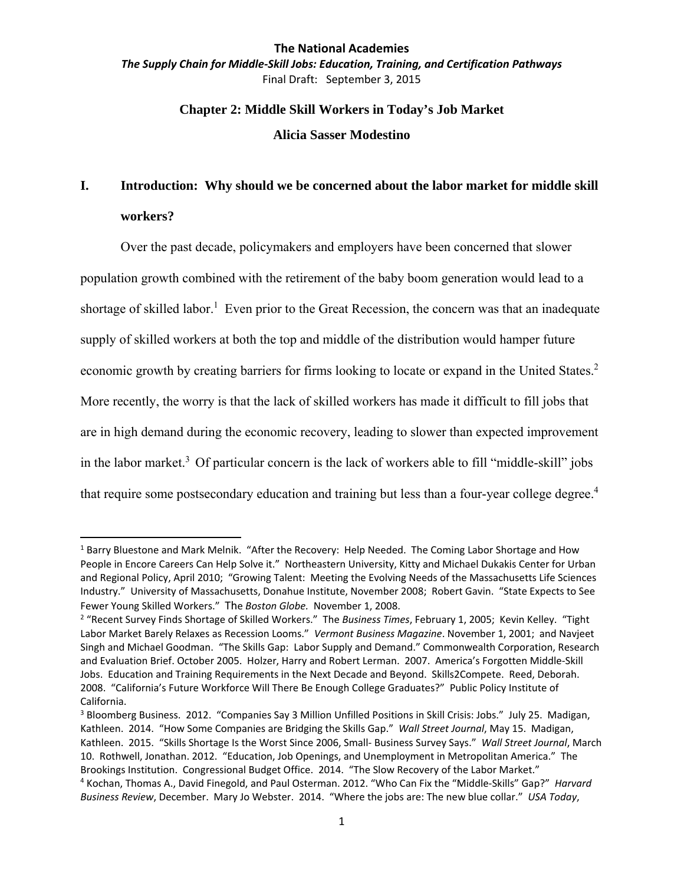**The National Academies**

***The Supply Chain for Middle-Skill Jobs: Education, Training, and Certification Pathways***

Final Draft: September 3, 2015

# Chapter 2: Middle Skill Workers in Today's Job Market

**Alicia Sasser Modestino**

## I. Introduction: Why should we be concerned about the labor market for middle skill workers?

Over the past decade, policymakers and employers have been concerned that slower population growth combined with the retirement of the baby boom generation would lead to a shortage of skilled labor.[1] Even prior to the Great Recession, the concern was that an inadequate supply of skilled workers at both the top and middle of the distribution would hamper future economic growth by creating barriers for firms looking to locate or expand in the United States.[2] More recently, the worry is that the lack of skilled workers has made it difficult to fill jobs that are in high demand during the economic recovery, leading to slower than expected improvement in the labor market.[3] Of particular concern is the lack of workers able to fill "middle-skill" jobs that require some postsecondary education and training but less than a four-year college degree.[4]

---

[1] Barry Bluestone and Mark Melnik. "After the Recovery: Help Needed. The Coming Labor Shortage and How People in Encore Careers Can Help Solve it." Northeastern University, Kitty and Michael Dukakis Center for Urban and Regional Policy, April 2010; "Growing Talent: Meeting the Evolving Needs of the Massachusetts Life Sciences Industry." University of Massachusetts, Donahue Institute, November 2008; Robert Gavin. "State Expects to See Fewer Young Skilled Workers." The *Boston Globe.* November 1, 2008.

[2] "Recent Survey Finds Shortage of Skilled Workers." The *Business Times*, February 1, 2005; Kevin Kelley. "Tight Labor Market Barely Relaxes as Recession Looms." *Vermont Business Magazine*. November 1, 2001; and Navjeet Singh and Michael Goodman. "The Skills Gap: Labor Supply and Demand." Commonwealth Corporation, Research and Evaluation Brief. October 2005. Holzer, Harry and Robert Lerman. 2007. America's Forgotten Middle-Skill Jobs. Education and Training Requirements in the Next Decade and Beyond. Skills2Compete. Reed, Deborah. 2008. "California's Future Workforce Will There Be Enough College Graduates?" Public Policy Institute of California.

[3] Bloomberg Business. 2012. "Companies Say 3 Million Unfilled Positions in Skill Crisis: Jobs." July 25. Madigan, Kathleen. 2014. "How Some Companies are Bridging the Skills Gap." *Wall Street Journal*, May 15. Madigan, Kathleen. 2015. "Skills Shortage Is the Worst Since 2006, Small- Business Survey Says." *Wall Street Journal*, March 10. Rothwell, Jonathan. 2012. "Education, Job Openings, and Unemployment in Metropolitan America." The Brookings Institution. Congressional Budget Office. 2014. "The Slow Recovery of the Labor Market."

[4] Kochan, Thomas A., David Finegold, and Paul Osterman. 2012. "Who Can Fix the "Middle-Skills" Gap?" *Harvard Business Review*, December. Mary Jo Webster. 2014. "Where the jobs are: The new blue collar." *USA Today*,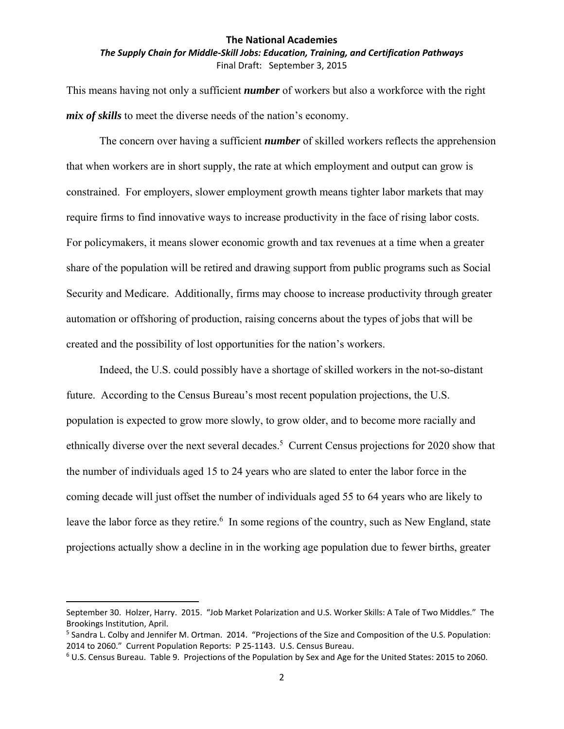This means having not only a sufficient ***number*** of workers but also a workforce with the right ***mix of skills*** to meet the diverse needs of the nation's economy.

The concern over having a sufficient ***number*** of skilled workers reflects the apprehension that when workers are in short supply, the rate at which employment and output can grow is constrained. For employers, slower employment growth means tighter labor markets that may require firms to find innovative ways to increase productivity in the face of rising labor costs. For policymakers, it means slower economic growth and tax revenues at a time when a greater share of the population will be retired and drawing support from public programs such as Social Security and Medicare. Additionally, firms may choose to increase productivity through greater automation or offshoring of production, raising concerns about the types of jobs that will be created and the possibility of lost opportunities for the nation's workers.

Indeed, the U.S. could possibly have a shortage of skilled workers in the not-so-distant future. According to the Census Bureau's most recent population projections, the U.S. population is expected to grow more slowly, to grow older, and to become more racially and ethnically diverse over the next several decades.[5] Current Census projections for 2020 show that the number of individuals aged 15 to 24 years who are slated to enter the labor force in the coming decade will just offset the number of individuals aged 55 to 64 years who are likely to leave the labor force as they retire.[6] In some regions of the country, such as New England, state projections actually show a decline in in the working age population due to fewer births, greater

---

September 30. Holzer, Harry. 2015. "Job Market Polarization and U.S. Worker Skills: A Tale of Two Middles." The Brookings Institution, April.

[5] Sandra L. Colby and Jennifer M. Ortman. 2014. "Projections of the Size and Composition of the U.S. Population: 2014 to 2060." Current Population Reports: P 25-1143. U.S. Census Bureau.

[6] U.S. Census Bureau. Table 9. Projections of the Population by Sex and Age for the United States: 2015 to 2060.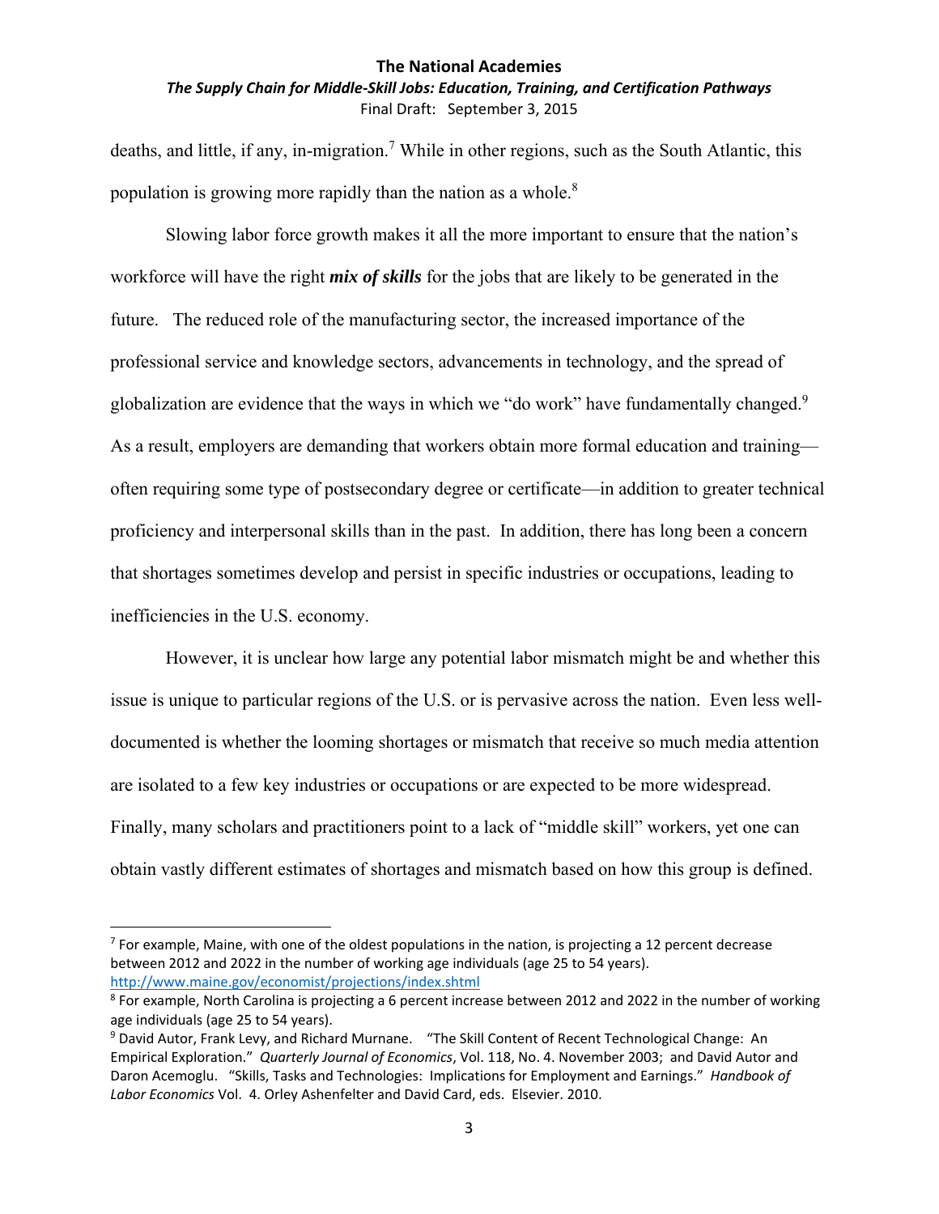deaths, and little, if any, in-migration.[7] While in other regions, such as the South Atlantic, this population is growing more rapidly than the nation as a whole.[8]

Slowing labor force growth makes it all the more important to ensure that the nation's workforce will have the right ***mix of skills*** for the jobs that are likely to be generated in the future. The reduced role of the manufacturing sector, the increased importance of the professional service and knowledge sectors, advancements in technology, and the spread of globalization are evidence that the ways in which we "do work" have fundamentally changed.[9] As a result, employers are demanding that workers obtain more formal education and training—often requiring some type of postsecondary degree or certificate—in addition to greater technical proficiency and interpersonal skills than in the past. In addition, there has long been a concern that shortages sometimes develop and persist in specific industries or occupations, leading to inefficiencies in the U.S. economy.

However, it is unclear how large any potential labor mismatch might be and whether this issue is unique to particular regions of the U.S. or is pervasive across the nation. Even less well-documented is whether the looming shortages or mismatch that receive so much media attention are isolated to a few key industries or occupations or are expected to be more widespread. Finally, many scholars and practitioners point to a lack of "middle skill" workers, yet one can obtain vastly different estimates of shortages and mismatch based on how this group is defined.

---

[7] For example, Maine, with one of the oldest populations in the nation, is projecting a 12 percent decrease between 2012 and 2022 in the number of working age individuals (age 25 to 54 years). http://www.maine.gov/economist/projections/index.shtml

[8] For example, North Carolina is projecting a 6 percent increase between 2012 and 2022 in the number of working age individuals (age 25 to 54 years).

[9] David Autor, Frank Levy, and Richard Murnane. "The Skill Content of Recent Technological Change: An Empirical Exploration." *Quarterly Journal of Economics*, Vol. 118, No. 4. November 2003; and David Autor and Daron Acemoglu. "Skills, Tasks and Technologies: Implications for Employment and Earnings." *Handbook of Labor Economics* Vol. 4. Orley Ashenfelter and David Card, eds. Elsevier. 2010.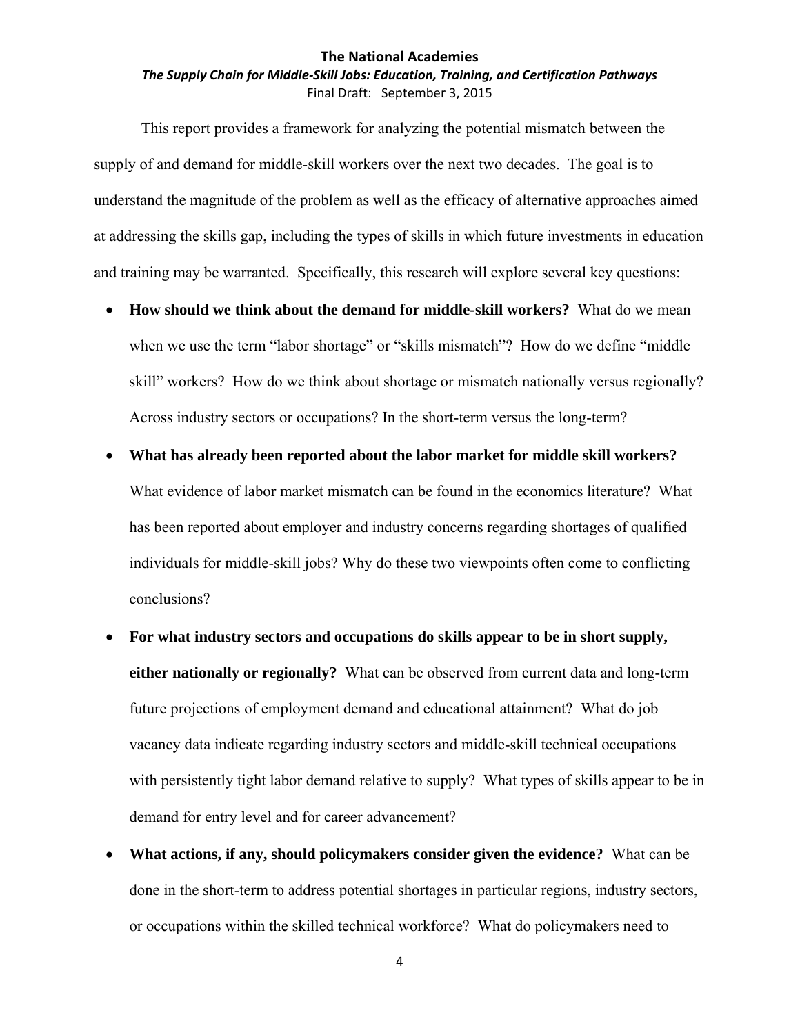This report provides a framework for analyzing the potential mismatch between the supply of and demand for middle-skill workers over the next two decades. The goal is to understand the magnitude of the problem as well as the efficacy of alternative approaches aimed at addressing the skills gap, including the types of skills in which future investments in education and training may be warranted. Specifically, this research will explore several key questions:

- **How should we think about the demand for middle-skill workers?** What do we mean when we use the term "labor shortage" or "skills mismatch"? How do we define "middle skill" workers? How do we think about shortage or mismatch nationally versus regionally? Across industry sectors or occupations? In the short-term versus the long-term?
- **What has already been reported about the labor market for middle skill workers?** What evidence of labor market mismatch can be found in the economics literature? What has been reported about employer and industry concerns regarding shortages of qualified individuals for middle-skill jobs? Why do these two viewpoints often come to conflicting conclusions?
- **For what industry sectors and occupations do skills appear to be in short supply, either nationally or regionally?** What can be observed from current data and long-term future projections of employment demand and educational attainment? What do job vacancy data indicate regarding industry sectors and middle-skill technical occupations with persistently tight labor demand relative to supply? What types of skills appear to be in demand for entry level and for career advancement?
- **What actions, if any, should policymakers consider given the evidence?** What can be done in the short-term to address potential shortages in particular regions, industry sectors, or occupations within the skilled technical workforce? What do policymakers need to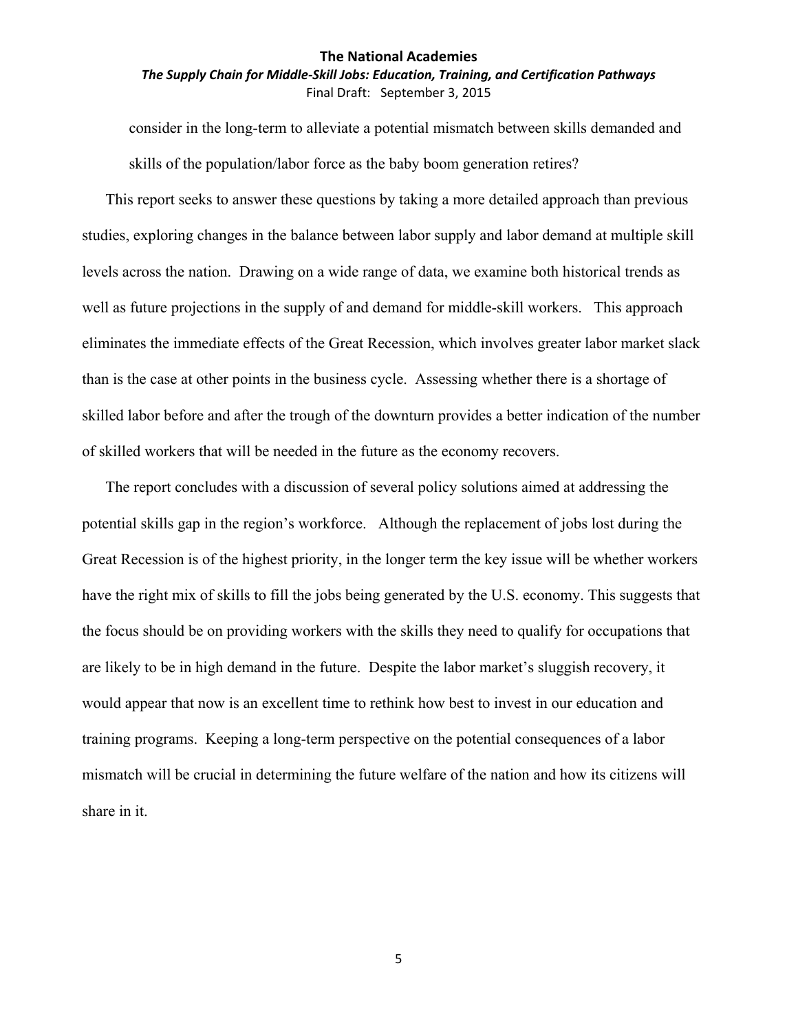consider in the long-term to alleviate a potential mismatch between skills demanded and skills of the population/labor force as the baby boom generation retires?

This report seeks to answer these questions by taking a more detailed approach than previous studies, exploring changes in the balance between labor supply and labor demand at multiple skill levels across the nation. Drawing on a wide range of data, we examine both historical trends as well as future projections in the supply of and demand for middle-skill workers. This approach eliminates the immediate effects of the Great Recession, which involves greater labor market slack than is the case at other points in the business cycle. Assessing whether there is a shortage of skilled labor before and after the trough of the downturn provides a better indication of the number of skilled workers that will be needed in the future as the economy recovers.

The report concludes with a discussion of several policy solutions aimed at addressing the potential skills gap in the region's workforce. Although the replacement of jobs lost during the Great Recession is of the highest priority, in the longer term the key issue will be whether workers have the right mix of skills to fill the jobs being generated by the U.S. economy. This suggests that the focus should be on providing workers with the skills they need to qualify for occupations that are likely to be in high demand in the future. Despite the labor market's sluggish recovery, it would appear that now is an excellent time to rethink how best to invest in our education and training programs. Keeping a long-term perspective on the potential consequences of a labor mismatch will be crucial in determining the future welfare of the nation and how its citizens will share in it.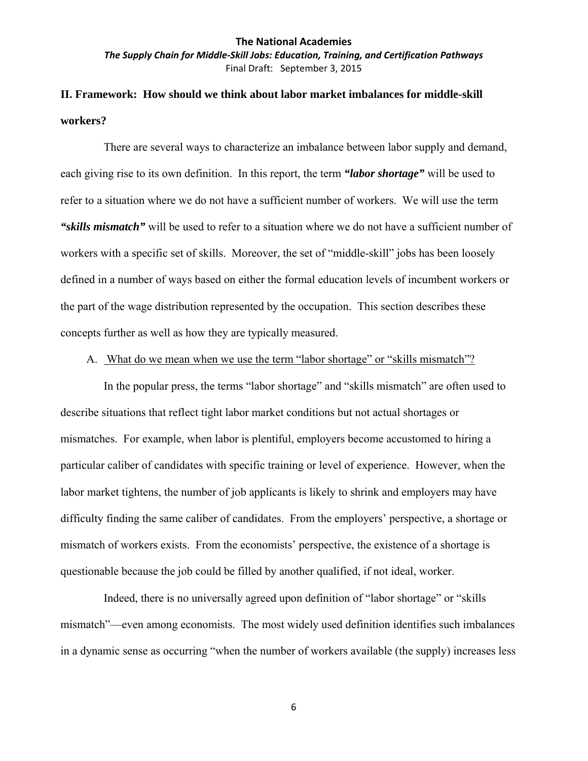## II. Framework: How should we think about labor market imbalances for middle-skill workers?

There are several ways to characterize an imbalance between labor supply and demand, each giving rise to its own definition. In this report, the term ***"labor shortage"*** will be used to refer to a situation where we do not have a sufficient number of workers. We will use the term ***"skills mismatch"*** will be used to refer to a situation where we do not have a sufficient number of workers with a specific set of skills. Moreover, the set of "middle-skill" jobs has been loosely defined in a number of ways based on either the formal education levels of incumbent workers or the part of the wage distribution represented by the occupation. This section describes these concepts further as well as how they are typically measured.

### A. What do we mean when we use the term "labor shortage" or "skills mismatch"?

In the popular press, the terms "labor shortage" and "skills mismatch" are often used to describe situations that reflect tight labor market conditions but not actual shortages or mismatches. For example, when labor is plentiful, employers become accustomed to hiring a particular caliber of candidates with specific training or level of experience. However, when the labor market tightens, the number of job applicants is likely to shrink and employers may have difficulty finding the same caliber of candidates. From the employers' perspective, a shortage or mismatch of workers exists. From the economists' perspective, the existence of a shortage is questionable because the job could be filled by another qualified, if not ideal, worker.

Indeed, there is no universally agreed upon definition of "labor shortage" or "skills mismatch"—even among economists. The most widely used definition identifies such imbalances in a dynamic sense as occurring "when the number of workers available (the supply) increases less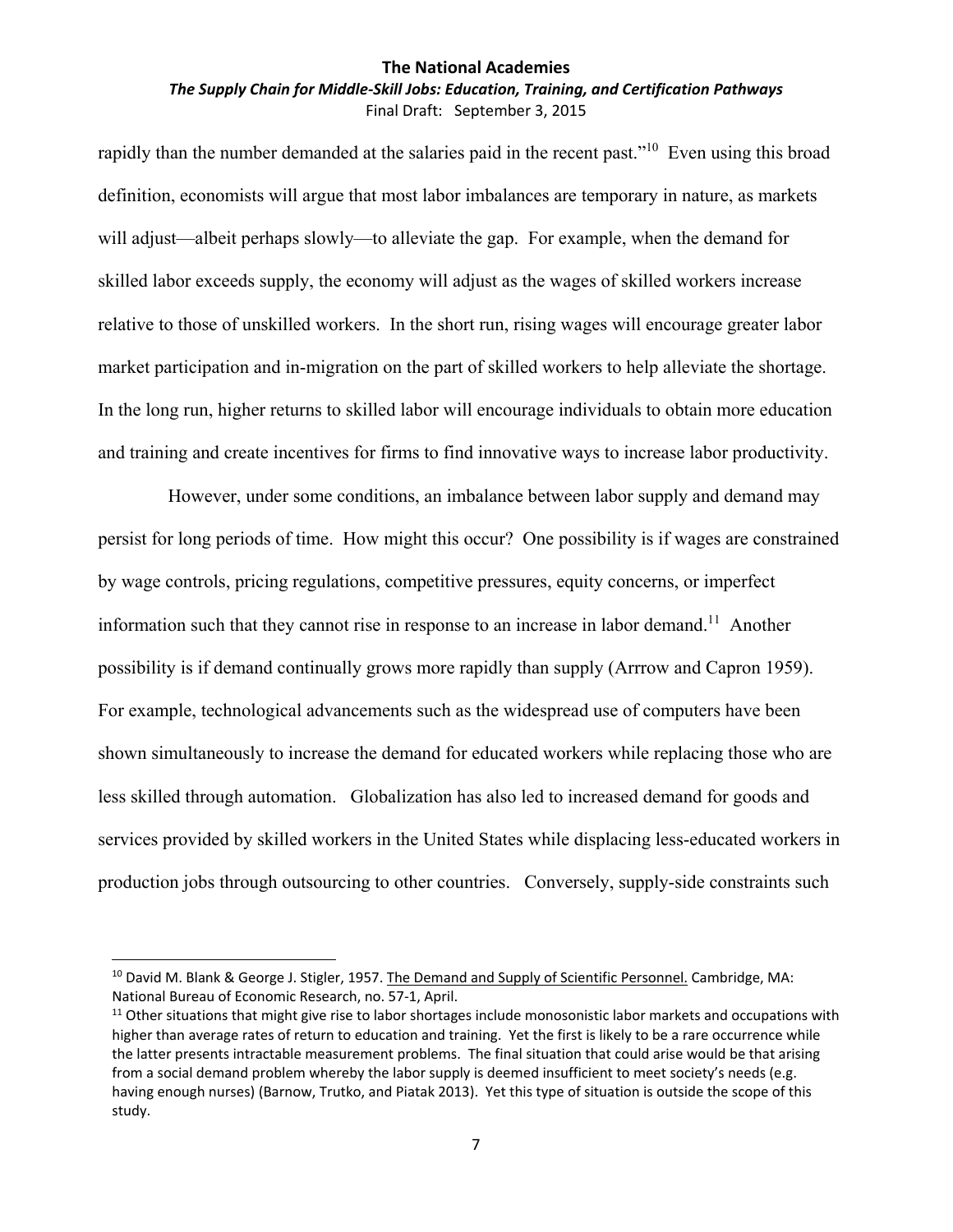rapidly than the number demanded at the salaries paid in the recent past."[10] Even using this broad definition, economists will argue that most labor imbalances are temporary in nature, as markets will adjust—albeit perhaps slowly—to alleviate the gap. For example, when the demand for skilled labor exceeds supply, the economy will adjust as the wages of skilled workers increase relative to those of unskilled workers. In the short run, rising wages will encourage greater labor market participation and in-migration on the part of skilled workers to help alleviate the shortage. In the long run, higher returns to skilled labor will encourage individuals to obtain more education and training and create incentives for firms to find innovative ways to increase labor productivity.

However, under some conditions, an imbalance between labor supply and demand may persist for long periods of time. How might this occur? One possibility is if wages are constrained by wage controls, pricing regulations, competitive pressures, equity concerns, or imperfect information such that they cannot rise in response to an increase in labor demand.[11] Another possibility is if demand continually grows more rapidly than supply (Arrrow and Capron 1959). For example, technological advancements such as the widespread use of computers have been shown simultaneously to increase the demand for educated workers while replacing those who are less skilled through automation. Globalization has also led to increased demand for goods and services provided by skilled workers in the United States while displacing less-educated workers in production jobs through outsourcing to other countries. Conversely, supply-side constraints such

---

[10] David M. Blank & George J. Stigler, 1957. The Demand and Supply of Scientific Personnel. Cambridge, MA: National Bureau of Economic Research, no. 57-1, April.

[11] Other situations that might give rise to labor shortages include monosonistic labor markets and occupations with higher than average rates of return to education and training. Yet the first is likely to be a rare occurrence while the latter presents intractable measurement problems. The final situation that could arise would be that arising from a social demand problem whereby the labor supply is deemed insufficient to meet society's needs (e.g. having enough nurses) (Barnow, Trutko, and Piatak 2013). Yet this type of situation is outside the scope of this study.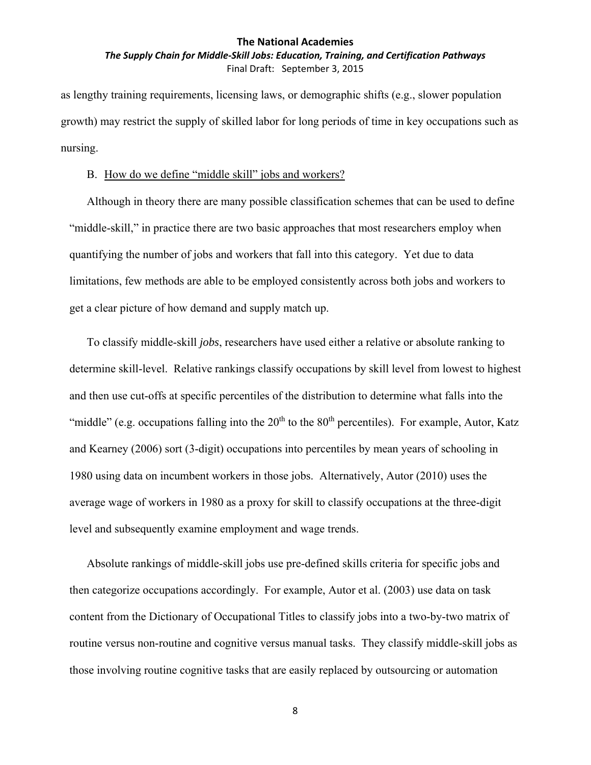as lengthy training requirements, licensing laws, or demographic shifts (e.g., slower population growth) may restrict the supply of skilled labor for long periods of time in key occupations such as nursing.

## B. How do we define "middle skill" jobs and workers?

Although in theory there are many possible classification schemes that can be used to define "middle-skill," in practice there are two basic approaches that most researchers employ when quantifying the number of jobs and workers that fall into this category. Yet due to data limitations, few methods are able to be employed consistently across both jobs and workers to get a clear picture of how demand and supply match up.

To classify middle-skill *jobs*, researchers have used either a relative or absolute ranking to determine skill-level. Relative rankings classify occupations by skill level from lowest to highest and then use cut-offs at specific percentiles of the distribution to determine what falls into the "middle" (e.g. occupations falling into the 20th to the 80th percentiles). For example, Autor, Katz and Kearney (2006) sort (3-digit) occupations into percentiles by mean years of schooling in 1980 using data on incumbent workers in those jobs. Alternatively, Autor (2010) uses the average wage of workers in 1980 as a proxy for skill to classify occupations at the three-digit level and subsequently examine employment and wage trends.

Absolute rankings of middle-skill jobs use pre-defined skills criteria for specific jobs and then categorize occupations accordingly. For example, Autor et al. (2003) use data on task content from the Dictionary of Occupational Titles to classify jobs into a two-by-two matrix of routine versus non-routine and cognitive versus manual tasks. They classify middle-skill jobs as those involving routine cognitive tasks that are easily replaced by outsourcing or automation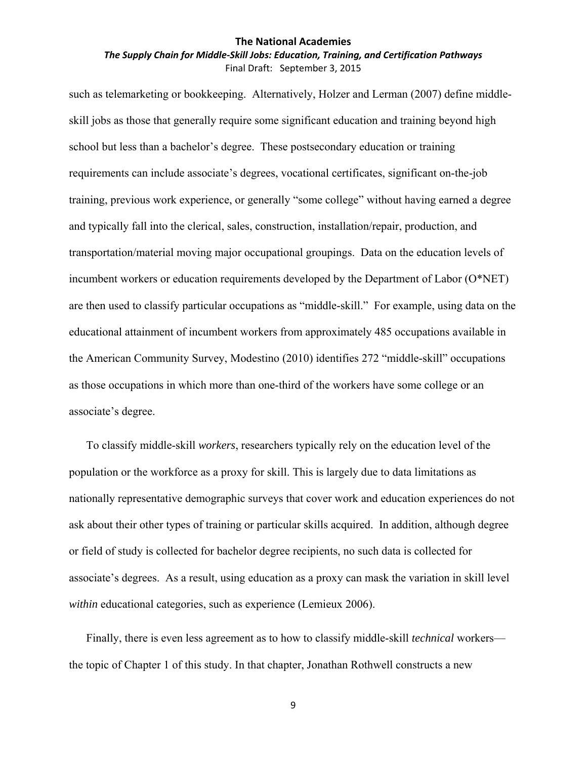such as telemarketing or bookkeeping. Alternatively, Holzer and Lerman (2007) define middle-skill jobs as those that generally require some significant education and training beyond high school but less than a bachelor's degree. These postsecondary education or training requirements can include associate's degrees, vocational certificates, significant on-the-job training, previous work experience, or generally "some college" without having earned a degree and typically fall into the clerical, sales, construction, installation/repair, production, and transportation/material moving major occupational groupings. Data on the education levels of incumbent workers or education requirements developed by the Department of Labor (O*NET) are then used to classify particular occupations as "middle-skill." For example, using data on the educational attainment of incumbent workers from approximately 485 occupations available in the American Community Survey, Modestino (2010) identifies 272 "middle-skill" occupations as those occupations in which more than one-third of the workers have some college or an associate's degree.

To classify middle-skill *workers*, researchers typically rely on the education level of the population or the workforce as a proxy for skill. This is largely due to data limitations as nationally representative demographic surveys that cover work and education experiences do not ask about their other types of training or particular skills acquired. In addition, although degree or field of study is collected for bachelor degree recipients, no such data is collected for associate's degrees. As a result, using education as a proxy can mask the variation in skill level *within* educational categories, such as experience (Lemieux 2006).

Finally, there is even less agreement as to how to classify middle-skill *technical* workers—the topic of Chapter 1 of this study. In that chapter, Jonathan Rothwell constructs a new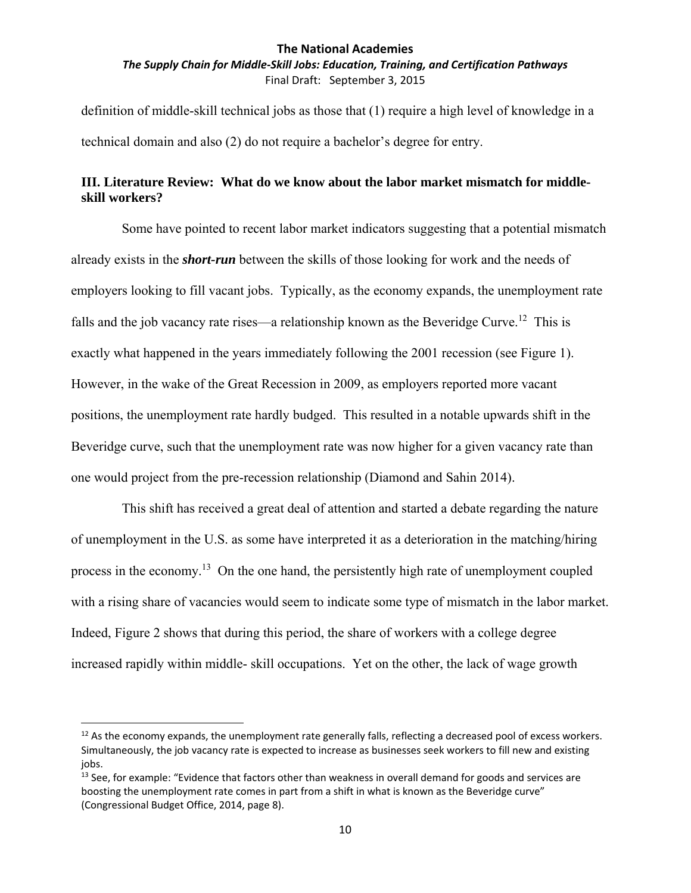definition of middle-skill technical jobs as those that (1) require a high level of knowledge in a technical domain and also (2) do not require a bachelor's degree for entry.

### III. Literature Review: What do we know about the labor market mismatch for middle-skill workers?

Some have pointed to recent labor market indicators suggesting that a potential mismatch already exists in the ***short-run*** between the skills of those looking for work and the needs of employers looking to fill vacant jobs. Typically, as the economy expands, the unemployment rate falls and the job vacancy rate rises—a relationship known as the Beveridge Curve.[12] This is exactly what happened in the years immediately following the 2001 recession (see Figure 1). However, in the wake of the Great Recession in 2009, as employers reported more vacant positions, the unemployment rate hardly budged. This resulted in a notable upwards shift in the Beveridge curve, such that the unemployment rate was now higher for a given vacancy rate than one would project from the pre-recession relationship (Diamond and Sahin 2014).

This shift has received a great deal of attention and started a debate regarding the nature of unemployment in the U.S. as some have interpreted it as a deterioration in the matching/hiring process in the economy.[13] On the one hand, the persistently high rate of unemployment coupled with a rising share of vacancies would seem to indicate some type of mismatch in the labor market. Indeed, Figure 2 shows that during this period, the share of workers with a college degree increased rapidly within middle- skill occupations. Yet on the other, the lack of wage growth

---

[12] As the economy expands, the unemployment rate generally falls, reflecting a decreased pool of excess workers. Simultaneously, the job vacancy rate is expected to increase as businesses seek workers to fill new and existing jobs.

[13] See, for example: "Evidence that factors other than weakness in overall demand for goods and services are boosting the unemployment rate comes in part from a shift in what is known as the Beveridge curve" (Congressional Budget Office, 2014, page 8).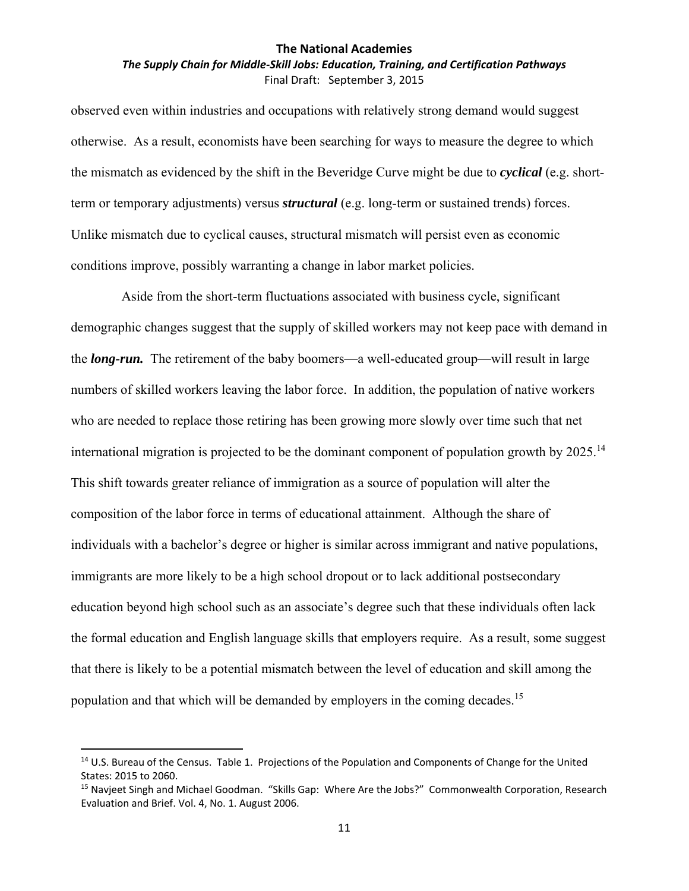observed even within industries and occupations with relatively strong demand would suggest otherwise. As a result, economists have been searching for ways to measure the degree to which the mismatch as evidenced by the shift in the Beveridge Curve might be due to ***cyclical*** (e.g. short-term or temporary adjustments) versus ***structural*** (e.g. long-term or sustained trends) forces. Unlike mismatch due to cyclical causes, structural mismatch will persist even as economic conditions improve, possibly warranting a change in labor market policies.

Aside from the short-term fluctuations associated with business cycle, significant demographic changes suggest that the supply of skilled workers may not keep pace with demand in the ***long-run.*** The retirement of the baby boomers—a well-educated group—will result in large numbers of skilled workers leaving the labor force. In addition, the population of native workers who are needed to replace those retiring has been growing more slowly over time such that net international migration is projected to be the dominant component of population growth by 2025.[14] This shift towards greater reliance of immigration as a source of population will alter the composition of the labor force in terms of educational attainment. Although the share of individuals with a bachelor's degree or higher is similar across immigrant and native populations, immigrants are more likely to be a high school dropout or to lack additional postsecondary education beyond high school such as an associate's degree such that these individuals often lack the formal education and English language skills that employers require. As a result, some suggest that there is likely to be a potential mismatch between the level of education and skill among the population and that which will be demanded by employers in the coming decades.[15]

---

[14] U.S. Bureau of the Census. Table 1. Projections of the Population and Components of Change for the United States: 2015 to 2060.

[15] Navjeet Singh and Michael Goodman. "Skills Gap: Where Are the Jobs?" Commonwealth Corporation, Research Evaluation and Brief. Vol. 4, No. 1. August 2006.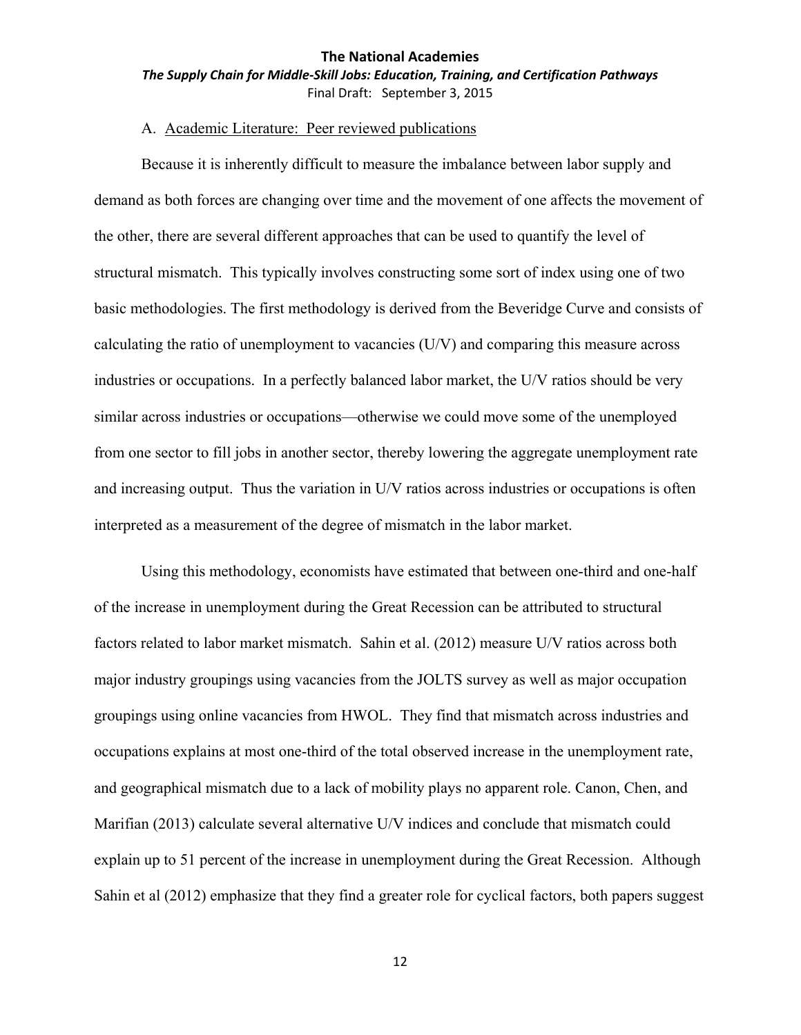### A. Academic Literature: Peer reviewed publications

Because it is inherently difficult to measure the imbalance between labor supply and demand as both forces are changing over time and the movement of one affects the movement of the other, there are several different approaches that can be used to quantify the level of structural mismatch. This typically involves constructing some sort of index using one of two basic methodologies. The first methodology is derived from the Beveridge Curve and consists of calculating the ratio of unemployment to vacancies (U/V) and comparing this measure across industries or occupations. In a perfectly balanced labor market, the U/V ratios should be very similar across industries or occupations—otherwise we could move some of the unemployed from one sector to fill jobs in another sector, thereby lowering the aggregate unemployment rate and increasing output. Thus the variation in U/V ratios across industries or occupations is often interpreted as a measurement of the degree of mismatch in the labor market.

Using this methodology, economists have estimated that between one-third and one-half of the increase in unemployment during the Great Recession can be attributed to structural factors related to labor market mismatch. Sahin et al. (2012) measure U/V ratios across both major industry groupings using vacancies from the JOLTS survey as well as major occupation groupings using online vacancies from HWOL. They find that mismatch across industries and occupations explains at most one-third of the total observed increase in the unemployment rate, and geographical mismatch due to a lack of mobility plays no apparent role. Canon, Chen, and Marifian (2013) calculate several alternative U/V indices and conclude that mismatch could explain up to 51 percent of the increase in unemployment during the Great Recession. Although Sahin et al (2012) emphasize that they find a greater role for cyclical factors, both papers suggest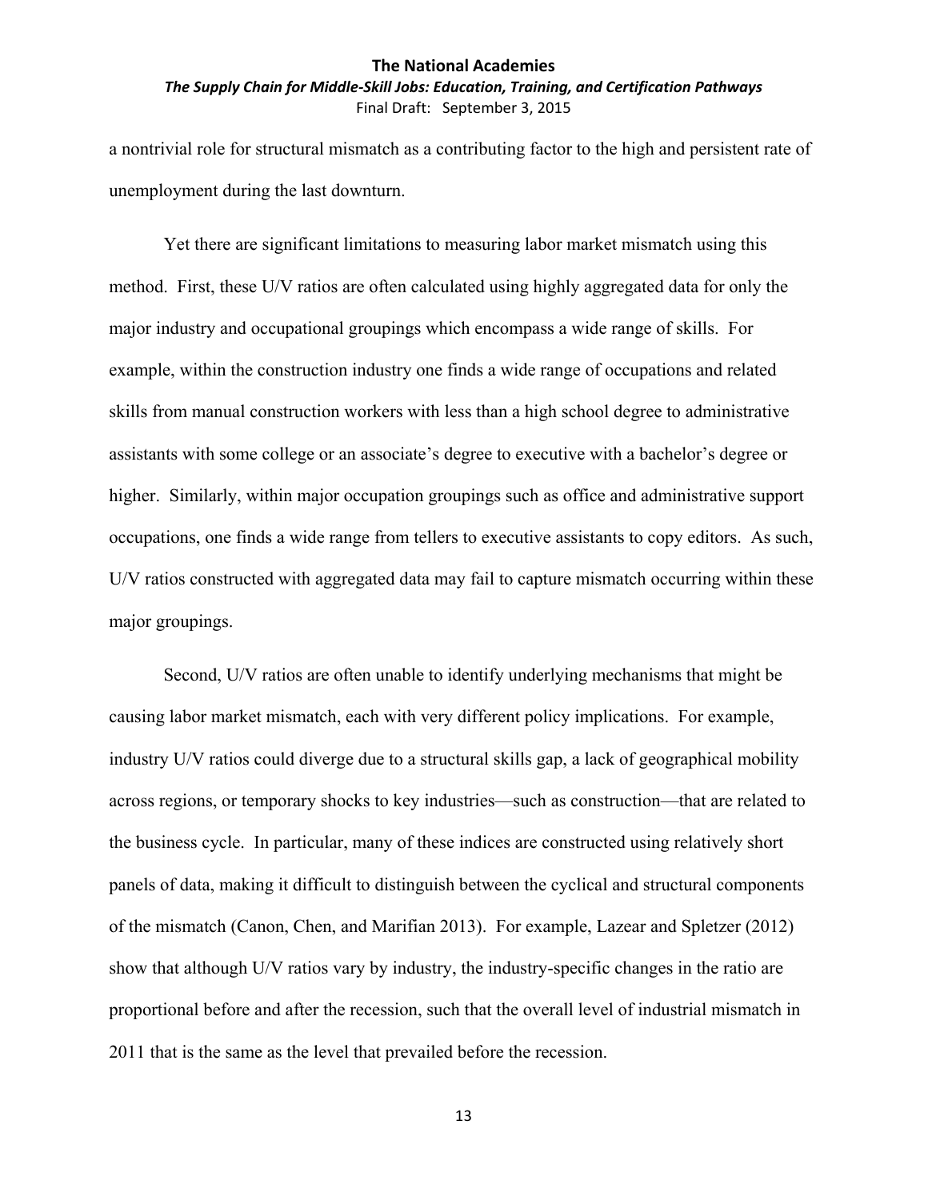a nontrivial role for structural mismatch as a contributing factor to the high and persistent rate of unemployment during the last downturn.

Yet there are significant limitations to measuring labor market mismatch using this method. First, these U/V ratios are often calculated using highly aggregated data for only the major industry and occupational groupings which encompass a wide range of skills. For example, within the construction industry one finds a wide range of occupations and related skills from manual construction workers with less than a high school degree to administrative assistants with some college or an associate's degree to executive with a bachelor's degree or higher. Similarly, within major occupation groupings such as office and administrative support occupations, one finds a wide range from tellers to executive assistants to copy editors. As such, U/V ratios constructed with aggregated data may fail to capture mismatch occurring within these major groupings.

Second, U/V ratios are often unable to identify underlying mechanisms that might be causing labor market mismatch, each with very different policy implications. For example, industry U/V ratios could diverge due to a structural skills gap, a lack of geographical mobility across regions, or temporary shocks to key industries—such as construction—that are related to the business cycle. In particular, many of these indices are constructed using relatively short panels of data, making it difficult to distinguish between the cyclical and structural components of the mismatch (Canon, Chen, and Marifian 2013). For example, Lazear and Spletzer (2012) show that although U/V ratios vary by industry, the industry-specific changes in the ratio are proportional before and after the recession, such that the overall level of industrial mismatch in 2011 that is the same as the level that prevailed before the recession.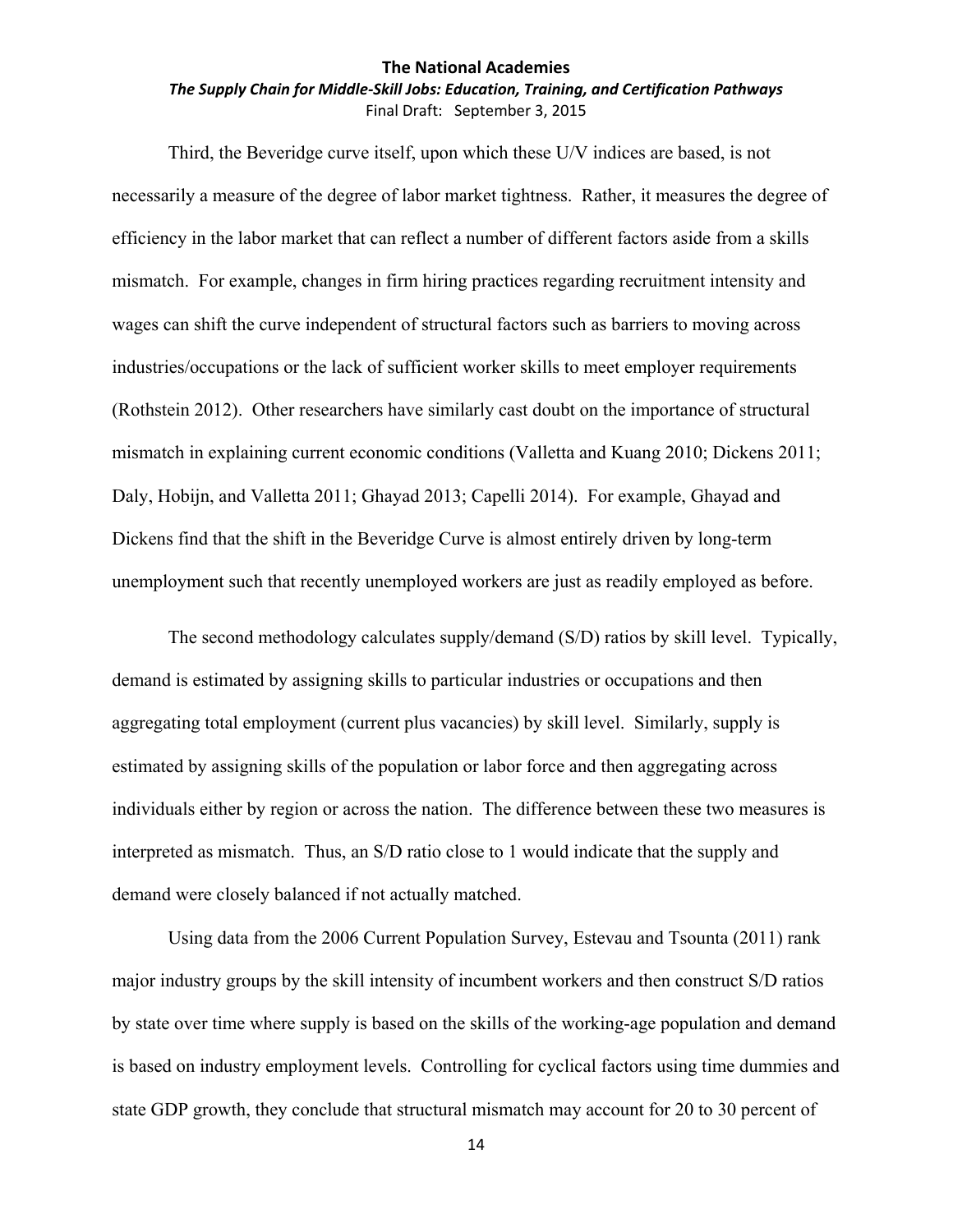Third, the Beveridge curve itself, upon which these U/V indices are based, is not necessarily a measure of the degree of labor market tightness. Rather, it measures the degree of efficiency in the labor market that can reflect a number of different factors aside from a skills mismatch. For example, changes in firm hiring practices regarding recruitment intensity and wages can shift the curve independent of structural factors such as barriers to moving across industries/occupations or the lack of sufficient worker skills to meet employer requirements (Rothstein 2012). Other researchers have similarly cast doubt on the importance of structural mismatch in explaining current economic conditions (Valletta and Kuang 2010; Dickens 2011; Daly, Hobijn, and Valletta 2011; Ghayad 2013; Capelli 2014). For example, Ghayad and Dickens find that the shift in the Beveridge Curve is almost entirely driven by long-term unemployment such that recently unemployed workers are just as readily employed as before.

The second methodology calculates supply/demand (S/D) ratios by skill level. Typically, demand is estimated by assigning skills to particular industries or occupations and then aggregating total employment (current plus vacancies) by skill level. Similarly, supply is estimated by assigning skills of the population or labor force and then aggregating across individuals either by region or across the nation. The difference between these two measures is interpreted as mismatch. Thus, an S/D ratio close to 1 would indicate that the supply and demand were closely balanced if not actually matched.

Using data from the 2006 Current Population Survey, Estevau and Tsounta (2011) rank major industry groups by the skill intensity of incumbent workers and then construct S/D ratios by state over time where supply is based on the skills of the working-age population and demand is based on industry employment levels. Controlling for cyclical factors using time dummies and state GDP growth, they conclude that structural mismatch may account for 20 to 30 percent of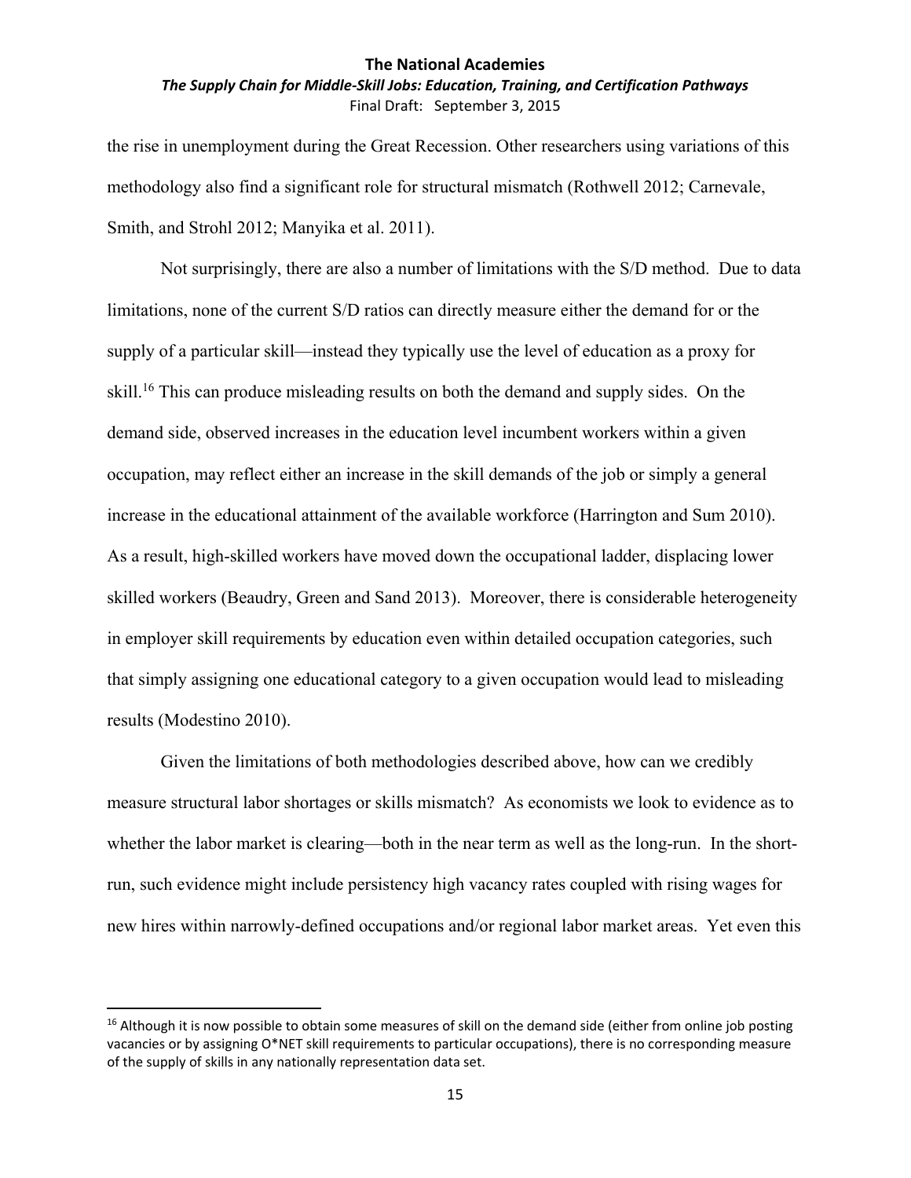the rise in unemployment during the Great Recession. Other researchers using variations of this methodology also find a significant role for structural mismatch (Rothwell 2012; Carnevale, Smith, and Strohl 2012; Manyika et al. 2011).

Not surprisingly, there are also a number of limitations with the S/D method. Due to data limitations, none of the current S/D ratios can directly measure either the demand for or the supply of a particular skill—instead they typically use the level of education as a proxy for skill.[16] This can produce misleading results on both the demand and supply sides. On the demand side, observed increases in the education level incumbent workers within a given occupation, may reflect either an increase in the skill demands of the job or simply a general increase in the educational attainment of the available workforce (Harrington and Sum 2010). As a result, high-skilled workers have moved down the occupational ladder, displacing lower skilled workers (Beaudry, Green and Sand 2013). Moreover, there is considerable heterogeneity in employer skill requirements by education even within detailed occupation categories, such that simply assigning one educational category to a given occupation would lead to misleading results (Modestino 2010).

Given the limitations of both methodologies described above, how can we credibly measure structural labor shortages or skills mismatch? As economists we look to evidence as to whether the labor market is clearing—both in the near term as well as the long-run. In the short-run, such evidence might include persistency high vacancy rates coupled with rising wages for new hires within narrowly-defined occupations and/or regional labor market areas. Yet even this

[16] Although it is now possible to obtain some measures of skill on the demand side (either from online job posting vacancies or by assigning O*NET skill requirements to particular occupations), there is no corresponding measure of the supply of skills in any nationally representation data set.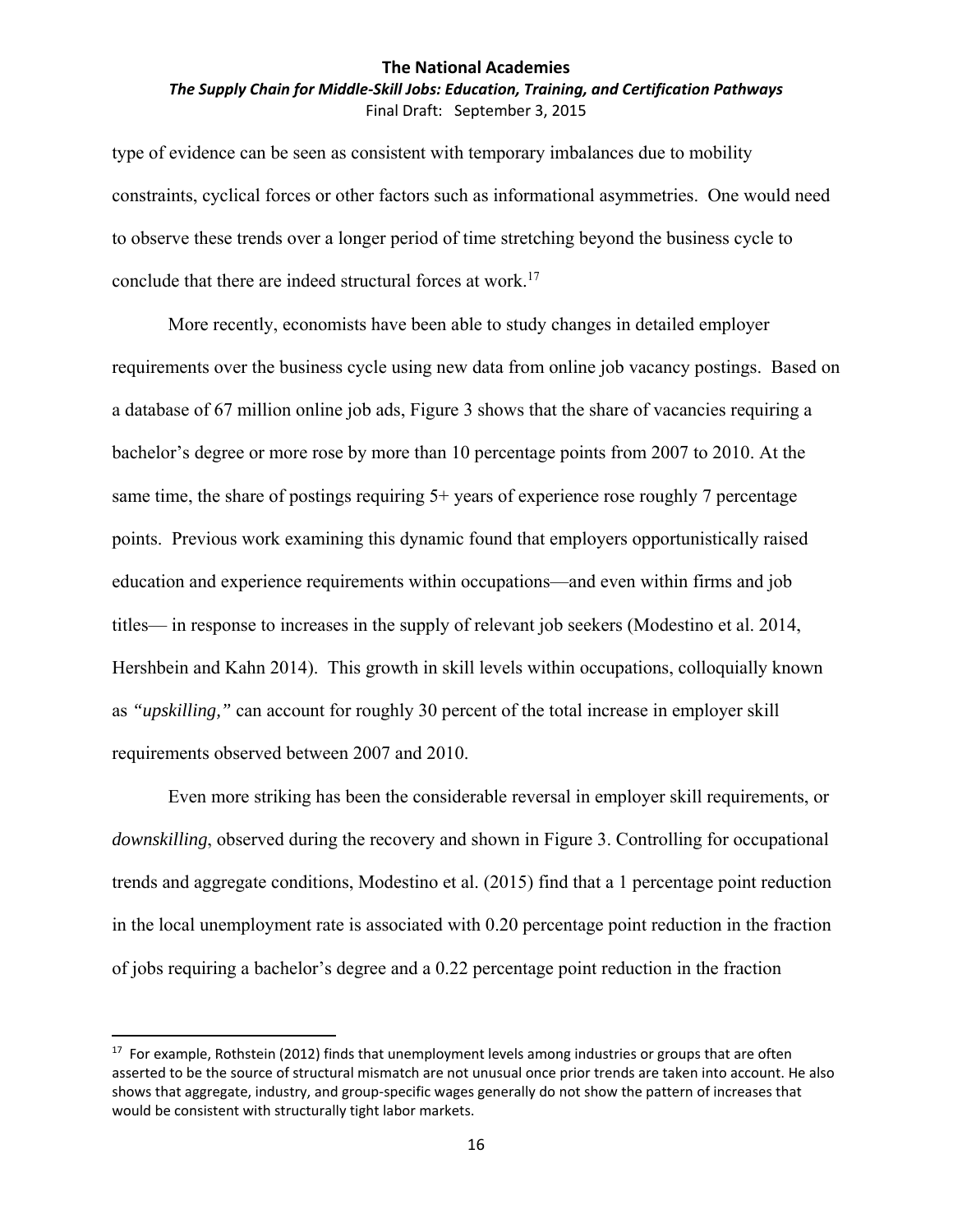type of evidence can be seen as consistent with temporary imbalances due to mobility constraints, cyclical forces or other factors such as informational asymmetries. One would need to observe these trends over a longer period of time stretching beyond the business cycle to conclude that there are indeed structural forces at work.[17]

More recently, economists have been able to study changes in detailed employer requirements over the business cycle using new data from online job vacancy postings. Based on a database of 67 million online job ads, Figure 3 shows that the share of vacancies requiring a bachelor's degree or more rose by more than 10 percentage points from 2007 to 2010. At the same time, the share of postings requiring 5+ years of experience rose roughly 7 percentage points. Previous work examining this dynamic found that employers opportunistically raised education and experience requirements within occupations—and even within firms and job titles— in response to increases in the supply of relevant job seekers (Modestino et al. 2014, Hershbein and Kahn 2014). This growth in skill levels within occupations, colloquially known as *"upskilling,"* can account for roughly 30 percent of the total increase in employer skill requirements observed between 2007 and 2010.

Even more striking has been the considerable reversal in employer skill requirements, or *downskilling*, observed during the recovery and shown in Figure 3. Controlling for occupational trends and aggregate conditions, Modestino et al. (2015) find that a 1 percentage point reduction in the local unemployment rate is associated with 0.20 percentage point reduction in the fraction of jobs requiring a bachelor's degree and a 0.22 percentage point reduction in the fraction

---

[17] For example, Rothstein (2012) finds that unemployment levels among industries or groups that are often asserted to be the source of structural mismatch are not unusual once prior trends are taken into account. He also shows that aggregate, industry, and group-specific wages generally do not show the pattern of increases that would be consistent with structurally tight labor markets.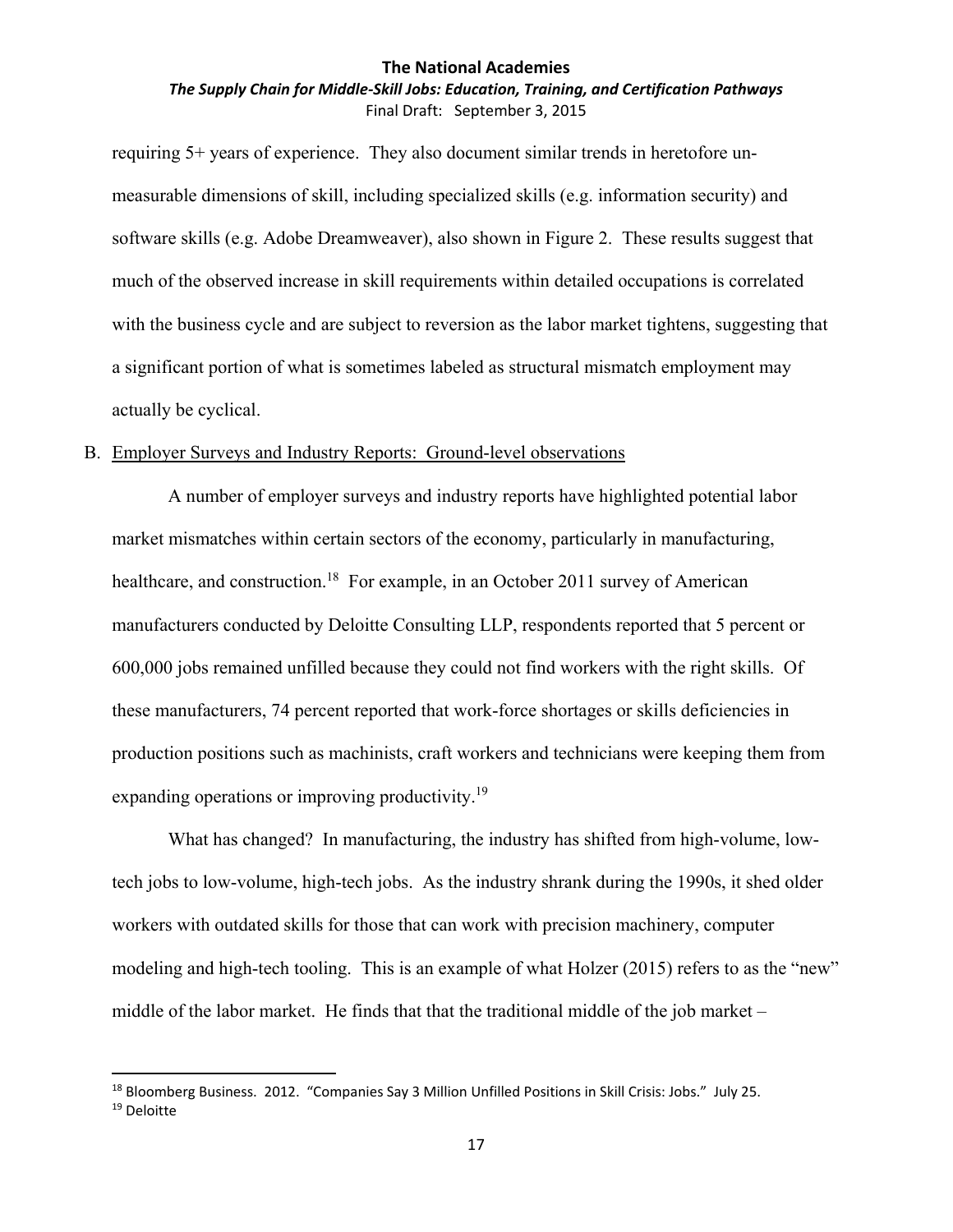requiring 5+ years of experience. They also document similar trends in heretofore un-measurable dimensions of skill, including specialized skills (e.g. information security) and software skills (e.g. Adobe Dreamweaver), also shown in Figure 2. These results suggest that much of the observed increase in skill requirements within detailed occupations is correlated with the business cycle and are subject to reversion as the labor market tightens, suggesting that a significant portion of what is sometimes labeled as structural mismatch employment may actually be cyclical.

B. Employer Surveys and Industry Reports: Ground-level observations

A number of employer surveys and industry reports have highlighted potential labor market mismatches within certain sectors of the economy, particularly in manufacturing, healthcare, and construction.[18] For example, in an October 2011 survey of American manufacturers conducted by Deloitte Consulting LLP, respondents reported that 5 percent or 600,000 jobs remained unfilled because they could not find workers with the right skills. Of these manufacturers, 74 percent reported that work-force shortages or skills deficiencies in production positions such as machinists, craft workers and technicians were keeping them from expanding operations or improving productivity.[19]

What has changed? In manufacturing, the industry has shifted from high-volume, low-tech jobs to low-volume, high-tech jobs. As the industry shrank during the 1990s, it shed older workers with outdated skills for those that can work with precision machinery, computer modeling and high-tech tooling. This is an example of what Holzer (2015) refers to as the "new" middle of the labor market. He finds that that the traditional middle of the job market –

---

[18] Bloomberg Business. 2012. "Companies Say 3 Million Unfilled Positions in Skill Crisis: Jobs." July 25.

[19] Deloitte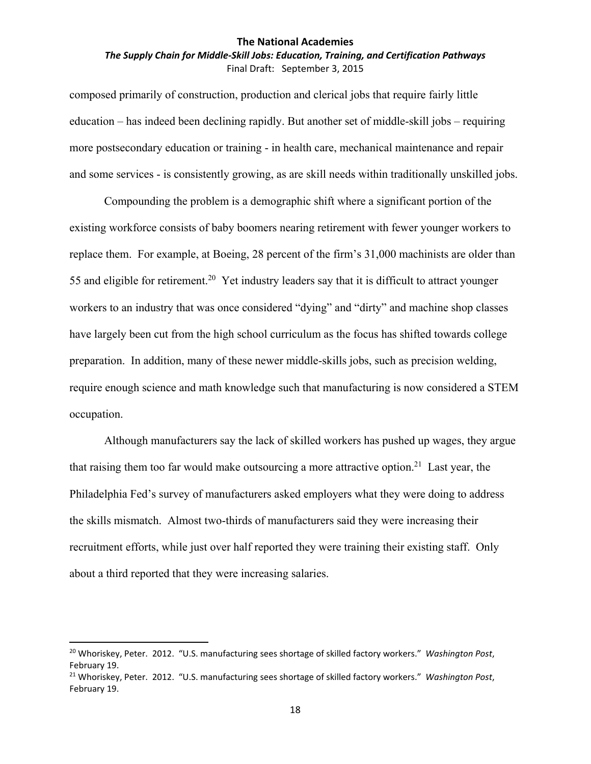composed primarily of construction, production and clerical jobs that require fairly little education – has indeed been declining rapidly. But another set of middle-skill jobs – requiring more postsecondary education or training - in health care, mechanical maintenance and repair and some services - is consistently growing, as are skill needs within traditionally unskilled jobs.

Compounding the problem is a demographic shift where a significant portion of the existing workforce consists of baby boomers nearing retirement with fewer younger workers to replace them. For example, at Boeing, 28 percent of the firm's 31,000 machinists are older than 55 and eligible for retirement.[20] Yet industry leaders say that it is difficult to attract younger workers to an industry that was once considered "dying" and "dirty" and machine shop classes have largely been cut from the high school curriculum as the focus has shifted towards college preparation. In addition, many of these newer middle-skills jobs, such as precision welding, require enough science and math knowledge such that manufacturing is now considered a STEM occupation.

Although manufacturers say the lack of skilled workers has pushed up wages, they argue that raising them too far would make outsourcing a more attractive option.[21] Last year, the Philadelphia Fed's survey of manufacturers asked employers what they were doing to address the skills mismatch. Almost two-thirds of manufacturers said they were increasing their recruitment efforts, while just over half reported they were training their existing staff. Only about a third reported that they were increasing salaries.

---

[20] Whoriskey, Peter. 2012. "U.S. manufacturing sees shortage of skilled factory workers." *Washington Post*, February 19.

[21] Whoriskey, Peter. 2012. "U.S. manufacturing sees shortage of skilled factory workers." *Washington Post*, February 19.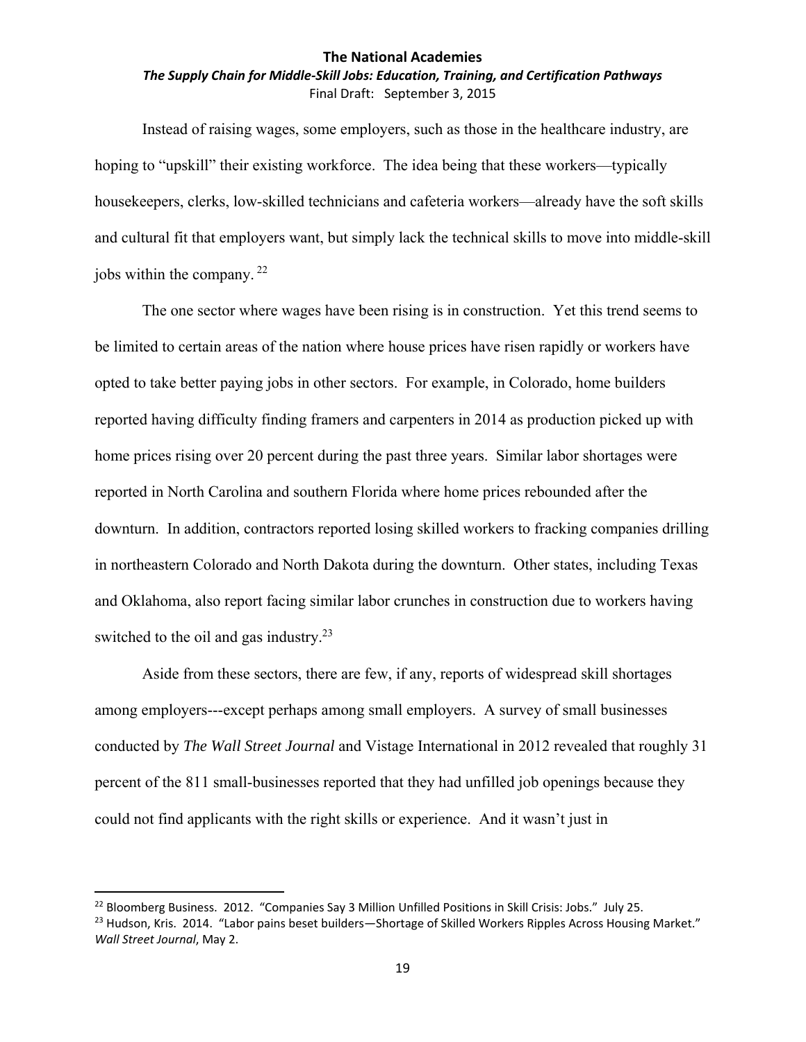Instead of raising wages, some employers, such as those in the healthcare industry, are hoping to "upskill" their existing workforce. The idea being that these workers—typically housekeepers, clerks, low-skilled technicians and cafeteria workers—already have the soft skills and cultural fit that employers want, but simply lack the technical skills to move into middle-skill jobs within the company. [22]

The one sector where wages have been rising is in construction. Yet this trend seems to be limited to certain areas of the nation where house prices have risen rapidly or workers have opted to take better paying jobs in other sectors. For example, in Colorado, home builders reported having difficulty finding framers and carpenters in 2014 as production picked up with home prices rising over 20 percent during the past three years. Similar labor shortages were reported in North Carolina and southern Florida where home prices rebounded after the downturn. In addition, contractors reported losing skilled workers to fracking companies drilling in northeastern Colorado and North Dakota during the downturn. Other states, including Texas and Oklahoma, also report facing similar labor crunches in construction due to workers having switched to the oil and gas industry.[23]

Aside from these sectors, there are few, if any, reports of widespread skill shortages among employers---except perhaps among small employers. A survey of small businesses conducted by *The Wall Street Journal* and Vistage International in 2012 revealed that roughly 31 percent of the 811 small-businesses reported that they had unfilled job openings because they could not find applicants with the right skills or experience. And it wasn't just in

---

[22] Bloomberg Business. 2012. "Companies Say 3 Million Unfilled Positions in Skill Crisis: Jobs." July 25.

[23] Hudson, Kris. 2014. "Labor pains beset builders—Shortage of Skilled Workers Ripples Across Housing Market." *Wall Street Journal*, May 2.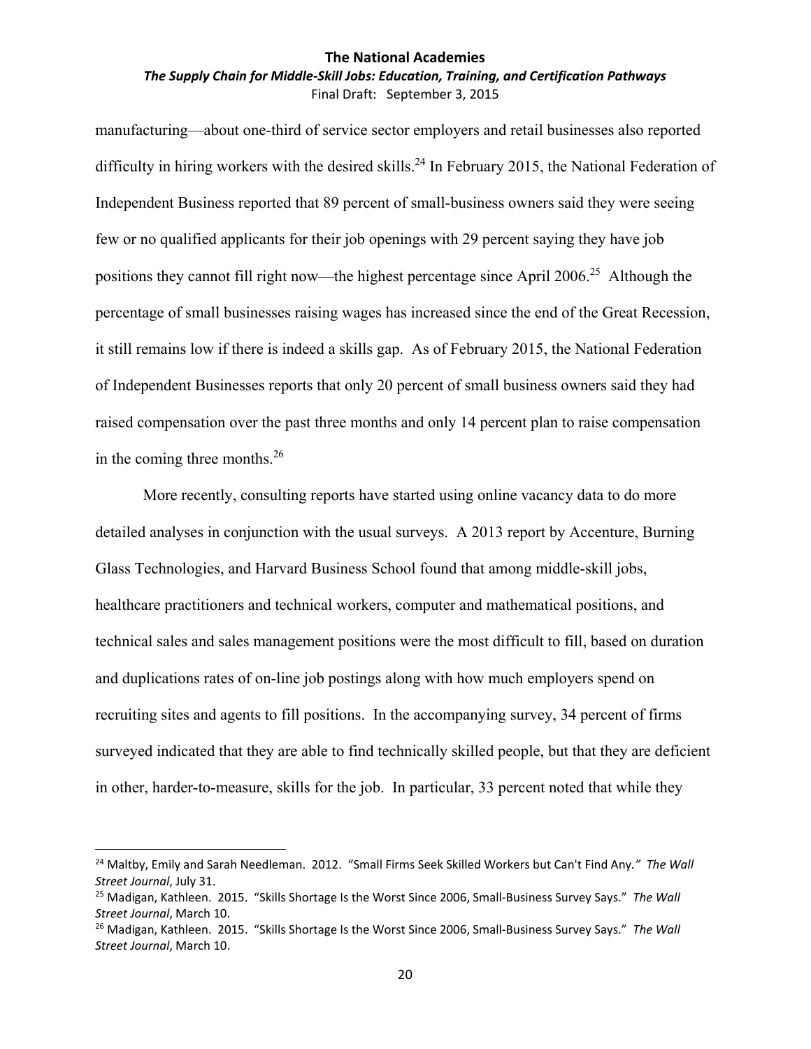manufacturing—about one-third of service sector employers and retail businesses also reported difficulty in hiring workers with the desired skills.[24] In February 2015, the National Federation of Independent Business reported that 89 percent of small-business owners said they were seeing few or no qualified applicants for their job openings with 29 percent saying they have job positions they cannot fill right now—the highest percentage since April 2006.[25] Although the percentage of small businesses raising wages has increased since the end of the Great Recession, it still remains low if there is indeed a skills gap. As of February 2015, the National Federation of Independent Businesses reports that only 20 percent of small business owners said they had raised compensation over the past three months and only 14 percent plan to raise compensation in the coming three months.[26]

More recently, consulting reports have started using online vacancy data to do more detailed analyses in conjunction with the usual surveys. A 2013 report by Accenture, Burning Glass Technologies, and Harvard Business School found that among middle-skill jobs, healthcare practitioners and technical workers, computer and mathematical positions, and technical sales and sales management positions were the most difficult to fill, based on duration and duplications rates of on-line job postings along with how much employers spend on recruiting sites and agents to fill positions. In the accompanying survey, 34 percent of firms surveyed indicated that they are able to find technically skilled people, but that they are deficient in other, harder-to-measure, skills for the job. In particular, 33 percent noted that while they

---

[24] Maltby, Emily and Sarah Needleman. 2012. "Small Firms Seek Skilled Workers but Can't Find Any." *The Wall Street Journal*, July 31.

[25] Madigan, Kathleen. 2015. "Skills Shortage Is the Worst Since 2006, Small-Business Survey Says." *The Wall Street Journal*, March 10.

[26] Madigan, Kathleen. 2015. "Skills Shortage Is the Worst Since 2006, Small-Business Survey Says." *The Wall Street Journal*, March 10.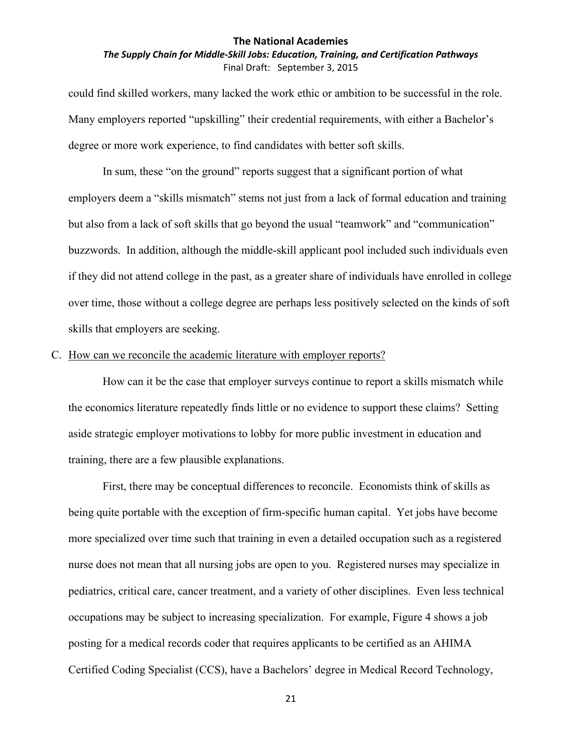could find skilled workers, many lacked the work ethic or ambition to be successful in the role. Many employers reported "upskilling" their credential requirements, with either a Bachelor's degree or more work experience, to find candidates with better soft skills.

In sum, these "on the ground" reports suggest that a significant portion of what employers deem a "skills mismatch" stems not just from a lack of formal education and training but also from a lack of soft skills that go beyond the usual "teamwork" and "communication" buzzwords. In addition, although the middle-skill applicant pool included such individuals even if they did not attend college in the past, as a greater share of individuals have enrolled in college over time, those without a college degree are perhaps less positively selected on the kinds of soft skills that employers are seeking.

C. <u>How can we reconcile the academic literature with employer reports?</u>

How can it be the case that employer surveys continue to report a skills mismatch while the economics literature repeatedly finds little or no evidence to support these claims? Setting aside strategic employer motivations to lobby for more public investment in education and training, there are a few plausible explanations.

First, there may be conceptual differences to reconcile. Economists think of skills as being quite portable with the exception of firm-specific human capital. Yet jobs have become more specialized over time such that training in even a detailed occupation such as a registered nurse does not mean that all nursing jobs are open to you. Registered nurses may specialize in pediatrics, critical care, cancer treatment, and a variety of other disciplines. Even less technical occupations may be subject to increasing specialization. For example, Figure 4 shows a job posting for a medical records coder that requires applicants to be certified as an AHIMA Certified Coding Specialist (CCS), have a Bachelors' degree in Medical Record Technology,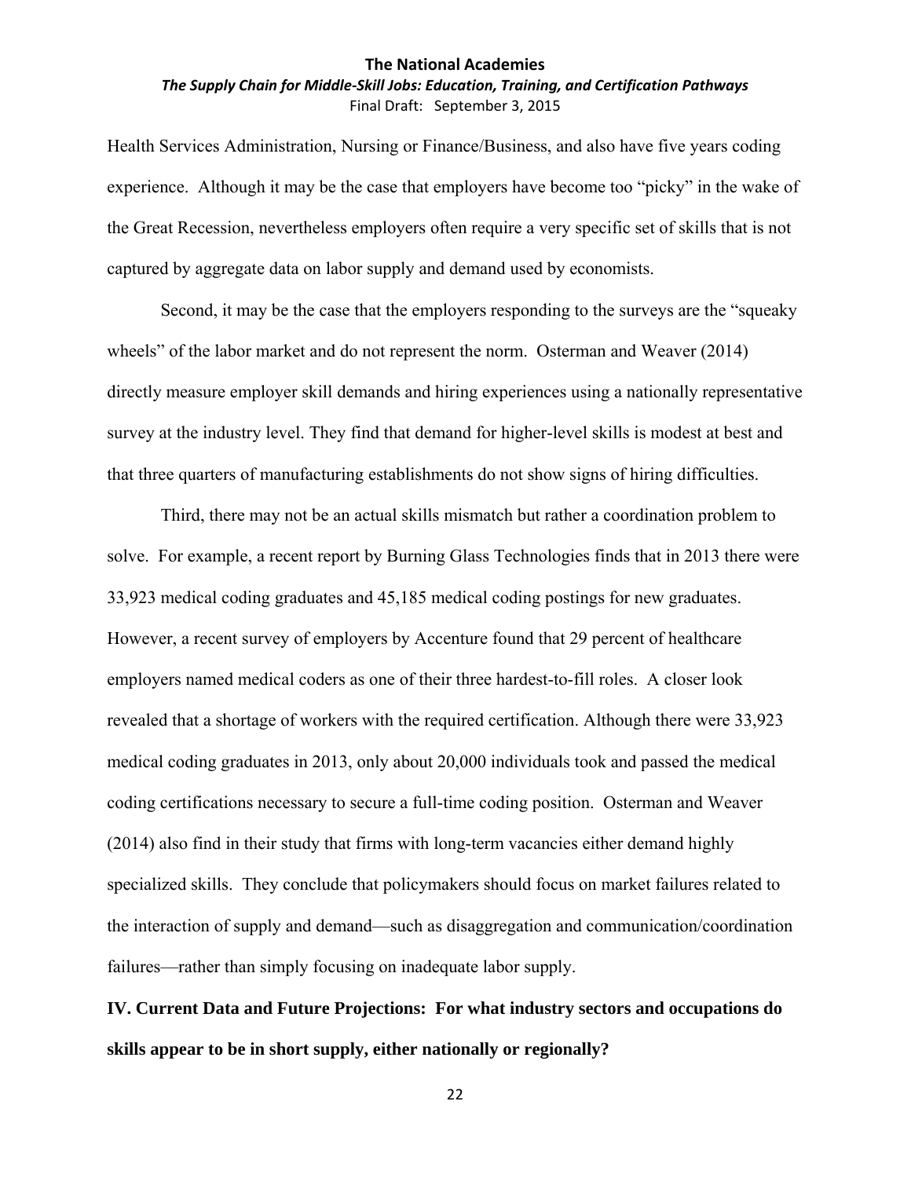Health Services Administration, Nursing or Finance/Business, and also have five years coding experience. Although it may be the case that employers have become too "picky" in the wake of the Great Recession, nevertheless employers often require a very specific set of skills that is not captured by aggregate data on labor supply and demand used by economists.

Second, it may be the case that the employers responding to the surveys are the "squeaky wheels" of the labor market and do not represent the norm. Osterman and Weaver (2014) directly measure employer skill demands and hiring experiences using a nationally representative survey at the industry level. They find that demand for higher-level skills is modest at best and that three quarters of manufacturing establishments do not show signs of hiring difficulties.

Third, there may not be an actual skills mismatch but rather a coordination problem to solve. For example, a recent report by Burning Glass Technologies finds that in 2013 there were 33,923 medical coding graduates and 45,185 medical coding postings for new graduates. However, a recent survey of employers by Accenture found that 29 percent of healthcare employers named medical coders as one of their three hardest-to-fill roles. A closer look revealed that a shortage of workers with the required certification. Although there were 33,923 medical coding graduates in 2013, only about 20,000 individuals took and passed the medical coding certifications necessary to secure a full-time coding position. Osterman and Weaver (2014) also find in their study that firms with long-term vacancies either demand highly specialized skills. They conclude that policymakers should focus on market failures related to the interaction of supply and demand—such as disaggregation and communication/coordination failures—rather than simply focusing on inadequate labor supply.

## IV. Current Data and Future Projections: For what industry sectors and occupations do skills appear to be in short supply, either nationally or regionally?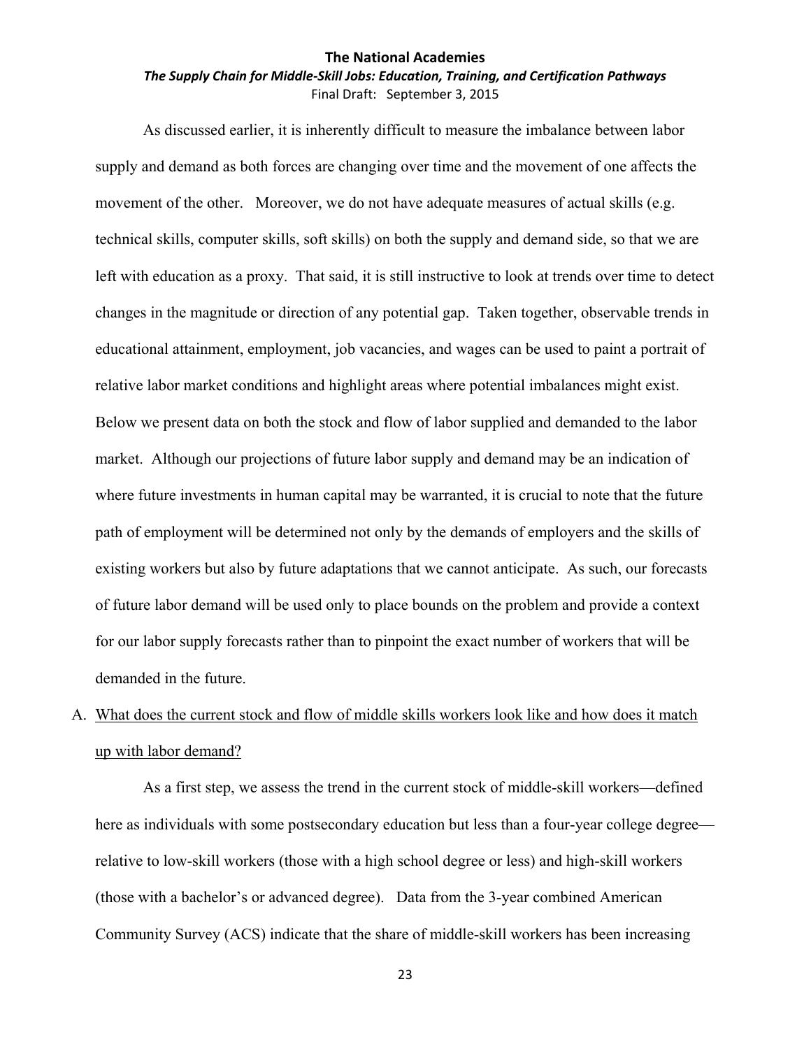As discussed earlier, it is inherently difficult to measure the imbalance between labor supply and demand as both forces are changing over time and the movement of one affects the movement of the other. Moreover, we do not have adequate measures of actual skills (e.g. technical skills, computer skills, soft skills) on both the supply and demand side, so that we are left with education as a proxy. That said, it is still instructive to look at trends over time to detect changes in the magnitude or direction of any potential gap. Taken together, observable trends in educational attainment, employment, job vacancies, and wages can be used to paint a portrait of relative labor market conditions and highlight areas where potential imbalances might exist. Below we present data on both the stock and flow of labor supplied and demanded to the labor market. Although our projections of future labor supply and demand may be an indication of where future investments in human capital may be warranted, it is crucial to note that the future path of employment will be determined not only by the demands of employers and the skills of existing workers but also by future adaptations that we cannot anticipate. As such, our forecasts of future labor demand will be used only to place bounds on the problem and provide a context for our labor supply forecasts rather than to pinpoint the exact number of workers that will be demanded in the future.

A. <u>What does the current stock and flow of middle skills workers look like and how does it match up with labor demand?</u>

As a first step, we assess the trend in the current stock of middle-skill workers—defined here as individuals with some postsecondary education but less than a four-year college degree—relative to low-skill workers (those with a high school degree or less) and high-skill workers (those with a bachelor's or advanced degree). Data from the 3-year combined American Community Survey (ACS) indicate that the share of middle-skill workers has been increasing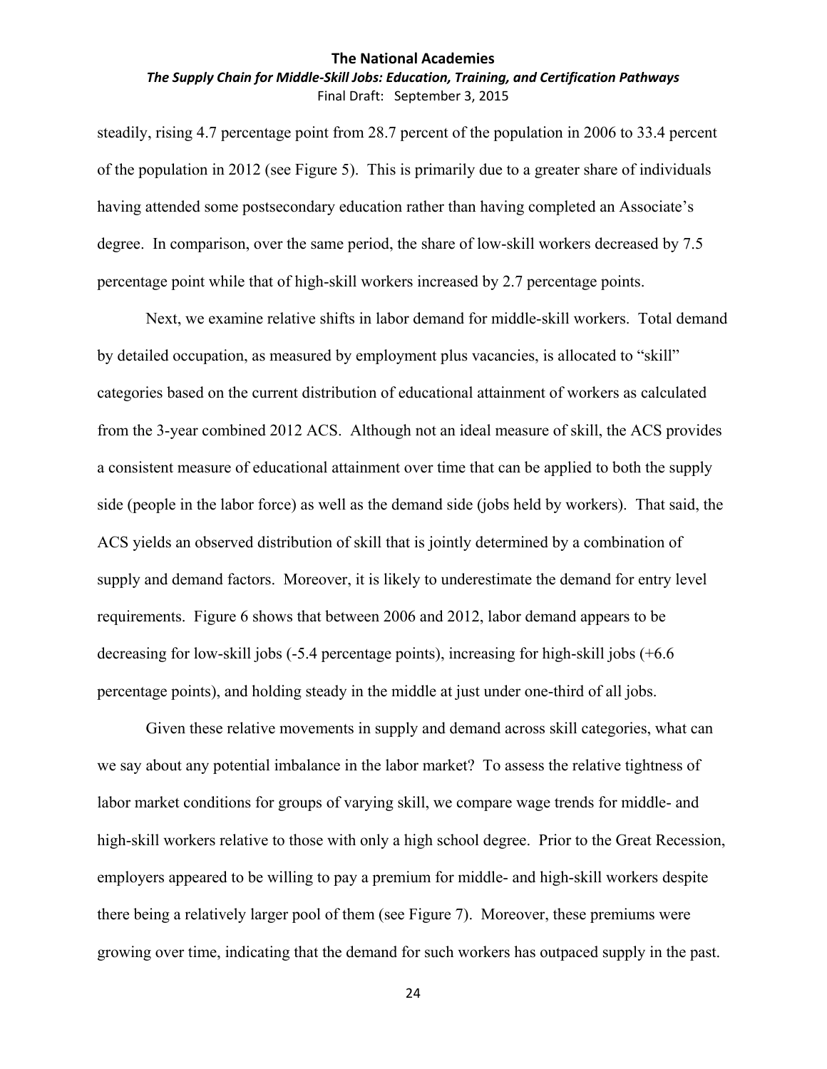steadily, rising 4.7 percentage point from 28.7 percent of the population in 2006 to 33.4 percent of the population in 2012 (see Figure 5). This is primarily due to a greater share of individuals having attended some postsecondary education rather than having completed an Associate's degree. In comparison, over the same period, the share of low-skill workers decreased by 7.5 percentage point while that of high-skill workers increased by 2.7 percentage points.

Next, we examine relative shifts in labor demand for middle-skill workers. Total demand by detailed occupation, as measured by employment plus vacancies, is allocated to "skill" categories based on the current distribution of educational attainment of workers as calculated from the 3-year combined 2012 ACS. Although not an ideal measure of skill, the ACS provides a consistent measure of educational attainment over time that can be applied to both the supply side (people in the labor force) as well as the demand side (jobs held by workers). That said, the ACS yields an observed distribution of skill that is jointly determined by a combination of supply and demand factors. Moreover, it is likely to underestimate the demand for entry level requirements. Figure 6 shows that between 2006 and 2012, labor demand appears to be decreasing for low-skill jobs (-5.4 percentage points), increasing for high-skill jobs (+6.6 percentage points), and holding steady in the middle at just under one-third of all jobs.

Given these relative movements in supply and demand across skill categories, what can we say about any potential imbalance in the labor market? To assess the relative tightness of labor market conditions for groups of varying skill, we compare wage trends for middle- and high-skill workers relative to those with only a high school degree. Prior to the Great Recession, employers appeared to be willing to pay a premium for middle- and high-skill workers despite there being a relatively larger pool of them (see Figure 7). Moreover, these premiums were growing over time, indicating that the demand for such workers has outpaced supply in the past.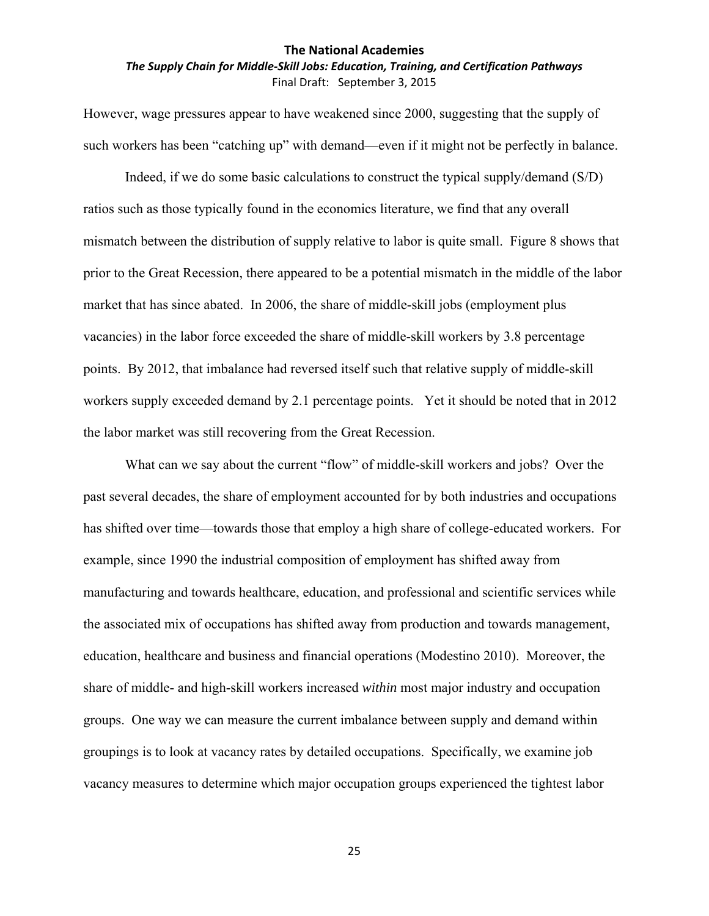However, wage pressures appear to have weakened since 2000, suggesting that the supply of such workers has been "catching up" with demand—even if it might not be perfectly in balance.

Indeed, if we do some basic calculations to construct the typical supply/demand (S/D) ratios such as those typically found in the economics literature, we find that any overall mismatch between the distribution of supply relative to labor is quite small. Figure 8 shows that prior to the Great Recession, there appeared to be a potential mismatch in the middle of the labor market that has since abated. In 2006, the share of middle-skill jobs (employment plus vacancies) in the labor force exceeded the share of middle-skill workers by 3.8 percentage points. By 2012, that imbalance had reversed itself such that relative supply of middle-skill workers supply exceeded demand by 2.1 percentage points. Yet it should be noted that in 2012 the labor market was still recovering from the Great Recession.

What can we say about the current "flow" of middle-skill workers and jobs? Over the past several decades, the share of employment accounted for by both industries and occupations has shifted over time—towards those that employ a high share of college-educated workers. For example, since 1990 the industrial composition of employment has shifted away from manufacturing and towards healthcare, education, and professional and scientific services while the associated mix of occupations has shifted away from production and towards management, education, healthcare and business and financial operations (Modestino 2010). Moreover, the share of middle- and high-skill workers increased *within* most major industry and occupation groups. One way we can measure the current imbalance between supply and demand within groupings is to look at vacancy rates by detailed occupations. Specifically, we examine job vacancy measures to determine which major occupation groups experienced the tightest labor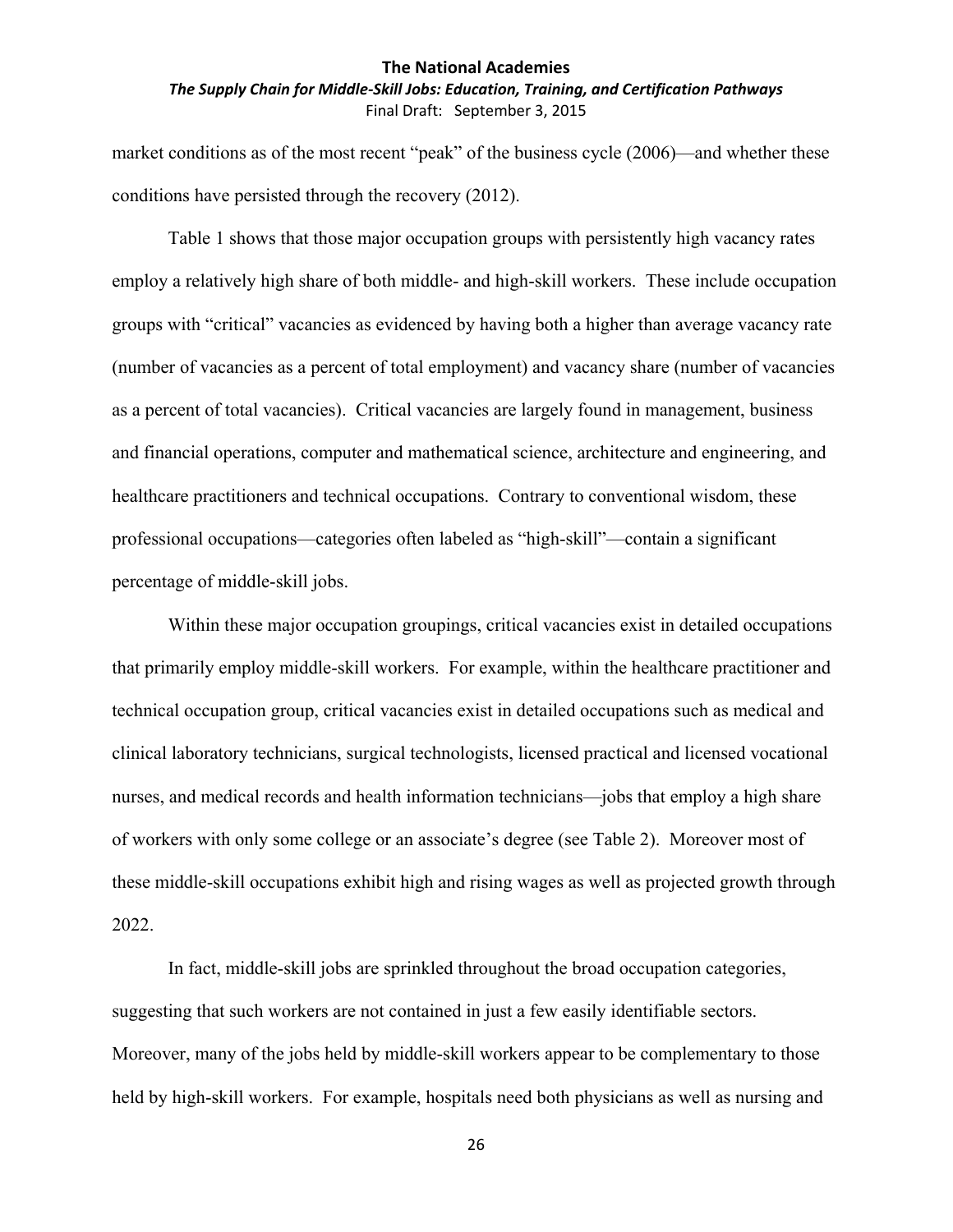market conditions as of the most recent "peak" of the business cycle (2006)—and whether these conditions have persisted through the recovery (2012).

Table 1 shows that those major occupation groups with persistently high vacancy rates employ a relatively high share of both middle- and high-skill workers. These include occupation groups with "critical" vacancies as evidenced by having both a higher than average vacancy rate (number of vacancies as a percent of total employment) and vacancy share (number of vacancies as a percent of total vacancies). Critical vacancies are largely found in management, business and financial operations, computer and mathematical science, architecture and engineering, and healthcare practitioners and technical occupations. Contrary to conventional wisdom, these professional occupations—categories often labeled as "high-skill"—contain a significant percentage of middle-skill jobs.

Within these major occupation groupings, critical vacancies exist in detailed occupations that primarily employ middle-skill workers. For example, within the healthcare practitioner and technical occupation group, critical vacancies exist in detailed occupations such as medical and clinical laboratory technicians, surgical technologists, licensed practical and licensed vocational nurses, and medical records and health information technicians—jobs that employ a high share of workers with only some college or an associate's degree (see Table 2). Moreover most of these middle-skill occupations exhibit high and rising wages as well as projected growth through 2022.

In fact, middle-skill jobs are sprinkled throughout the broad occupation categories, suggesting that such workers are not contained in just a few easily identifiable sectors. Moreover, many of the jobs held by middle-skill workers appear to be complementary to those held by high-skill workers. For example, hospitals need both physicians as well as nursing and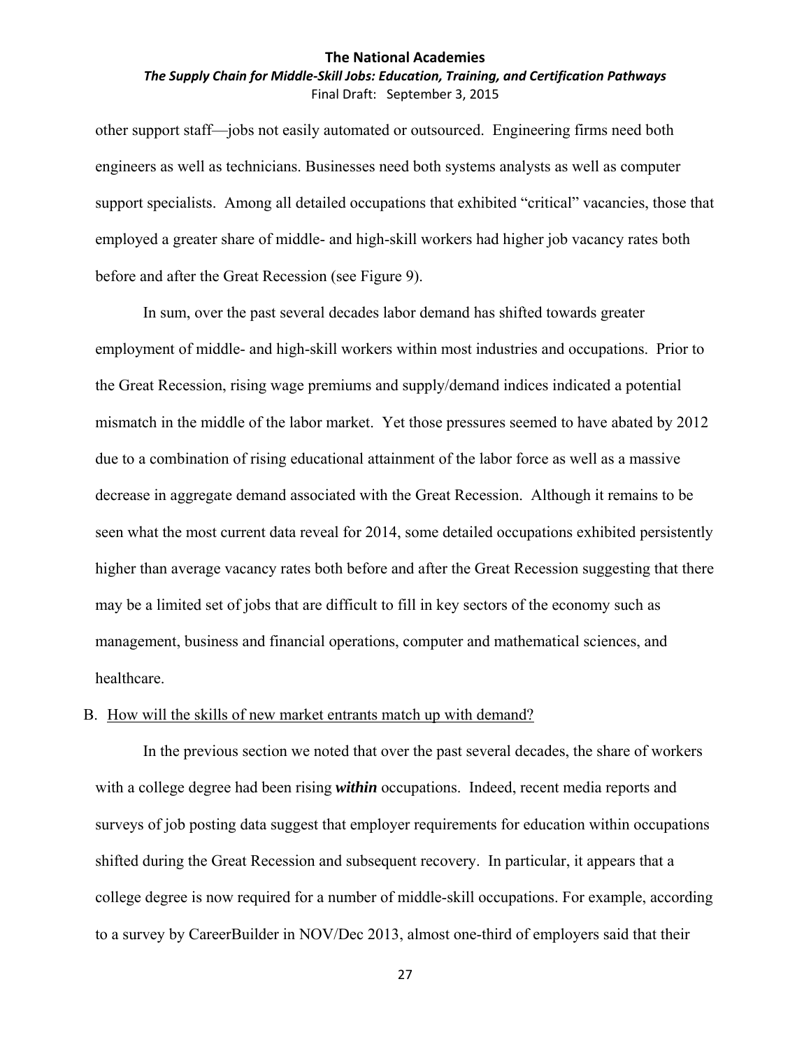other support staff—jobs not easily automated or outsourced. Engineering firms need both engineers as well as technicians. Businesses need both systems analysts as well as computer support specialists. Among all detailed occupations that exhibited "critical" vacancies, those that employed a greater share of middle- and high-skill workers had higher job vacancy rates both before and after the Great Recession (see Figure 9).

In sum, over the past several decades labor demand has shifted towards greater employment of middle- and high-skill workers within most industries and occupations. Prior to the Great Recession, rising wage premiums and supply/demand indices indicated a potential mismatch in the middle of the labor market. Yet those pressures seemed to have abated by 2012 due to a combination of rising educational attainment of the labor force as well as a massive decrease in aggregate demand associated with the Great Recession. Although it remains to be seen what the most current data reveal for 2014, some detailed occupations exhibited persistently higher than average vacancy rates both before and after the Great Recession suggesting that there may be a limited set of jobs that are difficult to fill in key sectors of the economy such as management, business and financial operations, computer and mathematical sciences, and healthcare.

## B. How will the skills of new market entrants match up with demand?

In the previous section we noted that over the past several decades, the share of workers with a college degree had been rising ***within*** occupations. Indeed, recent media reports and surveys of job posting data suggest that employer requirements for education within occupations shifted during the Great Recession and subsequent recovery. In particular, it appears that a college degree is now required for a number of middle-skill occupations. For example, according to a survey by CareerBuilder in NOV/Dec 2013, almost one-third of employers said that their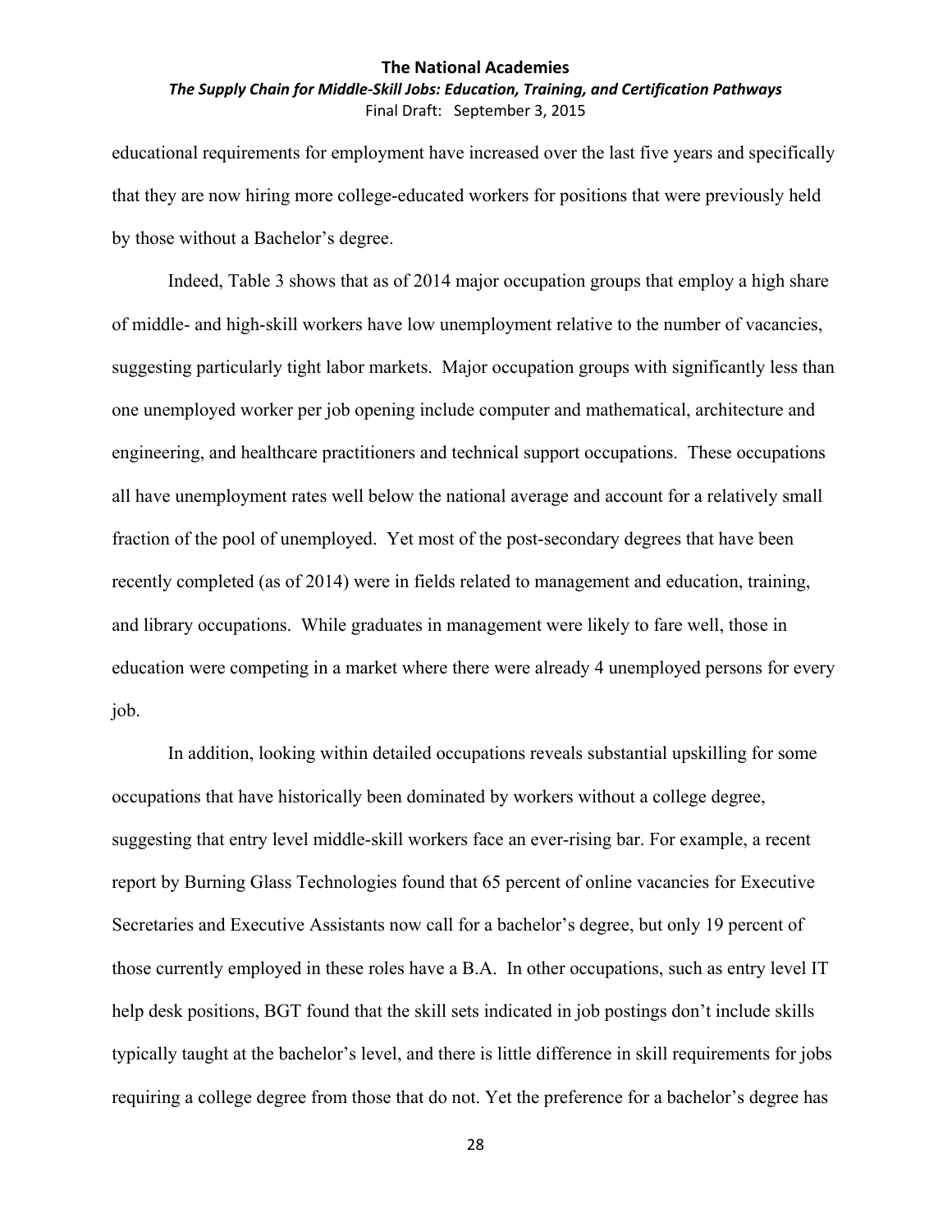educational requirements for employment have increased over the last five years and specifically that they are now hiring more college-educated workers for positions that were previously held by those without a Bachelor's degree.

Indeed, Table 3 shows that as of 2014 major occupation groups that employ a high share of middle- and high-skill workers have low unemployment relative to the number of vacancies, suggesting particularly tight labor markets. Major occupation groups with significantly less than one unemployed worker per job opening include computer and mathematical, architecture and engineering, and healthcare practitioners and technical support occupations. These occupations all have unemployment rates well below the national average and account for a relatively small fraction of the pool of unemployed. Yet most of the post-secondary degrees that have been recently completed (as of 2014) were in fields related to management and education, training, and library occupations. While graduates in management were likely to fare well, those in education were competing in a market where there were already 4 unemployed persons for every job.

In addition, looking within detailed occupations reveals substantial upskilling for some occupations that have historically been dominated by workers without a college degree, suggesting that entry level middle-skill workers face an ever-rising bar. For example, a recent report by Burning Glass Technologies found that 65 percent of online vacancies for Executive Secretaries and Executive Assistants now call for a bachelor's degree, but only 19 percent of those currently employed in these roles have a B.A. In other occupations, such as entry level IT help desk positions, BGT found that the skill sets indicated in job postings don't include skills typically taught at the bachelor's level, and there is little difference in skill requirements for jobs requiring a college degree from those that do not. Yet the preference for a bachelor's degree has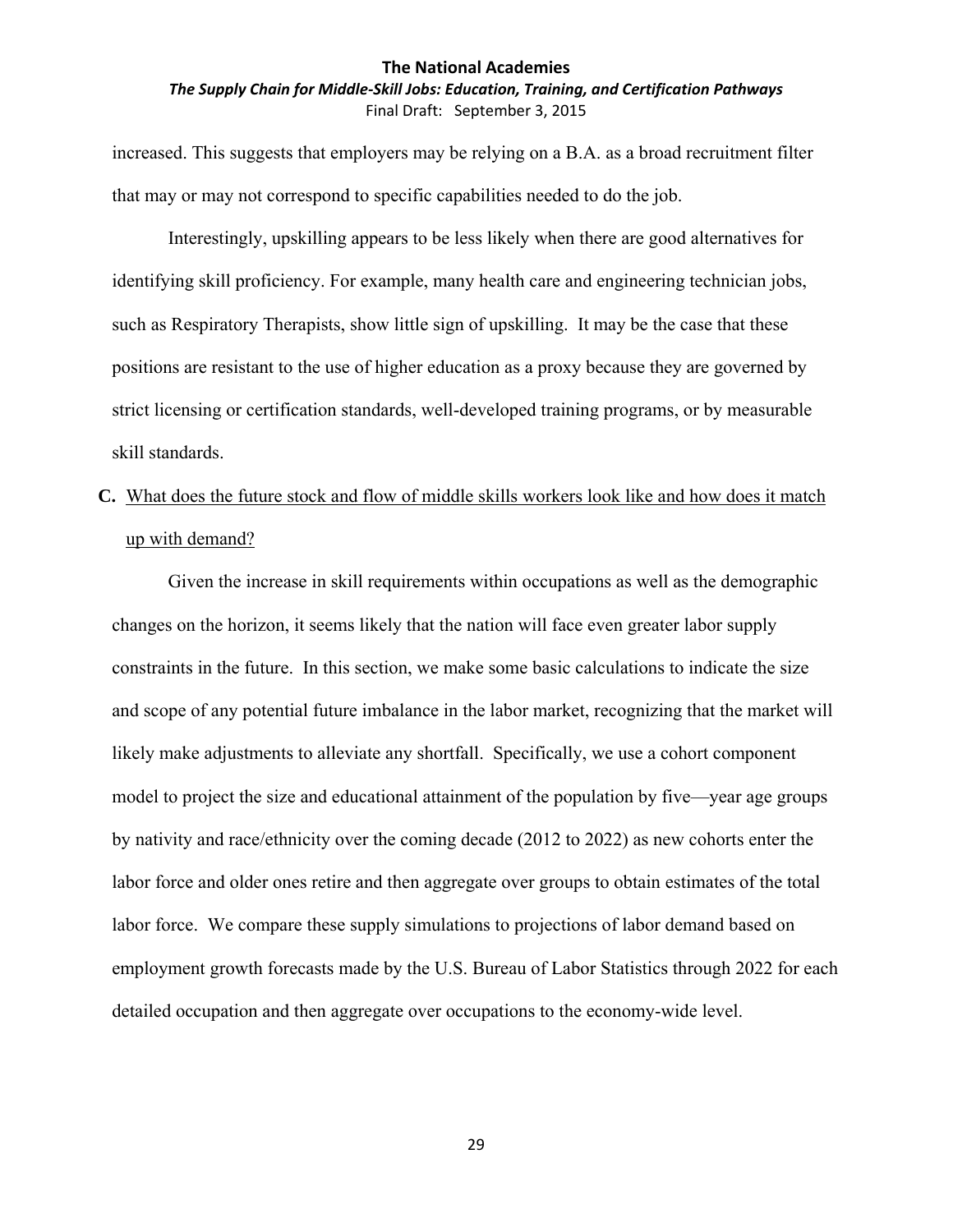increased. This suggests that employers may be relying on a B.A. as a broad recruitment filter that may or may not correspond to specific capabilities needed to do the job.

Interestingly, upskilling appears to be less likely when there are good alternatives for identifying skill proficiency. For example, many health care and engineering technician jobs, such as Respiratory Therapists, show little sign of upskilling. It may be the case that these positions are resistant to the use of higher education as a proxy because they are governed by strict licensing or certification standards, well-developed training programs, or by measurable skill standards.

**C.** <u>What does the future stock and flow of middle skills workers look like and how does it match up with demand?</u>

Given the increase in skill requirements within occupations as well as the demographic changes on the horizon, it seems likely that the nation will face even greater labor supply constraints in the future. In this section, we make some basic calculations to indicate the size and scope of any potential future imbalance in the labor market, recognizing that the market will likely make adjustments to alleviate any shortfall. Specifically, we use a cohort component model to project the size and educational attainment of the population by five—year age groups by nativity and race/ethnicity over the coming decade (2012 to 2022) as new cohorts enter the labor force and older ones retire and then aggregate over groups to obtain estimates of the total labor force. We compare these supply simulations to projections of labor demand based on employment growth forecasts made by the U.S. Bureau of Labor Statistics through 2022 for each detailed occupation and then aggregate over occupations to the economy-wide level.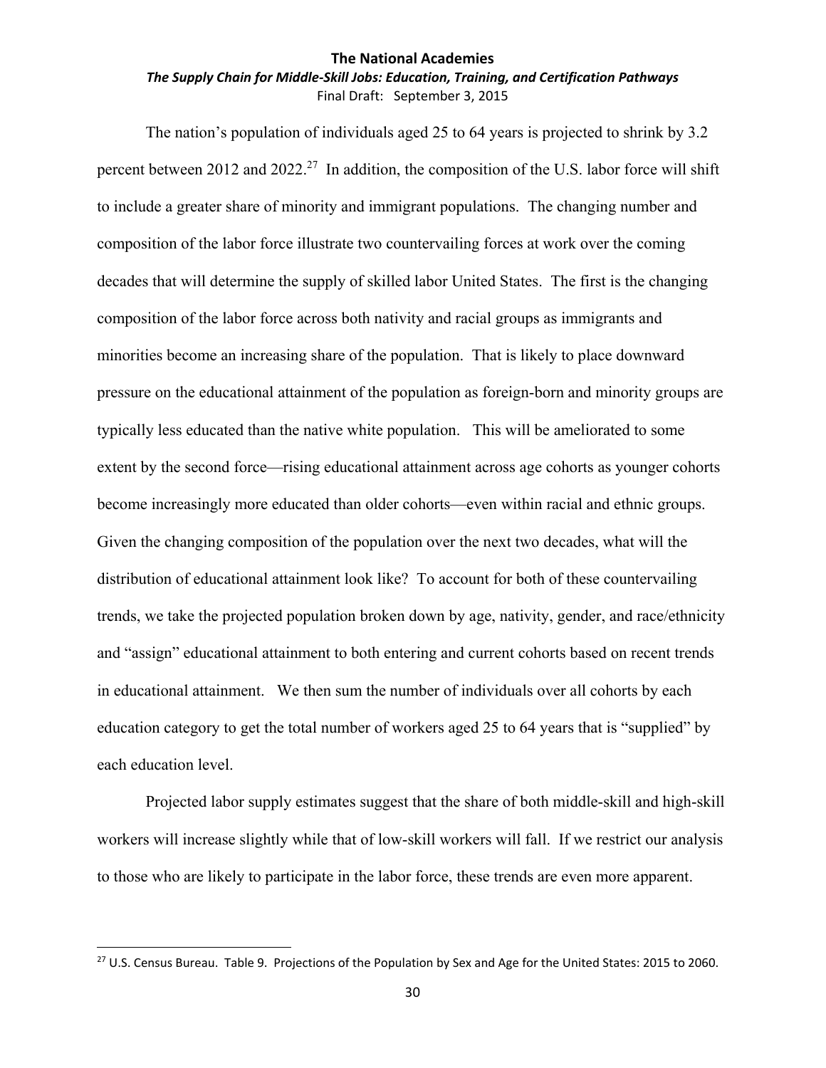The nation's population of individuals aged 25 to 64 years is projected to shrink by 3.2 percent between 2012 and 2022.[27] In addition, the composition of the U.S. labor force will shift to include a greater share of minority and immigrant populations. The changing number and composition of the labor force illustrate two countervailing forces at work over the coming decades that will determine the supply of skilled labor United States. The first is the changing composition of the labor force across both nativity and racial groups as immigrants and minorities become an increasing share of the population. That is likely to place downward pressure on the educational attainment of the population as foreign-born and minority groups are typically less educated than the native white population. This will be ameliorated to some extent by the second force—rising educational attainment across age cohorts as younger cohorts become increasingly more educated than older cohorts—even within racial and ethnic groups. Given the changing composition of the population over the next two decades, what will the distribution of educational attainment look like? To account for both of these countervailing trends, we take the projected population broken down by age, nativity, gender, and race/ethnicity and "assign" educational attainment to both entering and current cohorts based on recent trends in educational attainment. We then sum the number of individuals over all cohorts by each education category to get the total number of workers aged 25 to 64 years that is "supplied" by each education level.

Projected labor supply estimates suggest that the share of both middle-skill and high-skill workers will increase slightly while that of low-skill workers will fall. If we restrict our analysis to those who are likely to participate in the labor force, these trends are even more apparent.

[27] U.S. Census Bureau. Table 9. Projections of the Population by Sex and Age for the United States: 2015 to 2060.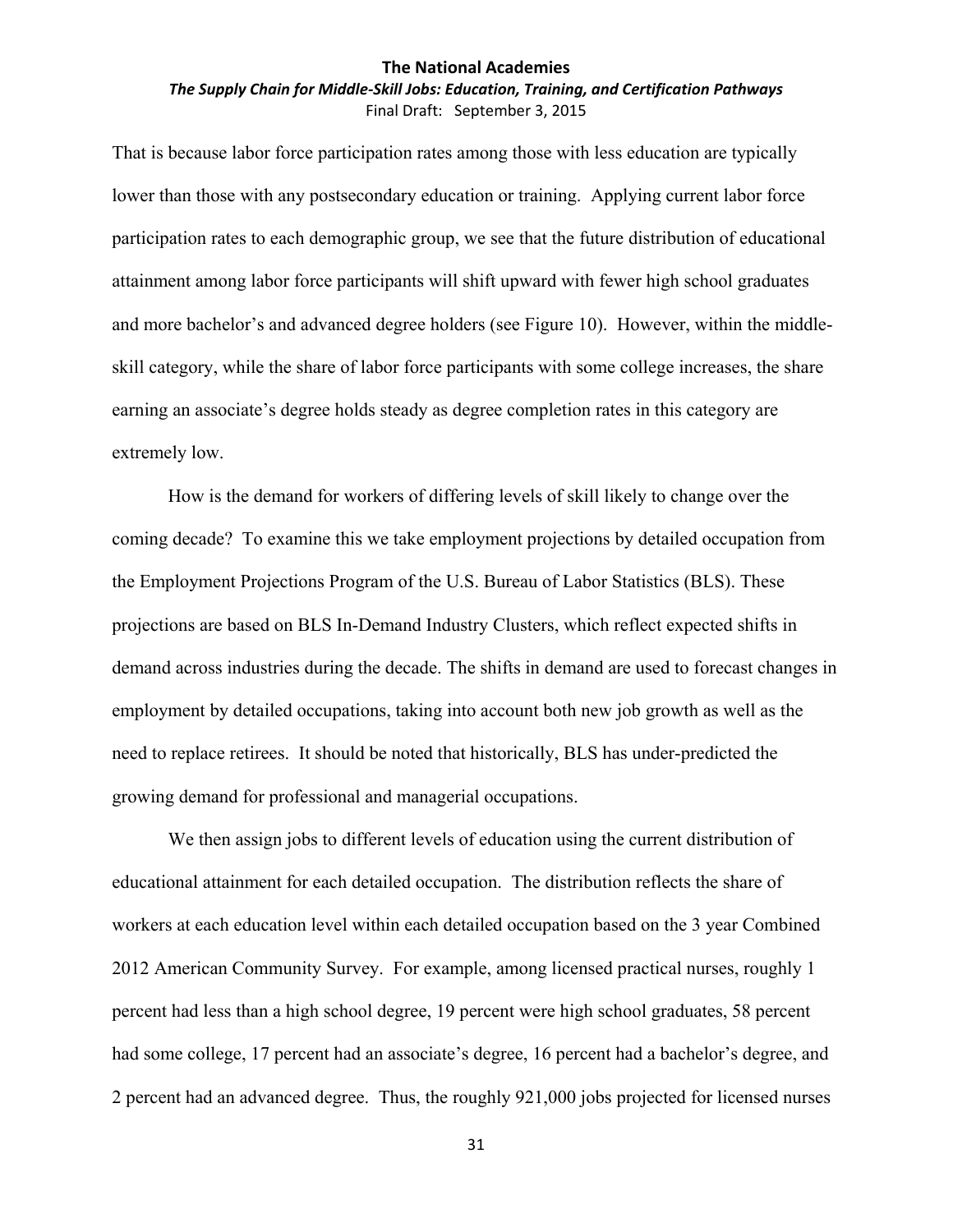That is because labor force participation rates among those with less education are typically lower than those with any postsecondary education or training. Applying current labor force participation rates to each demographic group, we see that the future distribution of educational attainment among labor force participants will shift upward with fewer high school graduates and more bachelor's and advanced degree holders (see Figure 10). However, within the middle-skill category, while the share of labor force participants with some college increases, the share earning an associate's degree holds steady as degree completion rates in this category are extremely low.

How is the demand for workers of differing levels of skill likely to change over the coming decade? To examine this we take employment projections by detailed occupation from the Employment Projections Program of the U.S. Bureau of Labor Statistics (BLS). These projections are based on BLS In-Demand Industry Clusters, which reflect expected shifts in demand across industries during the decade. The shifts in demand are used to forecast changes in employment by detailed occupations, taking into account both new job growth as well as the need to replace retirees. It should be noted that historically, BLS has under-predicted the growing demand for professional and managerial occupations.

We then assign jobs to different levels of education using the current distribution of educational attainment for each detailed occupation. The distribution reflects the share of workers at each education level within each detailed occupation based on the 3 year Combined 2012 American Community Survey. For example, among licensed practical nurses, roughly 1 percent had less than a high school degree, 19 percent were high school graduates, 58 percent had some college, 17 percent had an associate's degree, 16 percent had a bachelor's degree, and 2 percent had an advanced degree. Thus, the roughly 921,000 jobs projected for licensed nurses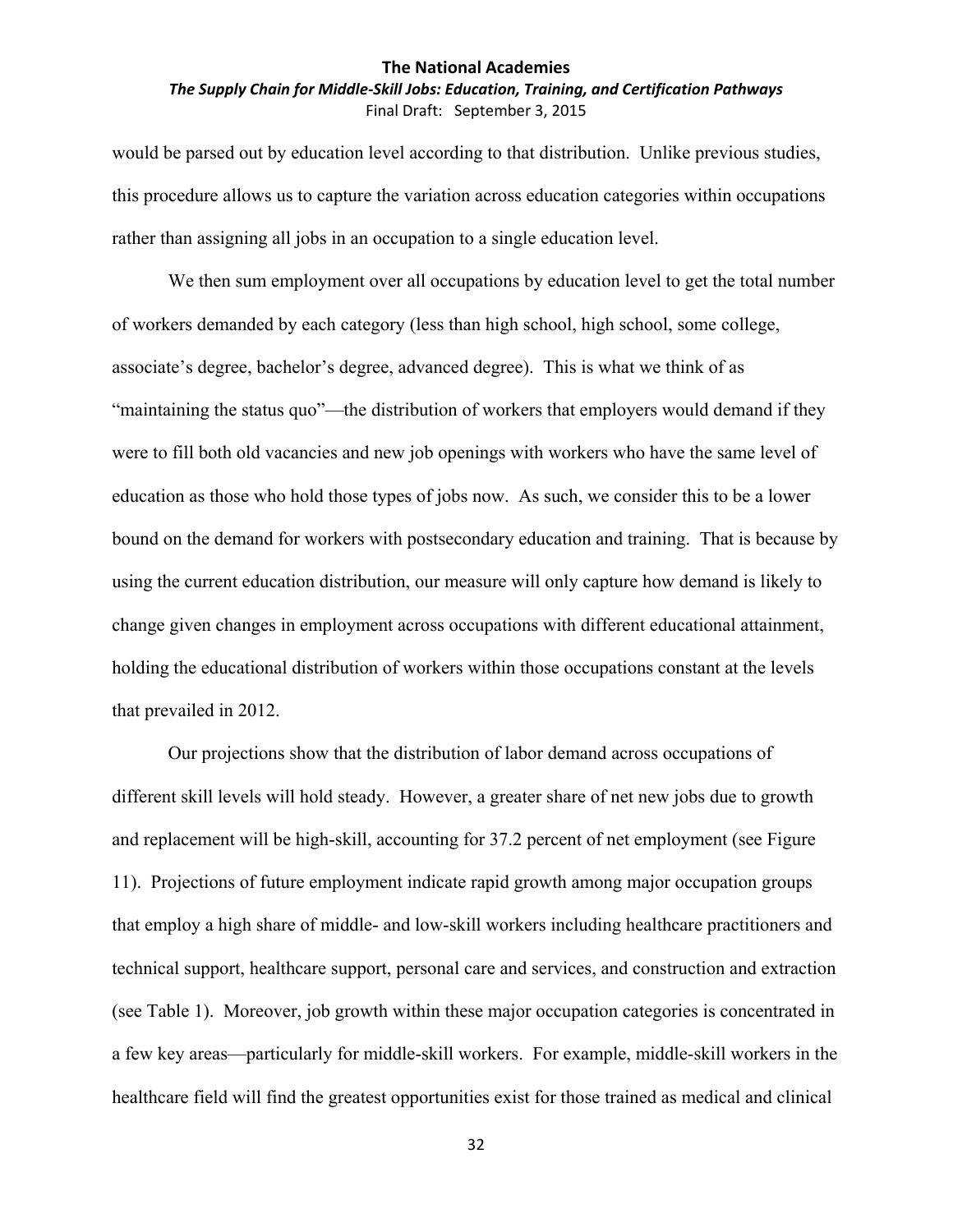would be parsed out by education level according to that distribution. Unlike previous studies, this procedure allows us to capture the variation across education categories within occupations rather than assigning all jobs in an occupation to a single education level.

We then sum employment over all occupations by education level to get the total number of workers demanded by each category (less than high school, high school, some college, associate's degree, bachelor's degree, advanced degree). This is what we think of as "maintaining the status quo"—the distribution of workers that employers would demand if they were to fill both old vacancies and new job openings with workers who have the same level of education as those who hold those types of jobs now. As such, we consider this to be a lower bound on the demand for workers with postsecondary education and training. That is because by using the current education distribution, our measure will only capture how demand is likely to change given changes in employment across occupations with different educational attainment, holding the educational distribution of workers within those occupations constant at the levels that prevailed in 2012.

Our projections show that the distribution of labor demand across occupations of different skill levels will hold steady. However, a greater share of net new jobs due to growth and replacement will be high-skill, accounting for 37.2 percent of net employment (see Figure 11). Projections of future employment indicate rapid growth among major occupation groups that employ a high share of middle- and low-skill workers including healthcare practitioners and technical support, healthcare support, personal care and services, and construction and extraction (see Table 1). Moreover, job growth within these major occupation categories is concentrated in a few key areas—particularly for middle-skill workers. For example, middle-skill workers in the healthcare field will find the greatest opportunities exist for those trained as medical and clinical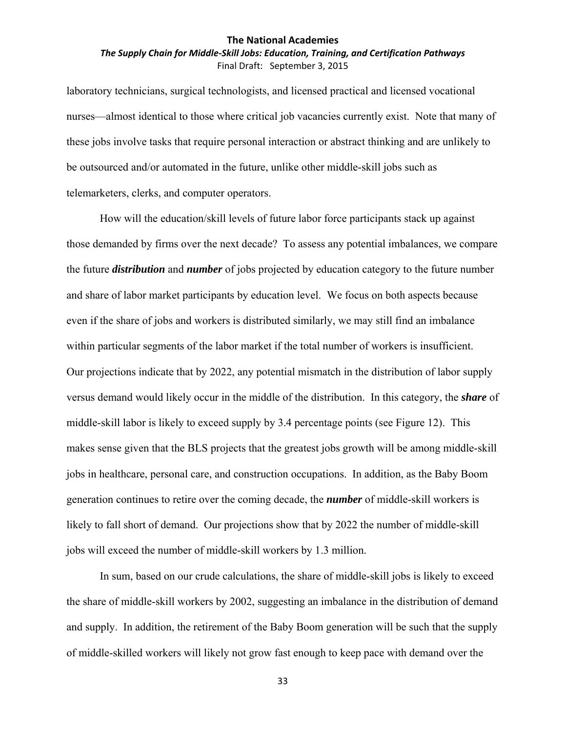laboratory technicians, surgical technologists, and licensed practical and licensed vocational nurses—almost identical to those where critical job vacancies currently exist. Note that many of these jobs involve tasks that require personal interaction or abstract thinking and are unlikely to be outsourced and/or automated in the future, unlike other middle-skill jobs such as telemarketers, clerks, and computer operators.

How will the education/skill levels of future labor force participants stack up against those demanded by firms over the next decade? To assess any potential imbalances, we compare the future ***distribution*** and ***number*** of jobs projected by education category to the future number and share of labor market participants by education level. We focus on both aspects because even if the share of jobs and workers is distributed similarly, we may still find an imbalance within particular segments of the labor market if the total number of workers is insufficient. Our projections indicate that by 2022, any potential mismatch in the distribution of labor supply versus demand would likely occur in the middle of the distribution. In this category, the ***share*** of middle-skill labor is likely to exceed supply by 3.4 percentage points (see Figure 12). This makes sense given that the BLS projects that the greatest jobs growth will be among middle-skill jobs in healthcare, personal care, and construction occupations. In addition, as the Baby Boom generation continues to retire over the coming decade, the ***number*** of middle-skill workers is likely to fall short of demand. Our projections show that by 2022 the number of middle-skill jobs will exceed the number of middle-skill workers by 1.3 million.

In sum, based on our crude calculations, the share of middle-skill jobs is likely to exceed the share of middle-skill workers by 2002, suggesting an imbalance in the distribution of demand and supply. In addition, the retirement of the Baby Boom generation will be such that the supply of middle-skilled workers will likely not grow fast enough to keep pace with demand over the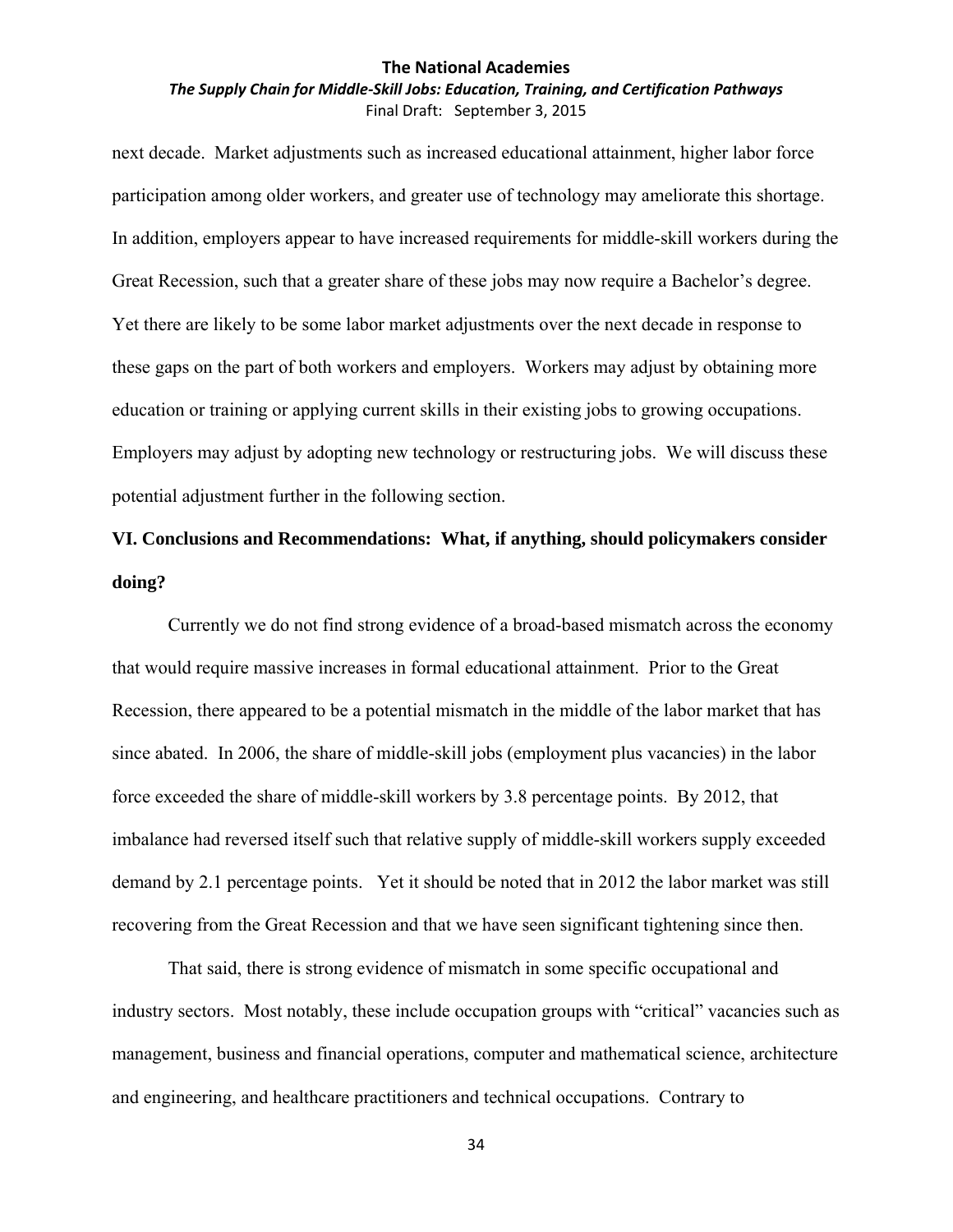next decade. Market adjustments such as increased educational attainment, higher labor force participation among older workers, and greater use of technology may ameliorate this shortage. In addition, employers appear to have increased requirements for middle-skill workers during the Great Recession, such that a greater share of these jobs may now require a Bachelor's degree. Yet there are likely to be some labor market adjustments over the next decade in response to these gaps on the part of both workers and employers. Workers may adjust by obtaining more education or training or applying current skills in their existing jobs to growing occupations. Employers may adjust by adopting new technology or restructuring jobs. We will discuss these potential adjustment further in the following section.

## VI. Conclusions and Recommendations: What, if anything, should policymakers consider doing?

Currently we do not find strong evidence of a broad-based mismatch across the economy that would require massive increases in formal educational attainment. Prior to the Great Recession, there appeared to be a potential mismatch in the middle of the labor market that has since abated. In 2006, the share of middle-skill jobs (employment plus vacancies) in the labor force exceeded the share of middle-skill workers by 3.8 percentage points. By 2012, that imbalance had reversed itself such that relative supply of middle-skill workers supply exceeded demand by 2.1 percentage points. Yet it should be noted that in 2012 the labor market was still recovering from the Great Recession and that we have seen significant tightening since then.

That said, there is strong evidence of mismatch in some specific occupational and industry sectors. Most notably, these include occupation groups with "critical" vacancies such as management, business and financial operations, computer and mathematical science, architecture and engineering, and healthcare practitioners and technical occupations. Contrary to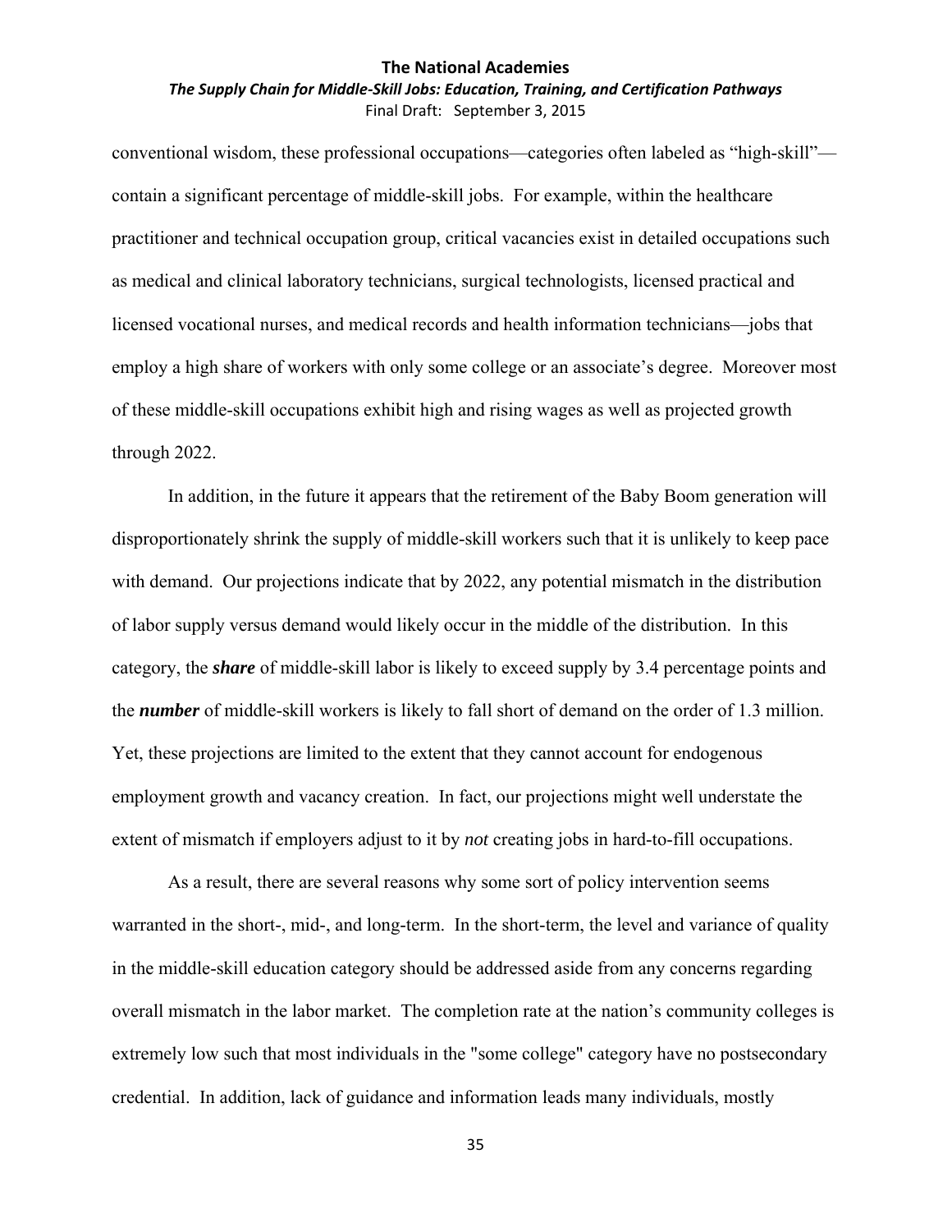conventional wisdom, these professional occupations—categories often labeled as "high-skill"—contain a significant percentage of middle-skill jobs. For example, within the healthcare practitioner and technical occupation group, critical vacancies exist in detailed occupations such as medical and clinical laboratory technicians, surgical technologists, licensed practical and licensed vocational nurses, and medical records and health information technicians—jobs that employ a high share of workers with only some college or an associate's degree. Moreover most of these middle-skill occupations exhibit high and rising wages as well as projected growth through 2022.

In addition, in the future it appears that the retirement of the Baby Boom generation will disproportionately shrink the supply of middle-skill workers such that it is unlikely to keep pace with demand. Our projections indicate that by 2022, any potential mismatch in the distribution of labor supply versus demand would likely occur in the middle of the distribution. In this category, the ***share*** of middle-skill labor is likely to exceed supply by 3.4 percentage points and the ***number*** of middle-skill workers is likely to fall short of demand on the order of 1.3 million. Yet, these projections are limited to the extent that they cannot account for endogenous employment growth and vacancy creation. In fact, our projections might well understate the extent of mismatch if employers adjust to it by *not* creating jobs in hard-to-fill occupations.

As a result, there are several reasons why some sort of policy intervention seems warranted in the short-, mid-, and long-term. In the short-term, the level and variance of quality in the middle-skill education category should be addressed aside from any concerns regarding overall mismatch in the labor market. The completion rate at the nation's community colleges is extremely low such that most individuals in the "some college" category have no postsecondary credential. In addition, lack of guidance and information leads many individuals, mostly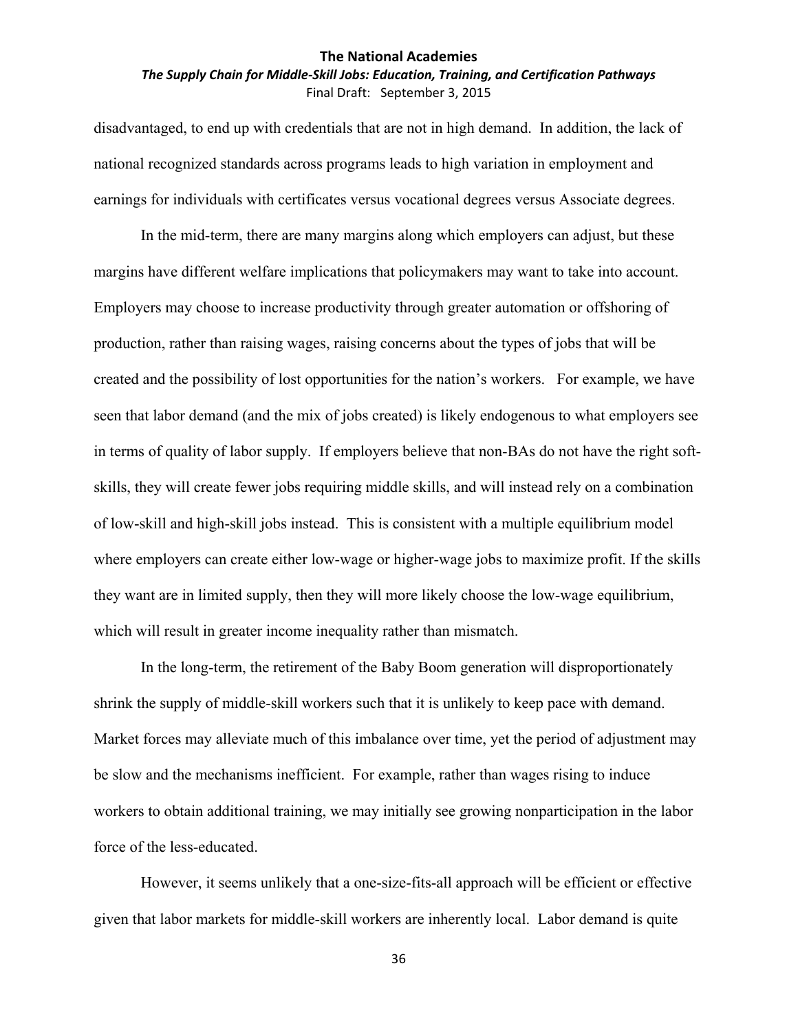disadvantaged, to end up with credentials that are not in high demand. In addition, the lack of national recognized standards across programs leads to high variation in employment and earnings for individuals with certificates versus vocational degrees versus Associate degrees.

In the mid-term, there are many margins along which employers can adjust, but these margins have different welfare implications that policymakers may want to take into account. Employers may choose to increase productivity through greater automation or offshoring of production, rather than raising wages, raising concerns about the types of jobs that will be created and the possibility of lost opportunities for the nation's workers. For example, we have seen that labor demand (and the mix of jobs created) is likely endogenous to what employers see in terms of quality of labor supply. If employers believe that non-BAs do not have the right soft-skills, they will create fewer jobs requiring middle skills, and will instead rely on a combination of low-skill and high-skill jobs instead. This is consistent with a multiple equilibrium model where employers can create either low-wage or higher-wage jobs to maximize profit. If the skills they want are in limited supply, then they will more likely choose the low-wage equilibrium, which will result in greater income inequality rather than mismatch.

In the long-term, the retirement of the Baby Boom generation will disproportionately shrink the supply of middle-skill workers such that it is unlikely to keep pace with demand. Market forces may alleviate much of this imbalance over time, yet the period of adjustment may be slow and the mechanisms inefficient. For example, rather than wages rising to induce workers to obtain additional training, we may initially see growing nonparticipation in the labor force of the less-educated.

However, it seems unlikely that a one-size-fits-all approach will be efficient or effective given that labor markets for middle-skill workers are inherently local. Labor demand is quite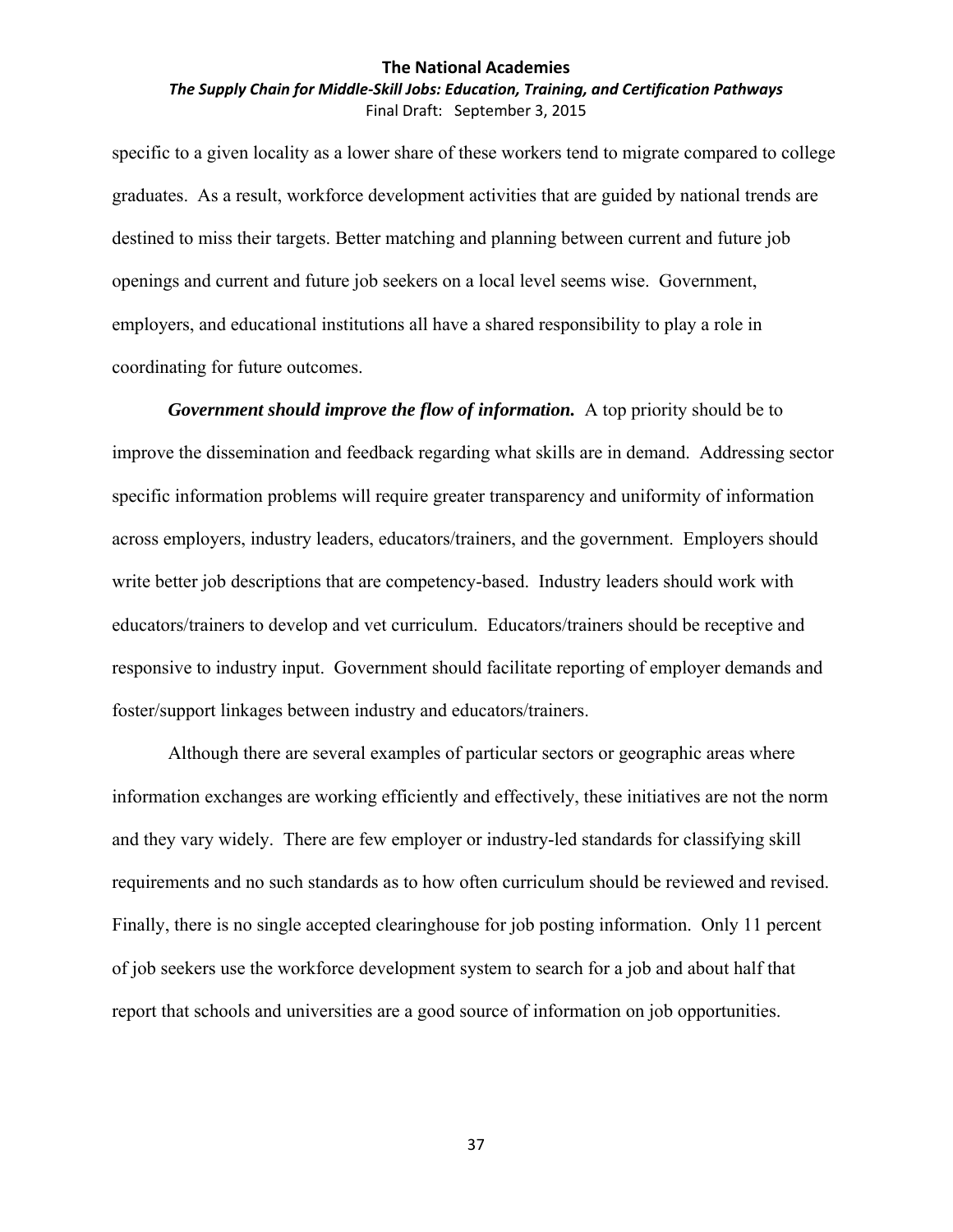specific to a given locality as a lower share of these workers tend to migrate compared to college graduates. As a result, workforce development activities that are guided by national trends are destined to miss their targets. Better matching and planning between current and future job openings and current and future job seekers on a local level seems wise. Government, employers, and educational institutions all have a shared responsibility to play a role in coordinating for future outcomes.

***Government should improve the flow of information.*** A top priority should be to improve the dissemination and feedback regarding what skills are in demand. Addressing sector specific information problems will require greater transparency and uniformity of information across employers, industry leaders, educators/trainers, and the government. Employers should write better job descriptions that are competency-based. Industry leaders should work with educators/trainers to develop and vet curriculum. Educators/trainers should be receptive and responsive to industry input. Government should facilitate reporting of employer demands and foster/support linkages between industry and educators/trainers.

Although there are several examples of particular sectors or geographic areas where information exchanges are working efficiently and effectively, these initiatives are not the norm and they vary widely. There are few employer or industry-led standards for classifying skill requirements and no such standards as to how often curriculum should be reviewed and revised. Finally, there is no single accepted clearinghouse for job posting information. Only 11 percent of job seekers use the workforce development system to search for a job and about half that report that schools and universities are a good source of information on job opportunities.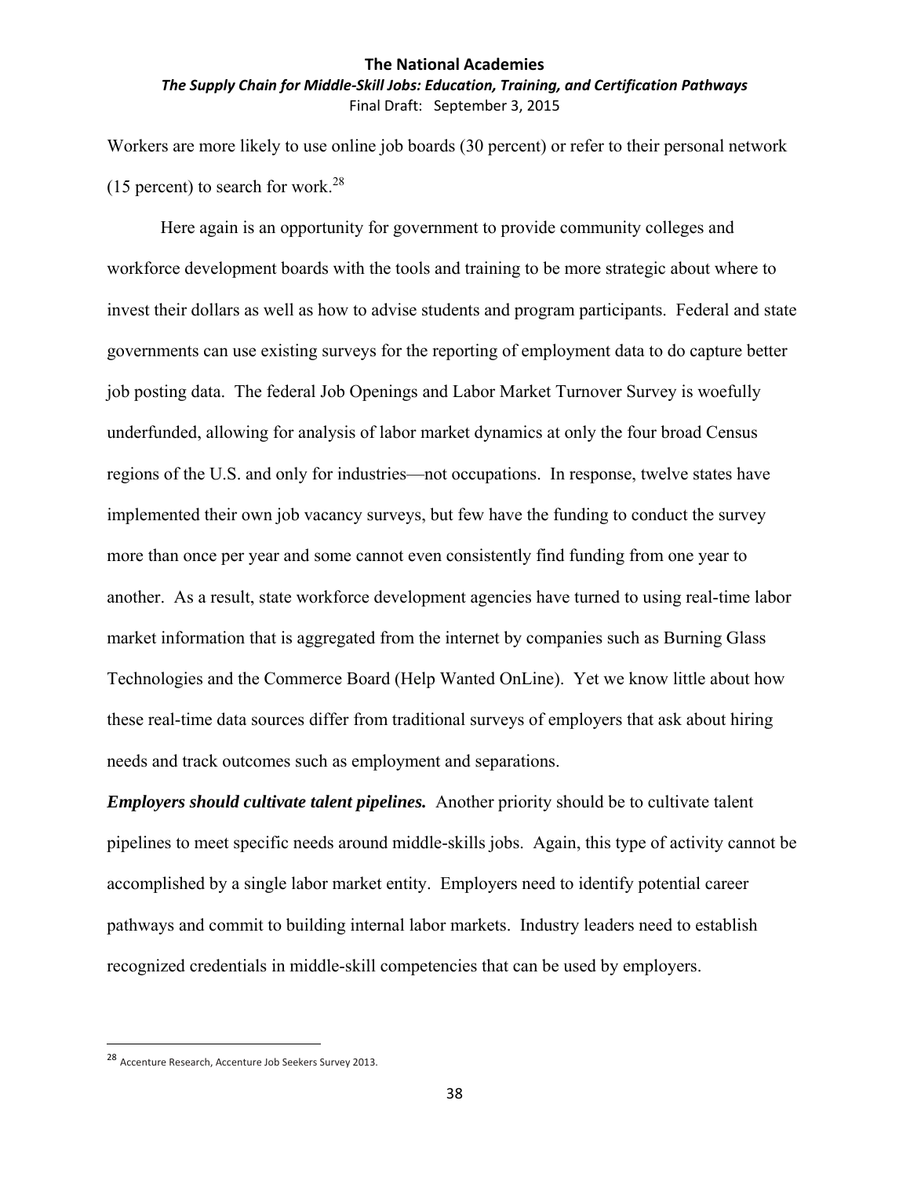Workers are more likely to use online job boards (30 percent) or refer to their personal network (15 percent) to search for work.[28]

Here again is an opportunity for government to provide community colleges and workforce development boards with the tools and training to be more strategic about where to invest their dollars as well as how to advise students and program participants. Federal and state governments can use existing surveys for the reporting of employment data to do capture better job posting data. The federal Job Openings and Labor Market Turnover Survey is woefully underfunded, allowing for analysis of labor market dynamics at only the four broad Census regions of the U.S. and only for industries—not occupations. In response, twelve states have implemented their own job vacancy surveys, but few have the funding to conduct the survey more than once per year and some cannot even consistently find funding from one year to another. As a result, state workforce development agencies have turned to using real-time labor market information that is aggregated from the internet by companies such as Burning Glass Technologies and the Commerce Board (Help Wanted OnLine). Yet we know little about how these real-time data sources differ from traditional surveys of employers that ask about hiring needs and track outcomes such as employment and separations.

***Employers should cultivate talent pipelines.*** Another priority should be to cultivate talent pipelines to meet specific needs around middle-skills jobs. Again, this type of activity cannot be accomplished by a single labor market entity. Employers need to identify potential career pathways and commit to building internal labor markets. Industry leaders need to establish recognized credentials in middle-skill competencies that can be used by employers.

---

[28] Accenture Research, Accenture Job Seekers Survey 2013.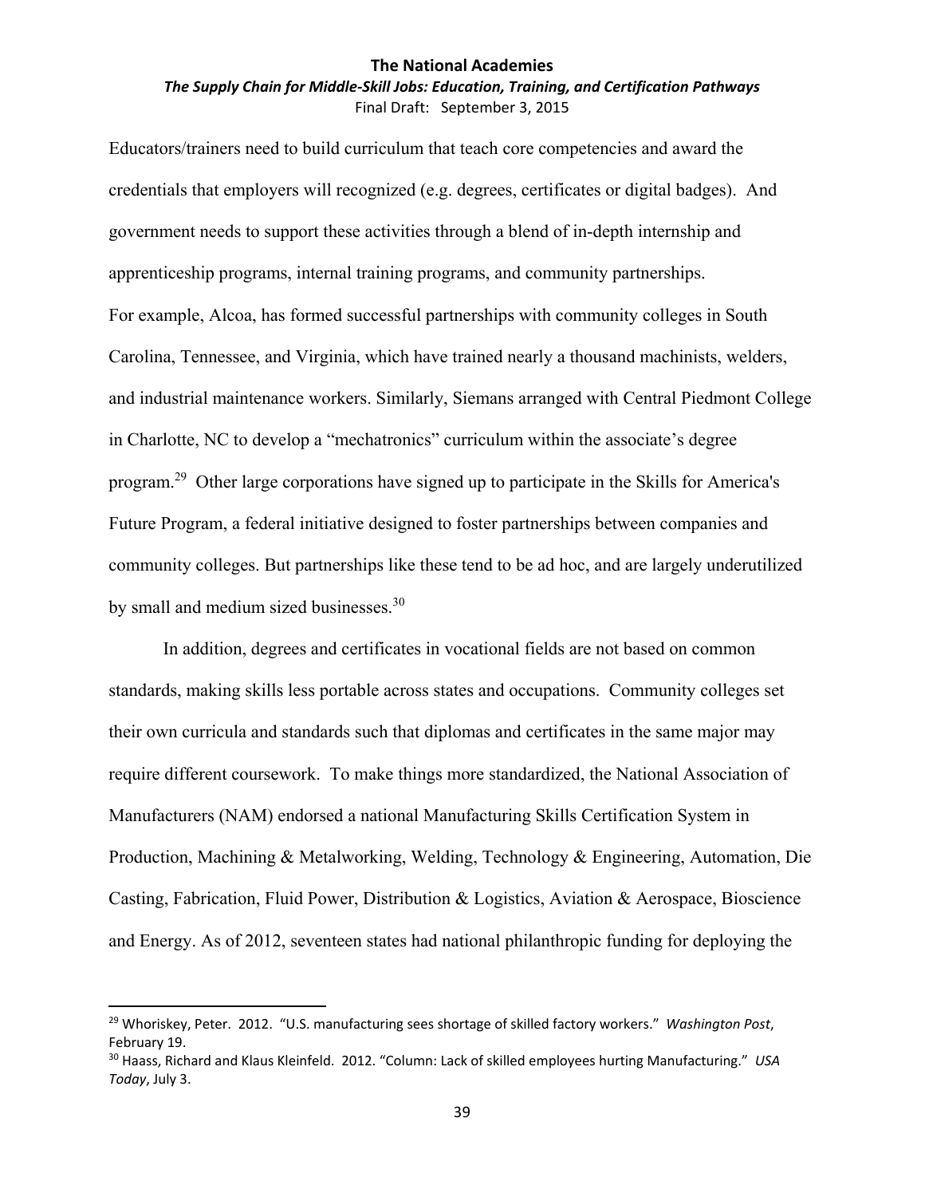Educators/trainers need to build curriculum that teach core competencies and award the credentials that employers will recognized (e.g. degrees, certificates or digital badges). And government needs to support these activities through a blend of in-depth internship and apprenticeship programs, internal training programs, and community partnerships.
For example, Alcoa, has formed successful partnerships with community colleges in South Carolina, Tennessee, and Virginia, which have trained nearly a thousand machinists, welders, and industrial maintenance workers. Similarly, Siemans arranged with Central Piedmont College in Charlotte, NC to develop a "mechatronics" curriculum within the associate's degree program.[29] Other large corporations have signed up to participate in the Skills for America's Future Program, a federal initiative designed to foster partnerships between companies and community colleges. But partnerships like these tend to be ad hoc, and are largely underutilized by small and medium sized businesses.[30]

In addition, degrees and certificates in vocational fields are not based on common standards, making skills less portable across states and occupations. Community colleges set their own curricula and standards such that diplomas and certificates in the same major may require different coursework. To make things more standardized, the National Association of Manufacturers (NAM) endorsed a national Manufacturing Skills Certification System in Production, Machining & Metalworking, Welding, Technology & Engineering, Automation, Die Casting, Fabrication, Fluid Power, Distribution & Logistics, Aviation & Aerospace, Bioscience and Energy. As of 2012, seventeen states had national philanthropic funding for deploying the

---

[29] Whoriskey, Peter. 2012. "U.S. manufacturing sees shortage of skilled factory workers." *Washington Post*, February 19.

[30] Haass, Richard and Klaus Kleinfeld. 2012. "Column: Lack of skilled employees hurting Manufacturing." *USA Today*, July 3.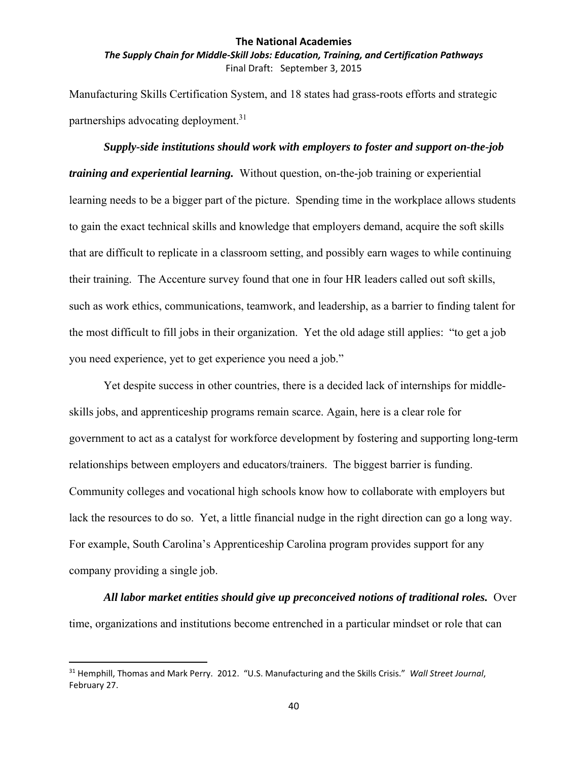Manufacturing Skills Certification System, and 18 states had grass-roots efforts and strategic partnerships advocating deployment.[31]

***Supply-side institutions should work with employers to foster and support on-the-job training and experiential learning.*** Without question, on-the-job training or experiential learning needs to be a bigger part of the picture. Spending time in the workplace allows students to gain the exact technical skills and knowledge that employers demand, acquire the soft skills that are difficult to replicate in a classroom setting, and possibly earn wages to while continuing their training. The Accenture survey found that one in four HR leaders called out soft skills, such as work ethics, communications, teamwork, and leadership, as a barrier to finding talent for the most difficult to fill jobs in their organization. Yet the old adage still applies: "to get a job you need experience, yet to get experience you need a job."

Yet despite success in other countries, there is a decided lack of internships for middle-skills jobs, and apprenticeship programs remain scarce. Again, here is a clear role for government to act as a catalyst for workforce development by fostering and supporting long-term relationships between employers and educators/trainers. The biggest barrier is funding. Community colleges and vocational high schools know how to collaborate with employers but lack the resources to do so. Yet, a little financial nudge in the right direction can go a long way. For example, South Carolina's Apprenticeship Carolina program provides support for any company providing a single job.

***All labor market entities should give up preconceived notions of traditional roles.*** Over time, organizations and institutions become entrenched in a particular mindset or role that can

---

[31] Hemphill, Thomas and Mark Perry. 2012. "U.S. Manufacturing and the Skills Crisis." *Wall Street Journal*, February 27.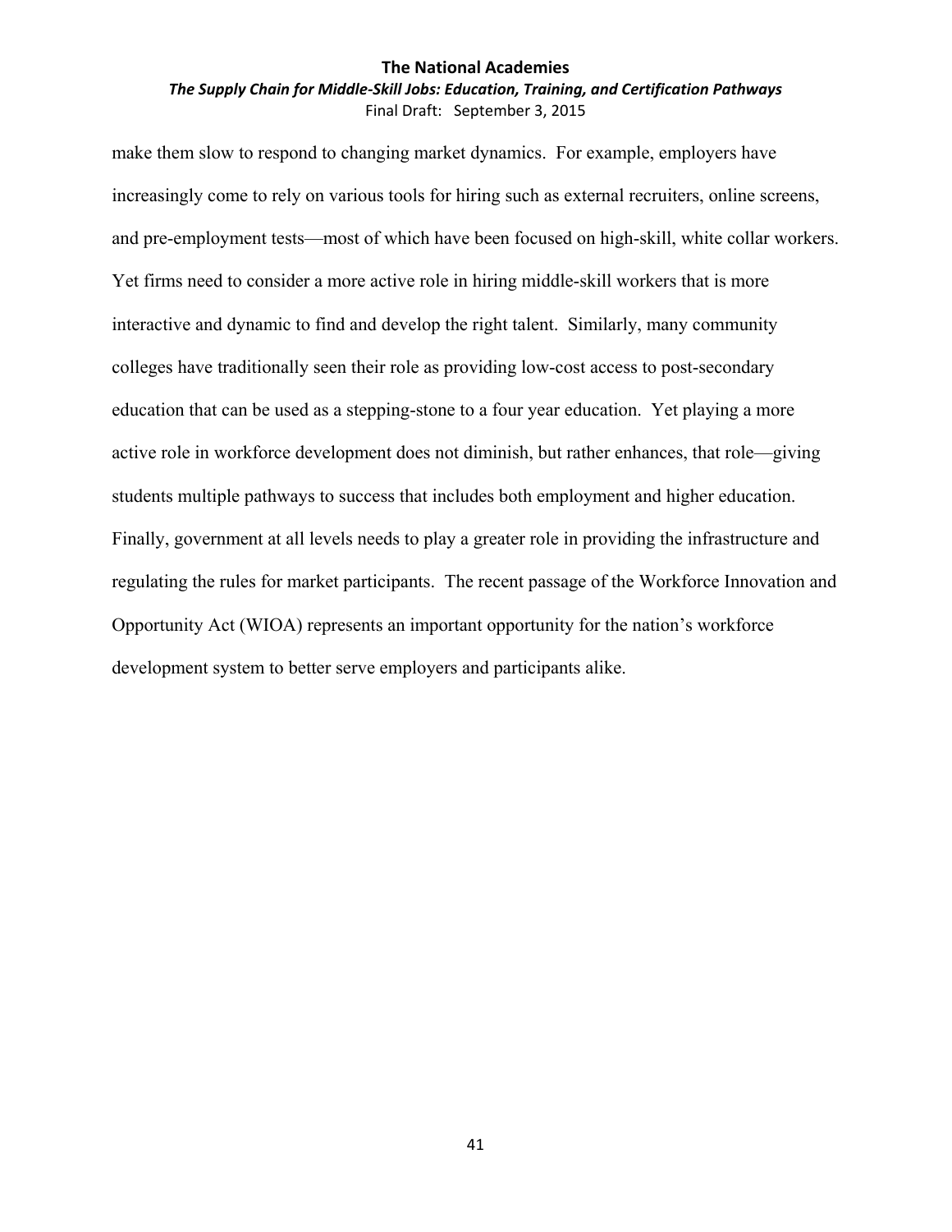make them slow to respond to changing market dynamics. For example, employers have increasingly come to rely on various tools for hiring such as external recruiters, online screens, and pre-employment tests—most of which have been focused on high-skill, white collar workers. Yet firms need to consider a more active role in hiring middle-skill workers that is more interactive and dynamic to find and develop the right talent. Similarly, many community colleges have traditionally seen their role as providing low-cost access to post-secondary education that can be used as a stepping-stone to a four year education. Yet playing a more active role in workforce development does not diminish, but rather enhances, that role—giving students multiple pathways to success that includes both employment and higher education. Finally, government at all levels needs to play a greater role in providing the infrastructure and regulating the rules for market participants. The recent passage of the Workforce Innovation and Opportunity Act (WIOA) represents an important opportunity for the nation's workforce development system to better serve employers and participants alike.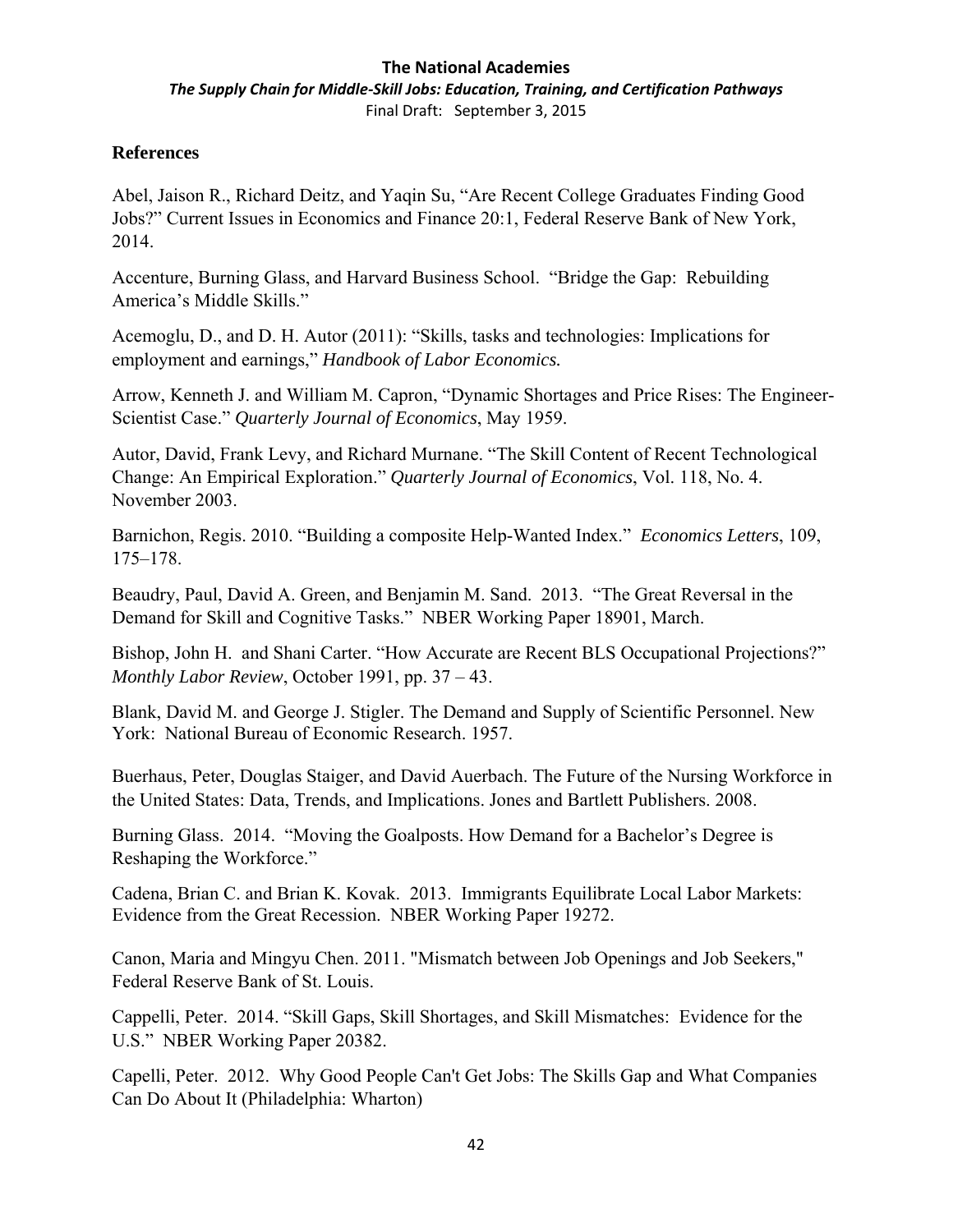## References

Abel, Jaison R., Richard Deitz, and Yaqin Su, "Are Recent College Graduates Finding Good Jobs?" Current Issues in Economics and Finance 20:1, Federal Reserve Bank of New York, 2014.

Accenture, Burning Glass, and Harvard Business School. "Bridge the Gap: Rebuilding America's Middle Skills."

Acemoglu, D., and D. H. Autor (2011): "Skills, tasks and technologies: Implications for employment and earnings," *Handbook of Labor Economics.*

Arrow, Kenneth J. and William M. Capron, "Dynamic Shortages and Price Rises: The Engineer-Scientist Case." *Quarterly Journal of Economics*, May 1959.

Autor, David, Frank Levy, and Richard Murnane. "The Skill Content of Recent Technological Change: An Empirical Exploration." *Quarterly Journal of Economics*, Vol. 118, No. 4. November 2003.

Barnichon, Regis. 2010. "Building a composite Help-Wanted Index." *Economics Letters*, 109, 175–178.

Beaudry, Paul, David A. Green, and Benjamin M. Sand. 2013. "The Great Reversal in the Demand for Skill and Cognitive Tasks." NBER Working Paper 18901, March.

Bishop, John H. and Shani Carter. "How Accurate are Recent BLS Occupational Projections?" *Monthly Labor Review*, October 1991, pp. 37 – 43.

Blank, David M. and George J. Stigler. The Demand and Supply of Scientific Personnel. New York: National Bureau of Economic Research. 1957.

Buerhaus, Peter, Douglas Staiger, and David Auerbach. The Future of the Nursing Workforce in the United States: Data, Trends, and Implications. Jones and Bartlett Publishers. 2008.

Burning Glass. 2014. "Moving the Goalposts. How Demand for a Bachelor's Degree is Reshaping the Workforce."

Cadena, Brian C. and Brian K. Kovak. 2013. Immigrants Equilibrate Local Labor Markets: Evidence from the Great Recession. NBER Working Paper 19272.

Canon, Maria and Mingyu Chen. 2011. "Mismatch between Job Openings and Job Seekers," Federal Reserve Bank of St. Louis.

Cappelli, Peter. 2014. "Skill Gaps, Skill Shortages, and Skill Mismatches: Evidence for the U.S." NBER Working Paper 20382.

Capelli, Peter. 2012. Why Good People Can't Get Jobs: The Skills Gap and What Companies Can Do About It (Philadelphia: Wharton)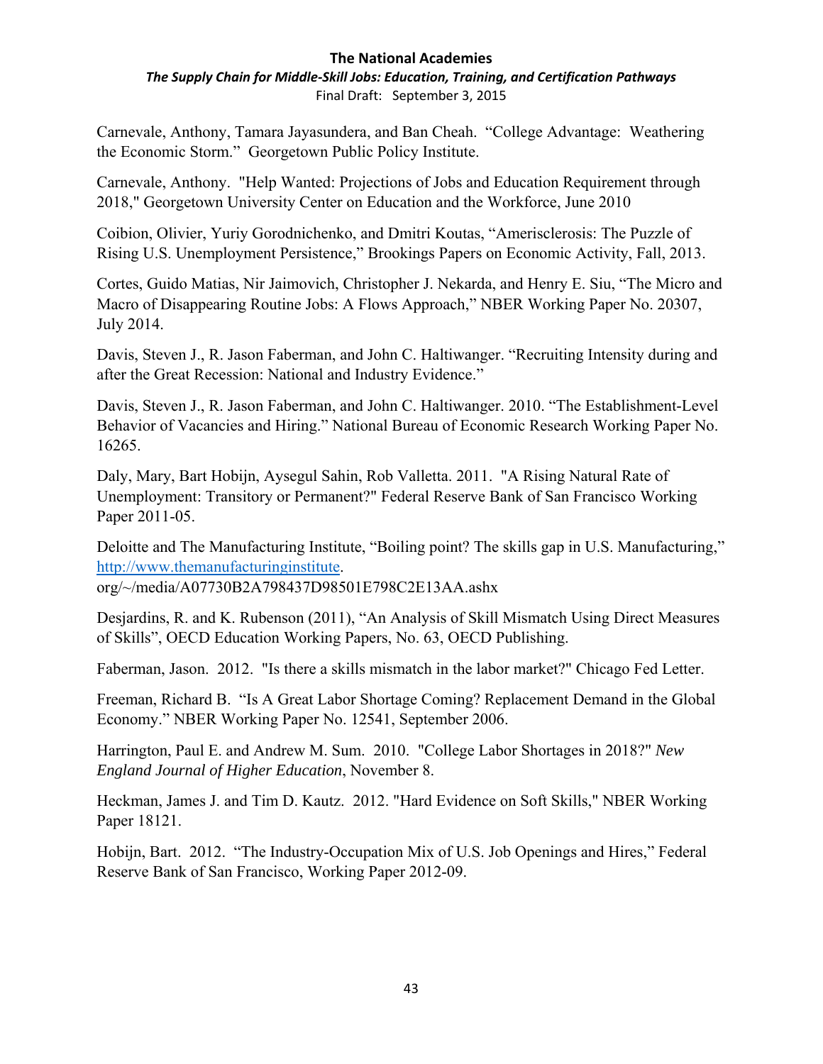Carnevale, Anthony, Tamara Jayasundera, and Ban Cheah. "College Advantage: Weathering the Economic Storm." Georgetown Public Policy Institute.

Carnevale, Anthony. "Help Wanted: Projections of Jobs and Education Requirement through 2018," Georgetown University Center on Education and the Workforce, June 2010

Coibion, Olivier, Yuriy Gorodnichenko, and Dmitri Koutas, "Amerisclerosis: The Puzzle of Rising U.S. Unemployment Persistence," Brookings Papers on Economic Activity, Fall, 2013.

Cortes, Guido Matias, Nir Jaimovich, Christopher J. Nekarda, and Henry E. Siu, "The Micro and Macro of Disappearing Routine Jobs: A Flows Approach," NBER Working Paper No. 20307, July 2014.

Davis, Steven J., R. Jason Faberman, and John C. Haltiwanger. "Recruiting Intensity during and after the Great Recession: National and Industry Evidence."

Davis, Steven J., R. Jason Faberman, and John C. Haltiwanger. 2010. "The Establishment-Level Behavior of Vacancies and Hiring." National Bureau of Economic Research Working Paper No. 16265.

Daly, Mary, Bart Hobijn, Aysegul Sahin, Rob Valletta. 2011. "A Rising Natural Rate of Unemployment: Transitory or Permanent?" Federal Reserve Bank of San Francisco Working Paper 2011-05.

Deloitte and The Manufacturing Institute, "Boiling point? The skills gap in U.S. Manufacturing," http://www.themanufacturinginstitute.
org/~/media/A07730B2A798437D98501E798C2E13AA.ashx

Desjardins, R. and K. Rubenson (2011), "An Analysis of Skill Mismatch Using Direct Measures of Skills", OECD Education Working Papers, No. 63, OECD Publishing.

Faberman, Jason. 2012. "Is there a skills mismatch in the labor market?" Chicago Fed Letter.

Freeman, Richard B. "Is A Great Labor Shortage Coming? Replacement Demand in the Global Economy." NBER Working Paper No. 12541, September 2006.

Harrington, Paul E. and Andrew M. Sum. 2010. "College Labor Shortages in 2018?" *New England Journal of Higher Education*, November 8.

Heckman, James J. and Tim D. Kautz. 2012. "Hard Evidence on Soft Skills," NBER Working Paper 18121.

Hobijn, Bart. 2012. "The Industry-Occupation Mix of U.S. Job Openings and Hires," Federal Reserve Bank of San Francisco, Working Paper 2012-09.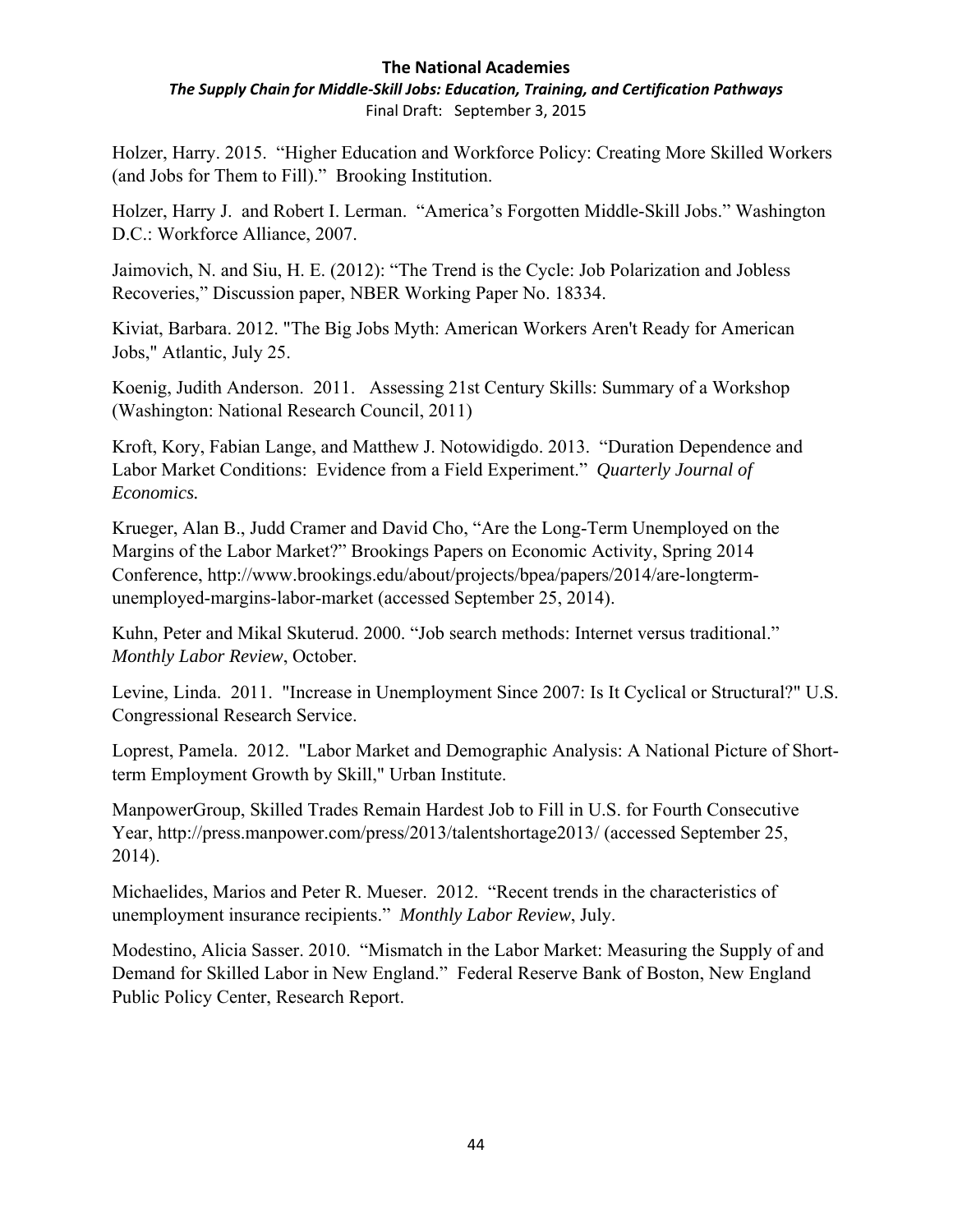Holzer, Harry. 2015. "Higher Education and Workforce Policy: Creating More Skilled Workers (and Jobs for Them to Fill)." Brooking Institution.

Holzer, Harry J. and Robert I. Lerman. "America's Forgotten Middle-Skill Jobs." Washington D.C.: Workforce Alliance, 2007.

Jaimovich, N. and Siu, H. E. (2012): "The Trend is the Cycle: Job Polarization and Jobless Recoveries," Discussion paper, NBER Working Paper No. 18334.

Kiviat, Barbara. 2012. "The Big Jobs Myth: American Workers Aren't Ready for American Jobs," Atlantic, July 25.

Koenig, Judith Anderson. 2011. Assessing 21st Century Skills: Summary of a Workshop (Washington: National Research Council, 2011)

Kroft, Kory, Fabian Lange, and Matthew J. Notowidigdo. 2013. "Duration Dependence and Labor Market Conditions: Evidence from a Field Experiment." *Quarterly Journal of Economics.*

Krueger, Alan B., Judd Cramer and David Cho, "Are the Long-Term Unemployed on the Margins of the Labor Market?" Brookings Papers on Economic Activity, Spring 2014 Conference, http://www.brookings.edu/about/projects/bpea/papers/2014/are-longterm-unemployed-margins-labor-market (accessed September 25, 2014).

Kuhn, Peter and Mikal Skuterud. 2000. "Job search methods: Internet versus traditional." *Monthly Labor Review*, October.

Levine, Linda. 2011. "Increase in Unemployment Since 2007: Is It Cyclical or Structural?" U.S. Congressional Research Service.

Loprest, Pamela. 2012. "Labor Market and Demographic Analysis: A National Picture of Short-term Employment Growth by Skill," Urban Institute.

ManpowerGroup, Skilled Trades Remain Hardest Job to Fill in U.S. for Fourth Consecutive Year, http://press.manpower.com/press/2013/talentshortage2013/ (accessed September 25, 2014).

Michaelides, Marios and Peter R. Mueser. 2012. "Recent trends in the characteristics of unemployment insurance recipients." *Monthly Labor Review*, July.

Modestino, Alicia Sasser. 2010. "Mismatch in the Labor Market: Measuring the Supply of and Demand for Skilled Labor in New England." Federal Reserve Bank of Boston, New England Public Policy Center, Research Report.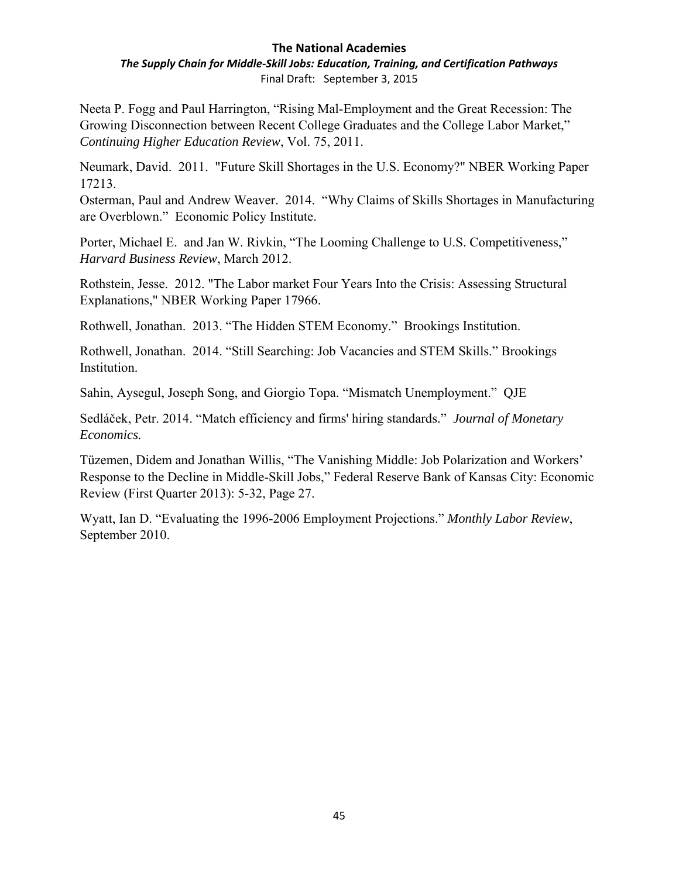Neeta P. Fogg and Paul Harrington, "Rising Mal-Employment and the Great Recession: The Growing Disconnection between Recent College Graduates and the College Labor Market," *Continuing Higher Education Review*, Vol. 75, 2011.

Neumark, David. 2011. "Future Skill Shortages in the U.S. Economy?" NBER Working Paper 17213.

Osterman, Paul and Andrew Weaver. 2014. "Why Claims of Skills Shortages in Manufacturing are Overblown." Economic Policy Institute.

Porter, Michael E. and Jan W. Rivkin, "The Looming Challenge to U.S. Competitiveness," *Harvard Business Review*, March 2012.

Rothstein, Jesse. 2012. "The Labor market Four Years Into the Crisis: Assessing Structural Explanations," NBER Working Paper 17966.

Rothwell, Jonathan. 2013. "The Hidden STEM Economy." Brookings Institution.

Rothwell, Jonathan. 2014. "Still Searching: Job Vacancies and STEM Skills." Brookings Institution.

Sahin, Aysegul, Joseph Song, and Giorgio Topa. "Mismatch Unemployment." QJE

Sedláček, Petr. 2014. "Match efficiency and firms' hiring standards." *Journal of Monetary Economics.*

Tüzemen, Didem and Jonathan Willis, "The Vanishing Middle: Job Polarization and Workers' Response to the Decline in Middle-Skill Jobs," Federal Reserve Bank of Kansas City: Economic Review (First Quarter 2013): 5-32, Page 27.

Wyatt, Ian D. "Evaluating the 1996-2006 Employment Projections." *Monthly Labor Review*, September 2010.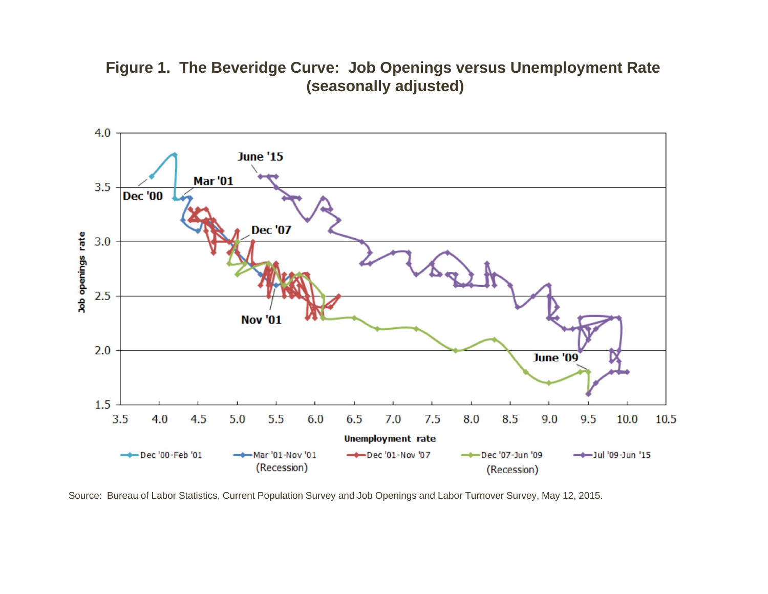# Figure 1. The Beveridge Curve: Job Openings versus Unemployment Rate (seasonally adjusted)

Source: Bureau of Labor Statistics, Current Population Survey and Job Openings and Labor Turnover Survey, May 12, 2015.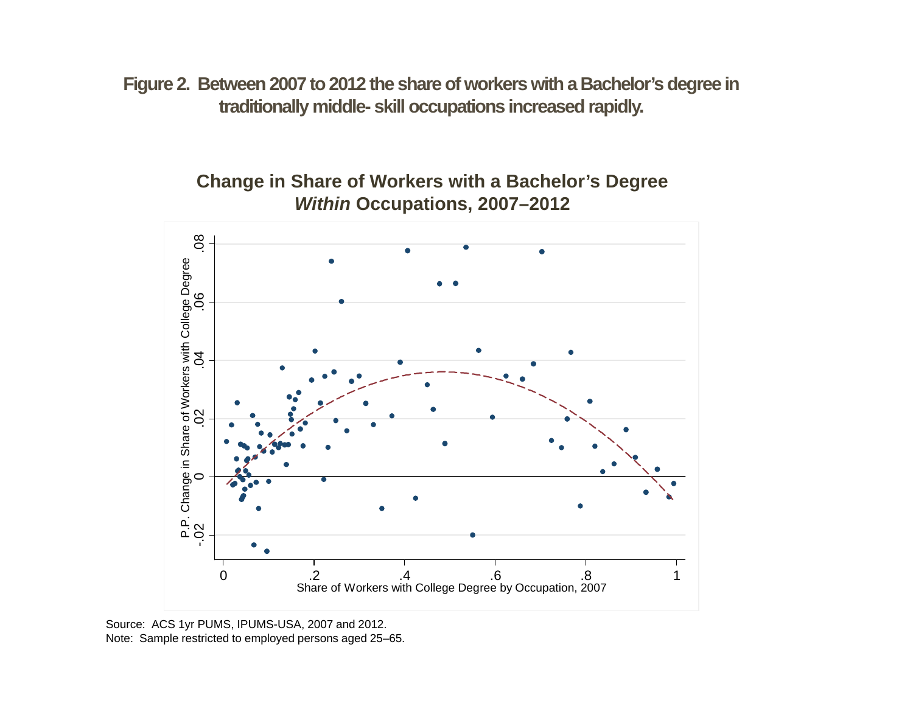**Figure 2. Between 2007 to 2012 the share of workers with a Bachelor's degree in traditionally middle- skill occupations increased rapidly.**

**Change in Share of Workers with a Bachelor's Degree *Within* Occupations, 2007–2012**

Source: ACS 1yr PUMS, IPUMS-USA, 2007 and 2012.
Note: Sample restricted to employed persons aged 25–65.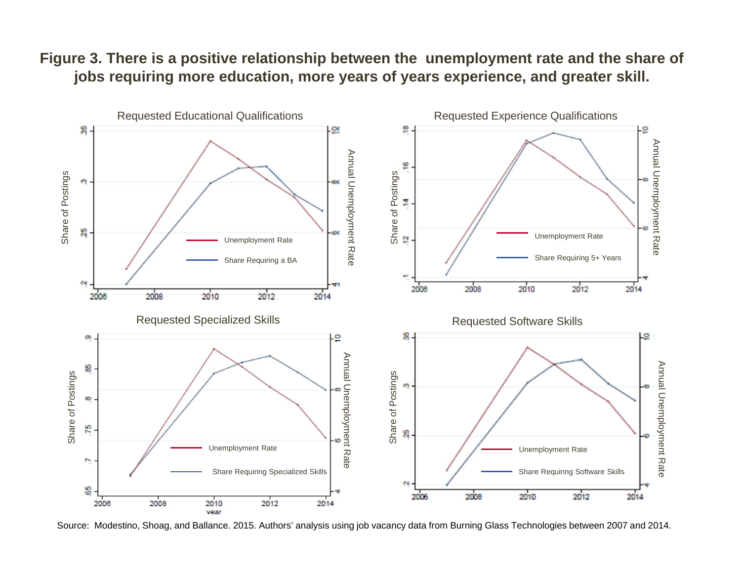**Figure 3. There is a positive relationship between the unemployment rate and the share of jobs requiring more education, more years of years experience, and greater skill.**

Source: Modestino, Shoag, and Ballance. 2015. Authors' analysis using job vacancy data from Burning Glass Technologies between 2007 and 2014.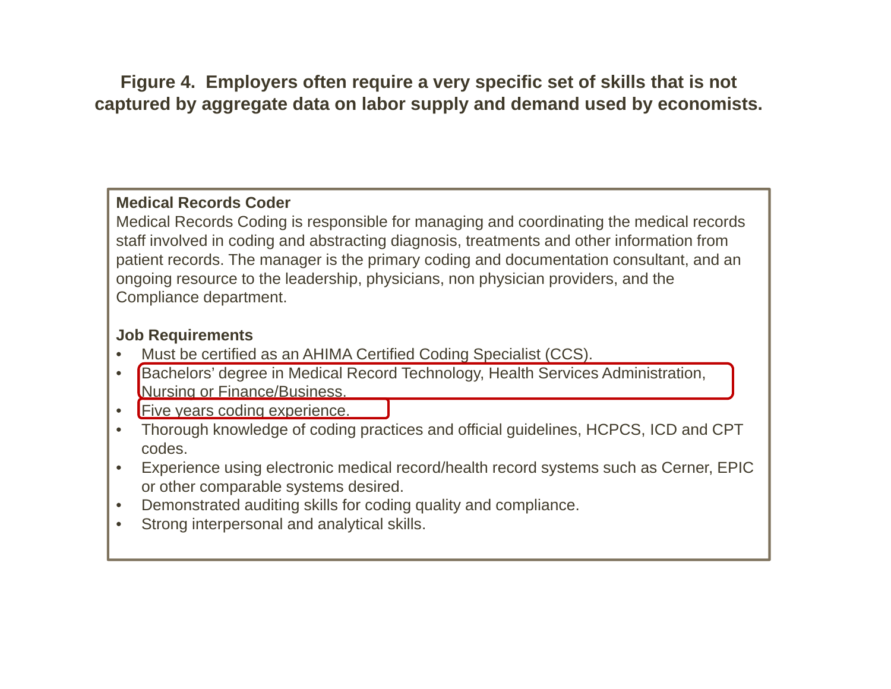**Figure 4. Employers often require a very specific set of skills that is not captured by aggregate data on labor supply and demand used by economists.**

**Medical Records Coder**

Medical Records Coding is responsible for managing and coordinating the medical records staff involved in coding and abstracting diagnosis, treatments and other information from patient records. The manager is the primary coding and documentation consultant, and an ongoing resource to the leadership, physicians, non physician providers, and the Compliance department.

**Job Requirements**

- Must be certified as an AHIMA Certified Coding Specialist (CCS).
- Bachelors' degree in Medical Record Technology, Health Services Administration, Nursing or Finance/Business.
- Five years coding experience.
- Thorough knowledge of coding practices and official guidelines, HCPCS, ICD and CPT codes.
- Experience using electronic medical record/health record systems such as Cerner, EPIC or other comparable systems desired.
- Demonstrated auditing skills for coding quality and compliance.
- Strong interpersonal and analytical skills.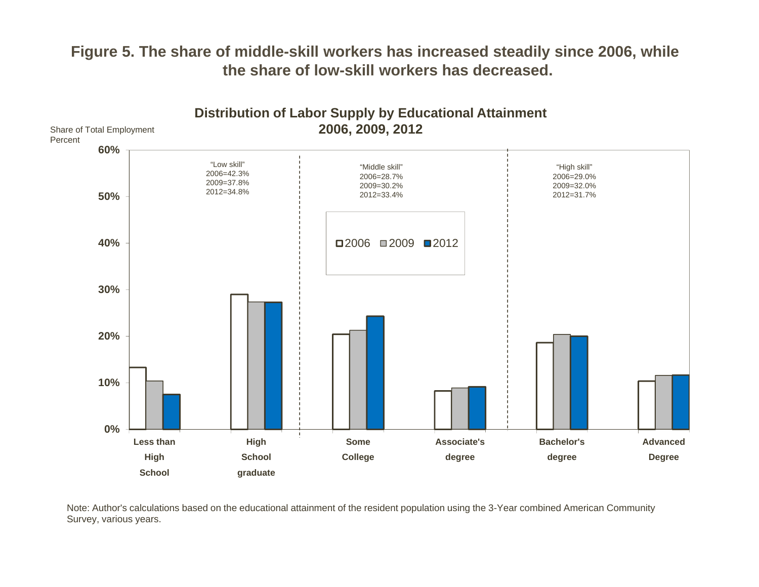**Figure 5. The share of middle-skill workers has increased steadily since 2006, while the share of low-skill workers has decreased.**

**Distribution of Labor Supply by Educational Attainment 2006, 2009, 2012**

Share of Total Employment
Percent

"Low skill"
2006=42.3%
2009=37.8%
2012=34.8%

"Middle skill"
2006=28.7%
2009=30.2%
2012=33.4%

"High skill"
2006=29.0%
2009=32.0%
2012=31.7%

Note: Author's calculations based on the educational attainment of the resident population using the 3-Year combined American Community Survey, various years.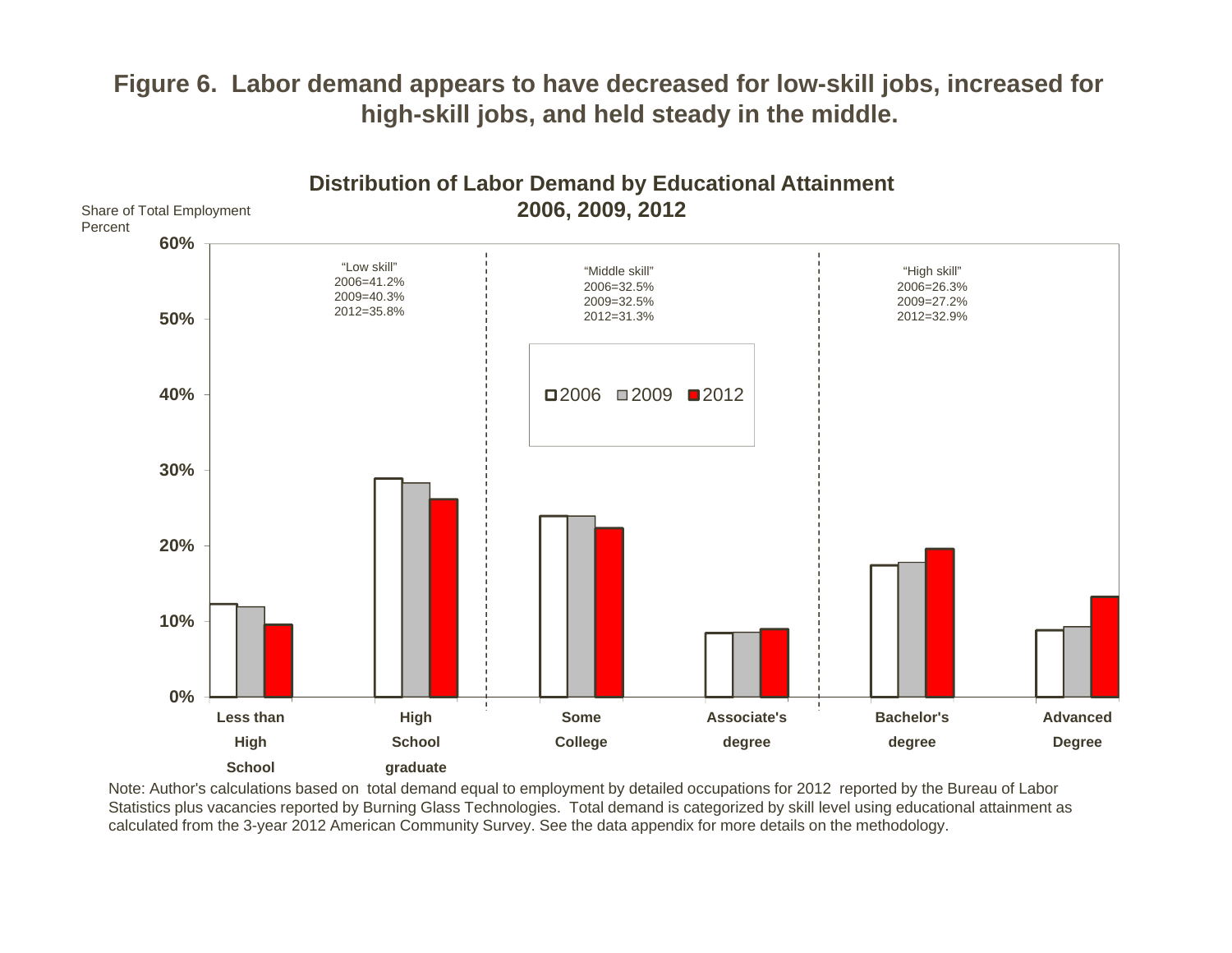# Figure 6. Labor demand appears to have decreased for low-skill jobs, increased for high-skill jobs, and held steady in the middle.

**Distribution of Labor Demand by Educational Attainment 2006, 2009, 2012**

Share of Total Employment
Percent

"Low skill"
2006=41.2%
2009=40.3%
2012=35.8%

"Middle skill"
2006=32.5%
2009=32.5%
2012=31.3%

"High skill"
2006=26.3%
2009=27.2%
2012=32.9%

Legend: 2006, 2009, 2012

Categories: Less than High School; High School graduate; Some College; Associate's degree; Bachelor's degree; Advanced Degree

Note: Author's calculations based on total demand equal to employment by detailed occupations for 2012 reported by the Bureau of Labor Statistics plus vacancies reported by Burning Glass Technologies. Total demand is categorized by skill level using educational attainment as calculated from the 3-year 2012 American Community Survey. See the data appendix for more details on the methodology.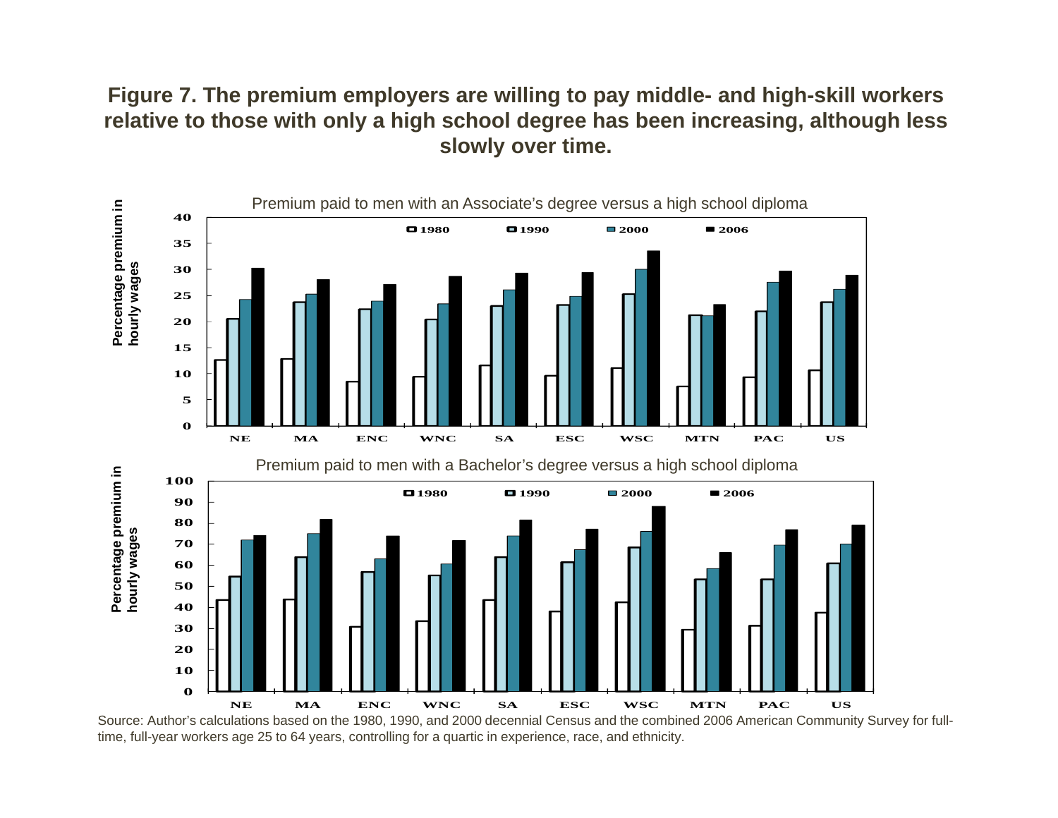**Figure 7. The premium employers are willing to pay middle- and high-skill workers relative to those with only a high school degree has been increasing, although less slowly over time.**

Source: Author's calculations based on the 1980, 1990, and 2000 decennial Census and the combined 2006 American Community Survey for full-time, full-year workers age 25 to 64 years, controlling for a quartic in experience, race, and ethnicity.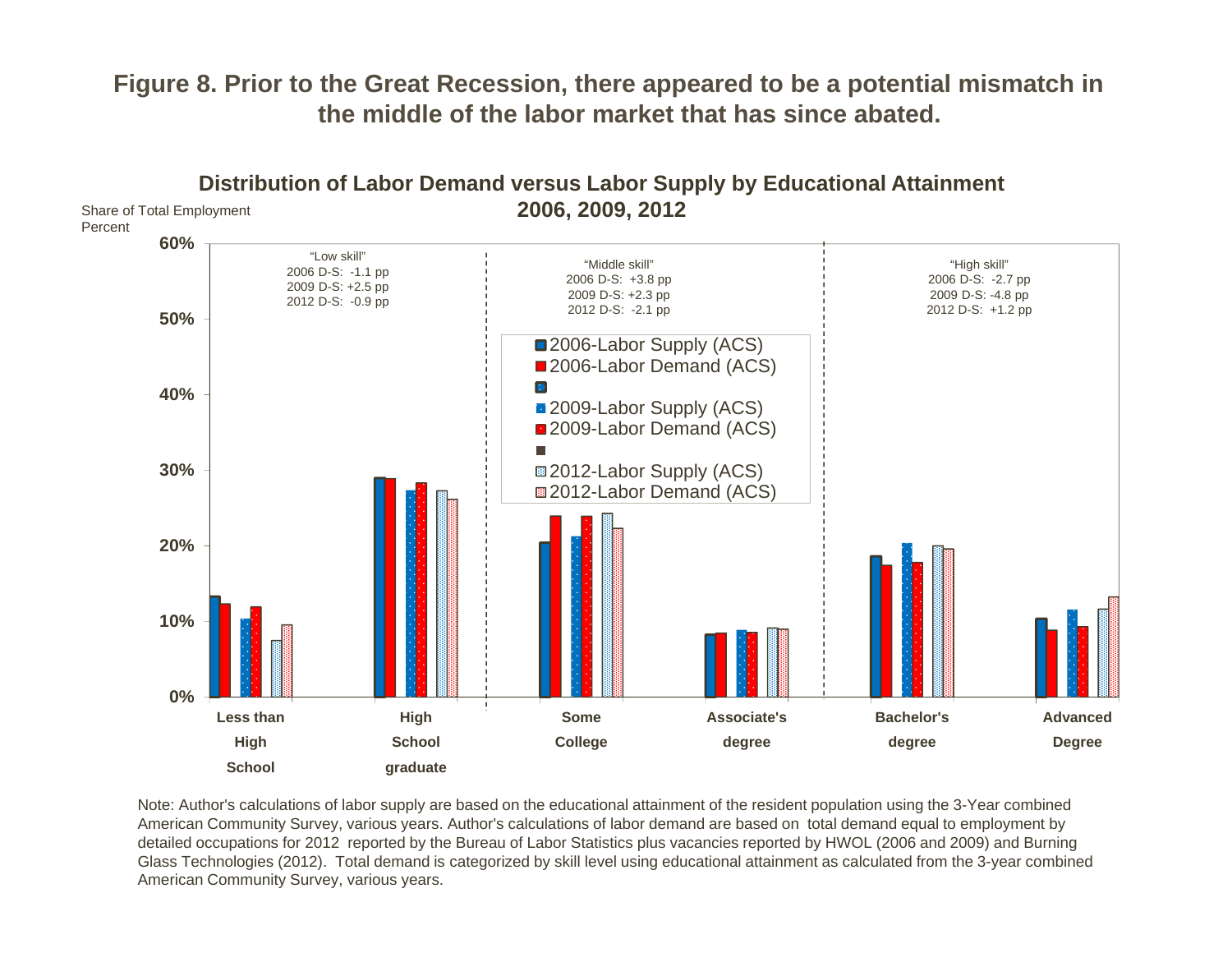## Figure 8. Prior to the Great Recession, there appeared to be a potential mismatch in the middle of the labor market that has since abated.

### Distribution of Labor Demand versus Labor Supply by Educational Attainment 2006, 2009, 2012

Share of Total Employment
Percent

"Low skill"
2006 D-S: -1.1 pp
2009 D-S: +2.5 pp
2012 D-S: -0.9 pp

"Middle skill"
2006 D-S: +3.8 pp
2009 D-S: +2.3 pp
2012 D-S: -2.1 pp

"High skill"
2006 D-S: -2.7 pp
2009 D-S: -4.8 pp
2012 D-S: +1.2 pp

Legend: 2006-Labor Supply (ACS); 2006-Labor Demand (ACS); 2009-Labor Supply (ACS); 2009-Labor Demand (ACS); 2012-Labor Supply (ACS); 2012-Labor Demand (ACS)

Categories: Less than High School; High School graduate; Some College; Associate's degree; Bachelor's degree; Advanced Degree

Note: Author's calculations of labor supply are based on the educational attainment of the resident population using the 3-Year combined American Community Survey, various years. Author's calculations of labor demand are based on total demand equal to employment by detailed occupations for 2012 reported by the Bureau of Labor Statistics plus vacancies reported by HWOL (2006 and 2009) and Burning Glass Technologies (2012). Total demand is categorized by skill level using educational attainment as calculated from the 3-year combined American Community Survey, various years.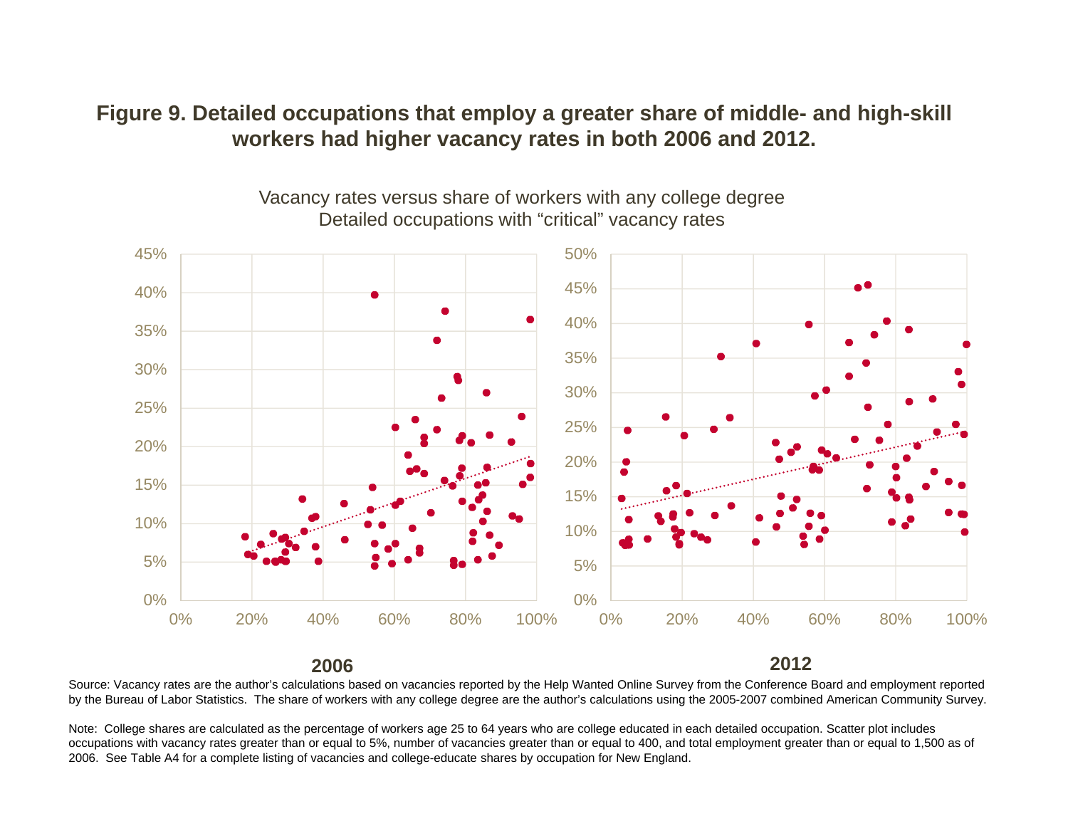**Figure 9. Detailed occupations that employ a greater share of middle- and high-skill workers had higher vacancy rates in both 2006 and 2012.**

Vacancy rates versus share of workers with any college degree
Detailed occupations with "critical" vacancy rates

2006

2012

Source: Vacancy rates are the author's calculations based on vacancies reported by the Help Wanted Online Survey from the Conference Board and employment reported by the Bureau of Labor Statistics. The share of workers with any college degree are the author's calculations using the 2005-2007 combined American Community Survey.

Note: College shares are calculated as the percentage of workers age 25 to 64 years who are college educated in each detailed occupation. Scatter plot includes occupations with vacancy rates greater than or equal to 5%, number of vacancies greater than or equal to 400, and total employment greater than or equal to 1,500 as of 2006. See Table A4 for a complete listing of vacancies and college-educate shares by occupation for New England.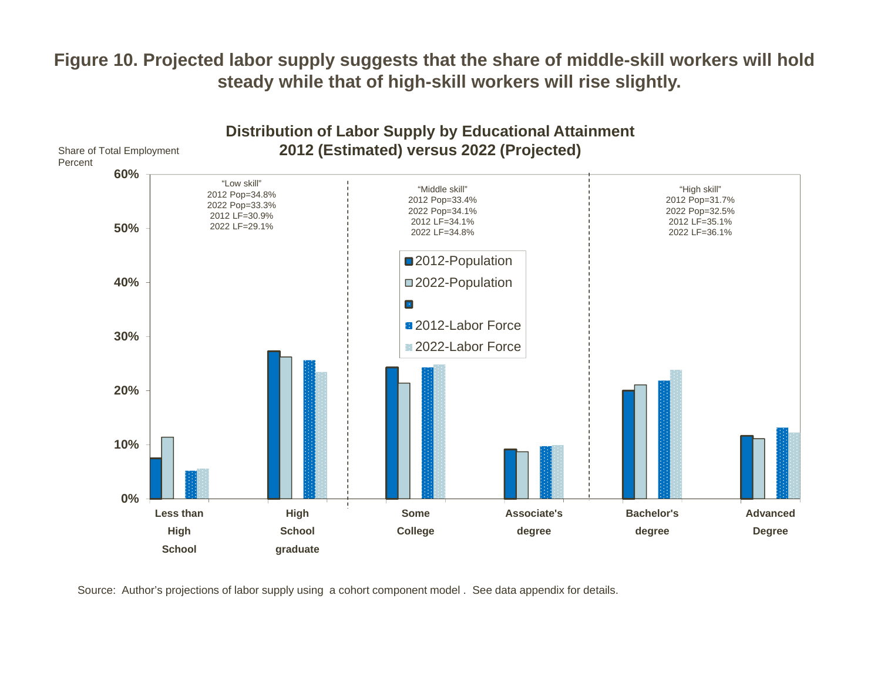**Figure 10. Projected labor supply suggests that the share of middle-skill workers will hold steady while that of high-skill workers will rise slightly.**

**Distribution of Labor Supply by Educational Attainment 2012 (Estimated) versus 2022 (Projected)**

Share of Total Employment
Percent

"Low skill"
2012 Pop=34.8%
2022 Pop=33.3%
2012 LF=30.9%
2022 LF=29.1%

"Middle skill"
2012 Pop=33.4%
2022 Pop=34.1%
2012 LF=34.1%
2022 LF=34.8%

"High skill"
2012 Pop=31.7%
2022 Pop=32.5%
2012 LF=35.1%
2022 LF=36.1%

Legend: 2012-Population, 2022-Population, 2012-Labor Force, 2022-Labor Force

Categories: Less than High School, High School graduate, Some College, Associate's degree, Bachelor's degree, Advanced Degree

Source: Author's projections of labor supply using a cohort component model. See data appendix for details.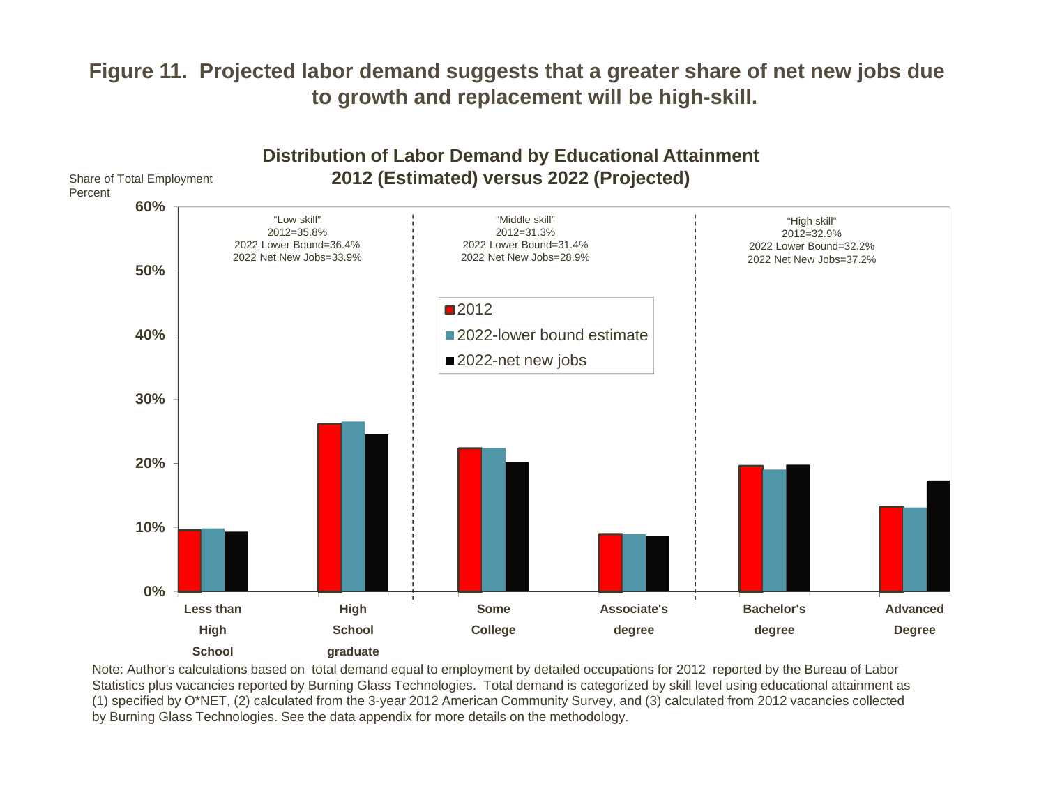**Figure 11. Projected labor demand suggests that a greater share of net new jobs due to growth and replacement will be high-skill.**

**Distribution of Labor Demand by Educational Attainment 2012 (Estimated) versus 2022 (Projected)**

Share of Total Employment Percent

"Low skill"
2012=35.8%
2022 Lower Bound=36.4%
2022 Net New Jobs=33.9%

"Middle skill"
2012=31.3%
2022 Lower Bound=31.4%
2022 Net New Jobs=28.9%

"High skill"
2012=32.9%
2022 Lower Bound=32.2%
2022 Net New Jobs=37.2%

- 2012
- 2022-lower bound estimate
- 2022-net new jobs

Less than High School | High School graduate | Some College | Associate's degree | Bachelor's degree | Advanced Degree

Note: Author's calculations based on total demand equal to employment by detailed occupations for 2012 reported by the Bureau of Labor Statistics plus vacancies reported by Burning Glass Technologies. Total demand is categorized by skill level using educational attainment as (1) specified by O*NET, (2) calculated from the 3-year 2012 American Community Survey, and (3) calculated from 2012 vacancies collected by Burning Glass Technologies. See the data appendix for more details on the methodology.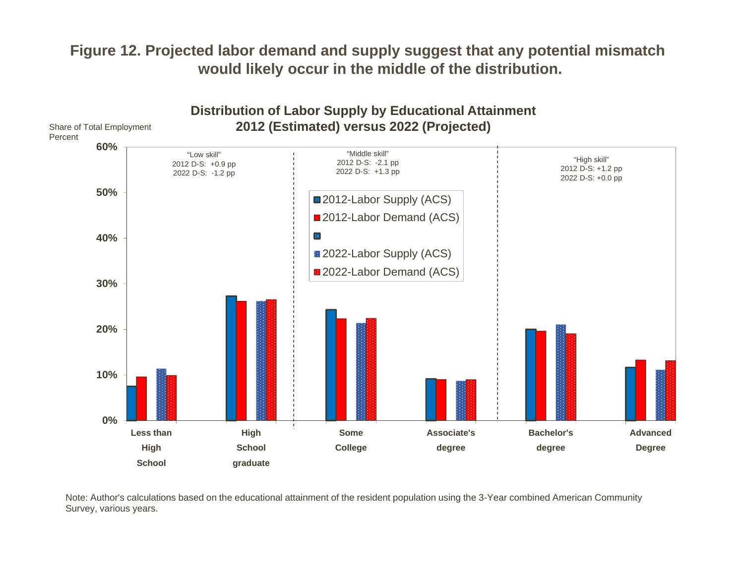**Figure 12. Projected labor demand and supply suggest that any potential mismatch would likely occur in the middle of the distribution.**

**Distribution of Labor Supply by Educational Attainment 2012 (Estimated) versus 2022 (Projected)**

Share of Total Employment
Percent

"Low skill"
2012 D-S: +0.9 pp
2022 D-S: -1.2 pp

"Middle skill"
2012 D-S: -2.1 pp
2022 D-S: +1.3 pp

"High skill"
2012 D-S: +1.2 pp
2022 D-S: +0.0 pp

- 2012-Labor Supply (ACS)
- 2012-Labor Demand (ACS)
- 2022-Labor Supply (ACS)
- 2022-Labor Demand (ACS)

Less than High School | High School graduate | Some College | Associate's degree | Bachelor's degree | Advanced Degree

Note: Author's calculations based on the educational attainment of the resident population using the 3-Year combined American Community Survey, various years.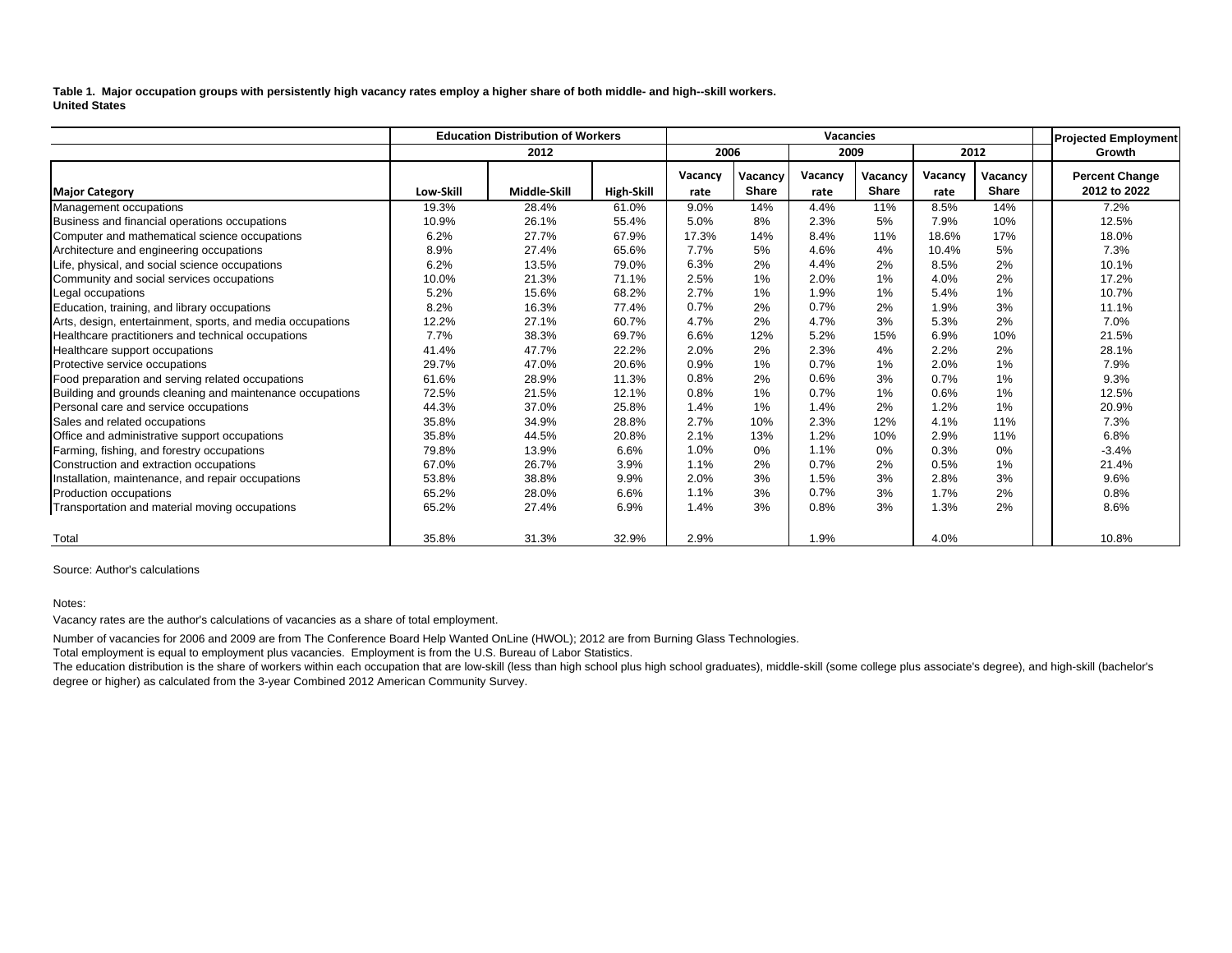**Table 1. Major occupation groups with persistently high vacancy rates employ a higher share of both middle- and high--skill workers.**
**United States**

| | Education Distribution of Workers | | | Vacancies | | | | | | Projected Employment Growth |
|---|---|---|---|---|---|---|---|---|---|---|
| | 2012 | | | 2006 | | 2009 | | 2012 | | |
| **Major Category** | **Low-Skill** | **Middle-Skill** | **High-Skill** | **Vacancy rate** | **Vacancy Share** | **Vacancy rate** | **Vacancy Share** | **Vacancy rate** | **Vacancy Share** | **Percent Change 2012 to 2022** |
| Management occupations | 19.3% | 28.4% | 61.0% | 9.0% | 14% | 4.4% | 11% | 8.5% | 14% | 7.2% |
| Business and financial operations occupations | 10.9% | 26.1% | 55.4% | 5.0% | 8% | 2.3% | 5% | 7.9% | 10% | 12.5% |
| Computer and mathematical science occupations | 6.2% | 27.7% | 67.9% | 17.3% | 14% | 8.4% | 11% | 18.6% | 17% | 18.0% |
| Architecture and engineering occupations | 8.9% | 27.4% | 65.6% | 7.7% | 5% | 4.6% | 4% | 10.4% | 5% | 7.3% |
| Life, physical, and social science occupations | 6.2% | 13.5% | 79.0% | 6.3% | 2% | 4.4% | 2% | 8.5% | 2% | 10.1% |
| Community and social services occupations | 10.0% | 21.3% | 71.1% | 2.5% | 1% | 2.0% | 1% | 4.0% | 2% | 17.2% |
| Legal occupations | 5.2% | 15.6% | 68.2% | 2.7% | 1% | 1.9% | 1% | 5.4% | 1% | 10.7% |
| Education, training, and library occupations | 8.2% | 16.3% | 77.4% | 0.7% | 2% | 0.7% | 2% | 1.9% | 3% | 11.1% |
| Arts, design, entertainment, sports, and media occupations | 12.2% | 27.1% | 60.7% | 4.7% | 2% | 4.7% | 3% | 5.3% | 2% | 7.0% |
| Healthcare practitioners and technical occupations | 7.7% | 38.3% | 69.7% | 6.6% | 12% | 5.2% | 15% | 6.9% | 10% | 21.5% |
| Healthcare support occupations | 41.4% | 47.7% | 22.2% | 2.0% | 2% | 2.3% | 4% | 2.2% | 2% | 28.1% |
| Protective service occupations | 29.7% | 47.0% | 20.6% | 0.9% | 1% | 0.7% | 1% | 2.0% | 1% | 7.9% |
| Food preparation and serving related occupations | 61.6% | 28.9% | 11.3% | 0.8% | 2% | 0.6% | 3% | 0.7% | 1% | 9.3% |
| Building and grounds cleaning and maintenance occupations | 72.5% | 21.5% | 12.1% | 0.8% | 1% | 0.7% | 1% | 0.6% | 1% | 12.5% |
| Personal care and service occupations | 44.3% | 37.0% | 25.8% | 1.4% | 1% | 1.4% | 2% | 1.2% | 1% | 20.9% |
| Sales and related occupations | 35.8% | 34.9% | 28.8% | 2.7% | 10% | 2.3% | 12% | 4.1% | 11% | 7.3% |
| Office and administrative support occupations | 35.8% | 44.5% | 20.8% | 2.1% | 13% | 1.2% | 10% | 2.9% | 11% | 6.8% |
| Farming, fishing, and forestry occupations | 79.8% | 13.9% | 6.6% | 1.0% | 0% | 1.1% | 0% | 0.3% | 0% | -3.4% |
| Construction and extraction occupations | 67.0% | 26.7% | 3.9% | 1.1% | 2% | 0.7% | 2% | 0.5% | 1% | 21.4% |
| Installation, maintenance, and repair occupations | 53.8% | 38.8% | 9.9% | 2.0% | 3% | 1.5% | 3% | 2.8% | 3% | 9.6% |
| Production occupations | 65.2% | 28.0% | 6.6% | 1.1% | 3% | 0.7% | 3% | 1.7% | 2% | 0.8% |
| Transportation and material moving occupations | 65.2% | 27.4% | 6.9% | 1.4% | 3% | 0.8% | 3% | 1.3% | 2% | 8.6% |
| Total | 35.8% | 31.3% | 32.9% | 2.9% | | 1.9% | | 4.0% | | 10.8% |

Source: Author's calculations

Notes:

Vacancy rates are the author's calculations of vacancies as a share of total employment.

Number of vacancies for 2006 and 2009 are from The Conference Board Help Wanted OnLine (HWOL); 2012 are from Burning Glass Technologies.

Total employment is equal to employment plus vacancies. Employment is from the U.S. Bureau of Labor Statistics.

The education distribution is the share of workers within each occupation that are low-skill (less than high school plus high school graduates), middle-skill (some college plus associate's degree), and high-skill (bachelor's degree or higher) as calculated from the 3-year Combined 2012 American Community Survey.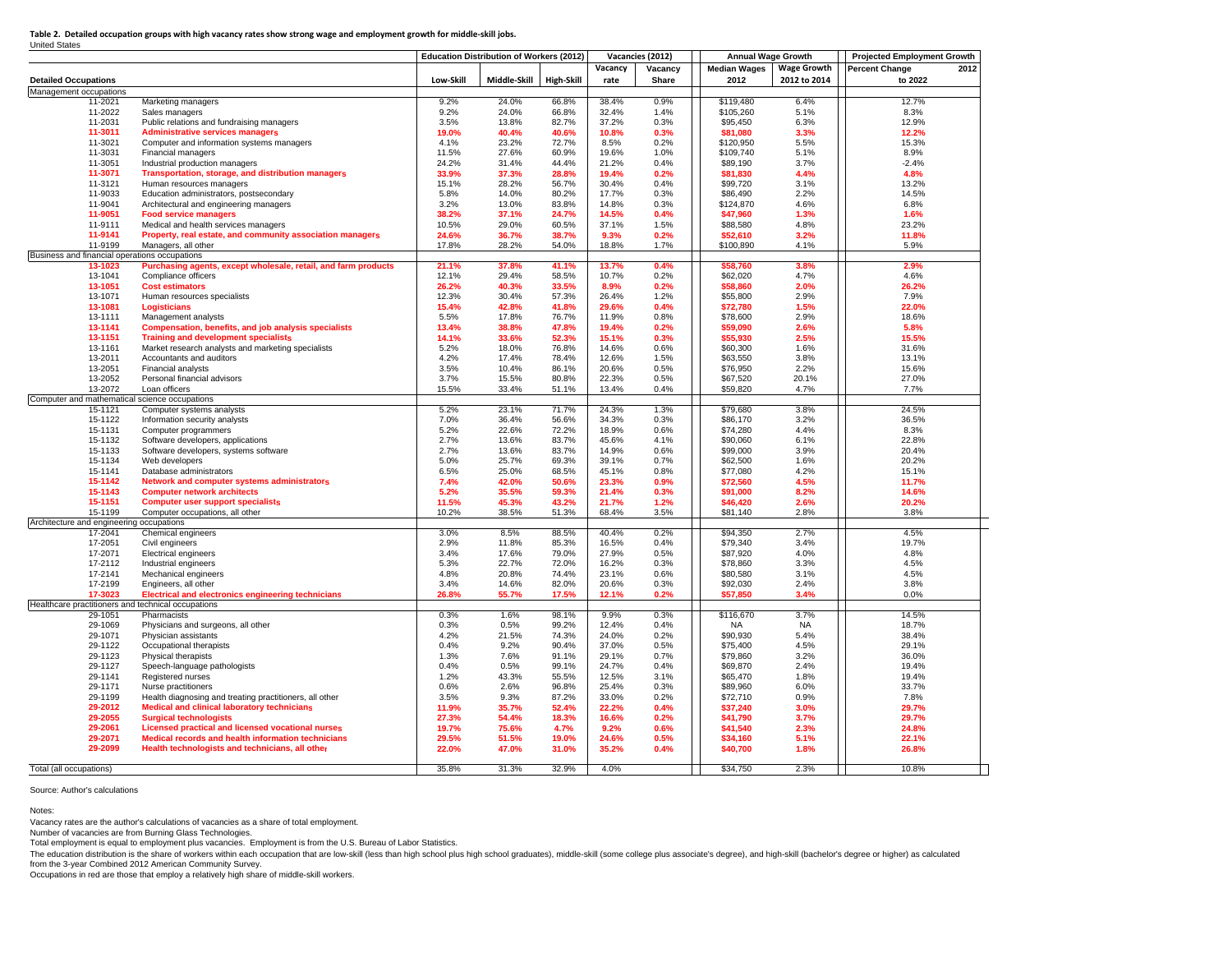**Table 2. Detailed occupation groups with high vacancy rates show strong wage and employment growth for middle-skill jobs.**
United States

| Detailed Occupations | | Education Distribution of Workers (2012) | | | Vacancies (2012) | | Annual Wage Growth | | Projected Employment Growth |
|---|---|---|---|---|---|---|---|---|---|
| | | Low-Skill | Middle-Skill | High-Skill | Vacancy rate | Vacancy Share | Median Wages 2012 | Wage Growth 2012 to 2014 | Percent Change 2012 to 2022 |
| Management occupations | | | | | | | | | |
| 11-2021 | Marketing managers | 9.2% | 24.0% | 66.8% | 38.4% | 0.9% | $119,480 | 6.4% | 12.7% |
| 11-2022 | Sales managers | 9.2% | 24.0% | 66.8% | 32.4% | 1.4% | $105,260 | 5.1% | 8.3% |
| 11-2031 | Public relations and fundraising managers | 3.5% | 13.8% | 82.7% | 37.2% | 0.3% | $95,450 | 6.3% | 12.9% |
| **11-3011** | **Administrative services managers** | **19.0%** | **40.4%** | **40.6%** | **10.8%** | **0.3%** | **$81,080** | **3.3%** | **12.2%** |
| 11-3021 | Computer and information systems managers | 4.1% | 23.2% | 72.7% | 8.5% | 0.2% | $120,950 | 5.5% | 15.3% |
| 11-3031 | Financial managers | 11.5% | 27.6% | 60.9% | 19.6% | 1.0% | $109,740 | 5.1% | 8.9% |
| 11-3051 | Industrial production managers | 24.2% | 31.4% | 44.4% | 21.2% | 0.4% | $89,190 | 3.7% | -2.4% |
| **11-3071** | **Transportation, storage, and distribution managers** | **33.9%** | **37.3%** | **28.8%** | **19.4%** | **0.2%** | **$81,830** | **4.4%** | **4.8%** |
| 11-3121 | Human resources managers | 15.1% | 28.2% | 56.7% | 30.4% | 0.4% | $99,720 | 3.1% | 13.2% |
| 11-9033 | Education administrators, postsecondary | 5.8% | 14.0% | 80.2% | 17.7% | 0.3% | $86,490 | 2.2% | 14.5% |
| 11-9041 | Architectural and engineering managers | 3.2% | 13.0% | 83.8% | 14.8% | 0.3% | $124,870 | 4.6% | 6.8% |
| **11-9051** | **Food service managers** | **38.2%** | **37.1%** | **24.7%** | **14.5%** | **0.4%** | **$47,960** | **1.3%** | **1.6%** |
| 11-9111 | Medical and health services managers | 10.5% | 29.0% | 60.5% | 37.1% | 1.5% | $88,580 | 4.8% | 23.2% |
| **11-9141** | **Property, real estate, and community association managers** | **24.6%** | **36.7%** | **38.7%** | **9.3%** | **0.2%** | **$52,610** | **3.2%** | **11.8%** |
| 11-9199 | Managers, all other | 17.8% | 28.2% | 54.0% | 18.8% | 1.7% | $100,890 | 4.1% | 5.9% |
| Business and financial operations occupations | | | | | | | | | |
| **13-1023** | **Purchasing agents, except wholesale, retail, and farm products** | **21.1%** | **37.8%** | **41.1%** | **13.7%** | **0.4%** | **$58,760** | **3.8%** | **2.9%** |
| 13-1041 | Compliance officers | 12.1% | 29.4% | 58.5% | 10.7% | 0.2% | $62,020 | 4.7% | 4.6% |
| **13-1051** | **Cost estimators** | **26.2%** | **40.3%** | **33.5%** | **8.9%** | **0.2%** | **$58,860** | **2.0%** | **26.2%** |
| 13-1071 | Human resources specialists | 12.3% | 30.4% | 57.3% | 26.4% | 1.2% | $55,800 | 2.9% | 7.9% |
| **13-1081** | **Logisticians** | **15.4%** | **42.8%** | **41.8%** | **29.6%** | **0.4%** | **$72,780** | **1.5%** | **22.0%** |
| 13-1111 | Management analysts | 5.5% | 17.8% | 76.7% | 11.9% | 0.8% | $78,600 | 2.9% | 18.6% |
| **13-1141** | **Compensation, benefits, and job analysis specialists** | **13.4%** | **38.8%** | **47.8%** | **19.4%** | **0.2%** | **$59,090** | **2.6%** | **5.8%** |
| **13-1151** | **Training and development specialists** | **14.1%** | **33.6%** | **52.3%** | **15.1%** | **0.3%** | **$55,930** | **2.5%** | **15.5%** |
| 13-1161 | Market research analysts and marketing specialists | 5.2% | 18.0% | 76.8% | 14.6% | 0.6% | $60,300 | 1.6% | 31.6% |
| 13-2011 | Accountants and auditors | 4.2% | 17.4% | 78.4% | 12.6% | 1.5% | $63,550 | 3.8% | 13.1% |
| 13-2051 | Financial analysts | 3.5% | 10.4% | 86.1% | 20.6% | 0.5% | $76,950 | 2.2% | 15.6% |
| 13-2052 | Personal financial advisors | 3.7% | 15.5% | 80.8% | 22.3% | 0.5% | $67,520 | 20.1% | 27.0% |
| 13-2072 | Loan officers | 15.5% | 33.4% | 51.1% | 13.4% | 0.4% | $59,820 | 4.7% | 7.7% |
| Computer and mathematical science occupations | | | | | | | | | |
| 15-1121 | Computer systems analysts | 5.2% | 23.1% | 71.7% | 24.3% | 1.3% | $79,680 | 3.8% | 24.5% |
| 15-1122 | Information security analysts | 7.0% | 36.4% | 56.6% | 34.3% | 0.3% | $86,170 | 3.2% | 36.5% |
| 15-1131 | Computer programmers | 5.2% | 22.6% | 72.2% | 18.9% | 0.6% | $74,280 | 4.4% | 8.3% |
| 15-1132 | Software developers, applications | 2.7% | 13.6% | 83.7% | 45.6% | 4.1% | $90,060 | 6.1% | 22.8% |
| 15-1133 | Software developers, systems software | 2.7% | 13.6% | 83.7% | 14.9% | 0.6% | $99,000 | 3.9% | 20.4% |
| 15-1134 | Web developers | 5.0% | 25.7% | 69.3% | 39.1% | 0.7% | $62,500 | 1.6% | 20.2% |
| 15-1141 | Database administrators | 6.5% | 25.0% | 68.5% | 45.1% | 0.8% | $77,080 | 4.2% | 15.1% |
| **15-1142** | **Network and computer systems administrators** | **7.4%** | **42.0%** | **50.6%** | **23.3%** | **0.9%** | **$72,560** | **4.5%** | **11.7%** |
| **15-1143** | **Computer network architects** | **5.2%** | **35.5%** | **59.3%** | **21.4%** | **0.3%** | **$91,000** | **8.2%** | **14.6%** |
| **15-1151** | **Computer user support specialists** | **11.5%** | **45.3%** | **43.2%** | **21.7%** | **1.2%** | **$46,420** | **2.6%** | **20.2%** |
| 15-1199 | Computer occupations, all other | 10.2% | 38.5% | 51.3% | 68.4% | 3.5% | $81,140 | 2.8% | 3.8% |
| Architecture and engineering occupations | | | | | | | | | |
| 17-2041 | Chemical engineers | 3.0% | 8.5% | 88.5% | 40.4% | 0.2% | $94,350 | 2.7% | 4.5% |
| 17-2051 | Civil engineers | 2.9% | 11.8% | 85.3% | 16.5% | 0.4% | $79,340 | 3.4% | 19.7% |
| 17-2071 | Electrical engineers | 3.4% | 17.6% | 79.0% | 27.9% | 0.5% | $87,920 | 4.0% | 4.8% |
| 17-2112 | Industrial engineers | 5.3% | 22.7% | 72.0% | 16.2% | 0.3% | $78,860 | 3.3% | 4.5% |
| 17-2141 | Mechanical engineers | 4.8% | 20.8% | 74.4% | 23.1% | 0.6% | $80,580 | 3.1% | 4.5% |
| 17-2199 | Engineers, all other | 3.4% | 14.6% | 82.0% | 20.6% | 0.3% | $92,030 | 2.4% | 3.8% |
| **17-3023** | **Electrical and electronics engineering technicians** | **26.8%** | **55.7%** | **17.5%** | **12.1%** | **0.2%** | **$57,850** | **3.4%** | **0.0%** |
| Healthcare practitioners and technical occupations | | | | | | | | | |
| 29-1051 | Pharmacists | 0.3% | 1.6% | 98.1% | 9.9% | 0.3% | $116,670 | 3.7% | 14.5% |
| 29-1069 | Physicians and surgeons, all other | 0.3% | 0.5% | 99.2% | 12.4% | 0.4% | NA | NA | 18.7% |
| 29-1071 | Physician assistants | 4.2% | 21.5% | 74.3% | 24.0% | 0.2% | $90,930 | 5.4% | 38.4% |
| 29-1122 | Occupational therapists | 0.4% | 9.2% | 90.4% | 37.0% | 0.5% | $75,400 | 4.5% | 29.1% |
| 29-1123 | Physical therapists | 1.3% | 7.6% | 91.1% | 29.1% | 0.7% | $79,860 | 3.2% | 36.0% |
| 29-1127 | Speech-language pathologists | 0.4% | 0.5% | 99.1% | 24.7% | 0.4% | $69,870 | 2.4% | 19.4% |
| 29-1141 | Registered nurses | 1.2% | 43.3% | 55.5% | 12.5% | 3.1% | $65,470 | 1.8% | 19.4% |
| 29-1171 | Nurse practitioners | 0.6% | 2.6% | 96.8% | 25.4% | 0.3% | $89,960 | 6.0% | 33.7% |
| 29-1199 | Health diagnosing and treating practitioners, all other | 3.5% | 9.3% | 87.2% | 33.0% | 0.2% | $72,710 | 0.9% | 7.8% |
| **29-2012** | **Medical and clinical laboratory technicians** | **11.9%** | **35.7%** | **52.4%** | **22.2%** | **0.4%** | **$37,240** | **3.0%** | **29.7%** |
| **29-2055** | **Surgical technologists** | **27.3%** | **54.4%** | **18.3%** | **16.6%** | **0.2%** | **$41,790** | **3.7%** | **29.7%** |
| **29-2061** | **Licensed practical and licensed vocational nurses** | **19.7%** | **75.6%** | **4.7%** | **9.2%** | **0.6%** | **$41,540** | **2.3%** | **24.8%** |
| **29-2071** | **Medical records and health information technicians** | **29.5%** | **51.5%** | **19.0%** | **24.6%** | **0.5%** | **$34,160** | **5.1%** | **22.1%** |
| **29-2099** | **Health technologists and technicians, all other** | **22.0%** | **47.0%** | **31.0%** | **35.2%** | **0.4%** | **$40,700** | **1.8%** | **26.8%** |
| Total (all occupations) | | 35.8% | 31.3% | 32.9% | 4.0% | | $34,750 | 2.3% | 10.8% |

Source: Author's calculations

Notes:

Vacancy rates are the author's calculations of vacancies as a share of total employment.

Number of vacancies are from Burning Glass Technologies.

Total employment is equal to employment plus vacancies. Employment is from the U.S. Bureau of Labor Statistics.

The education distribution is the share of workers within each occupation that are low-skill (less than high school plus high school graduates), middle-skill (some college plus associate's degree), and high-skill (bachelor's degree or higher) as calculated from the 3-year Combined 2012 American Community Survey.

Occupations in red are those that employ a relatively high share of middle-skill workers.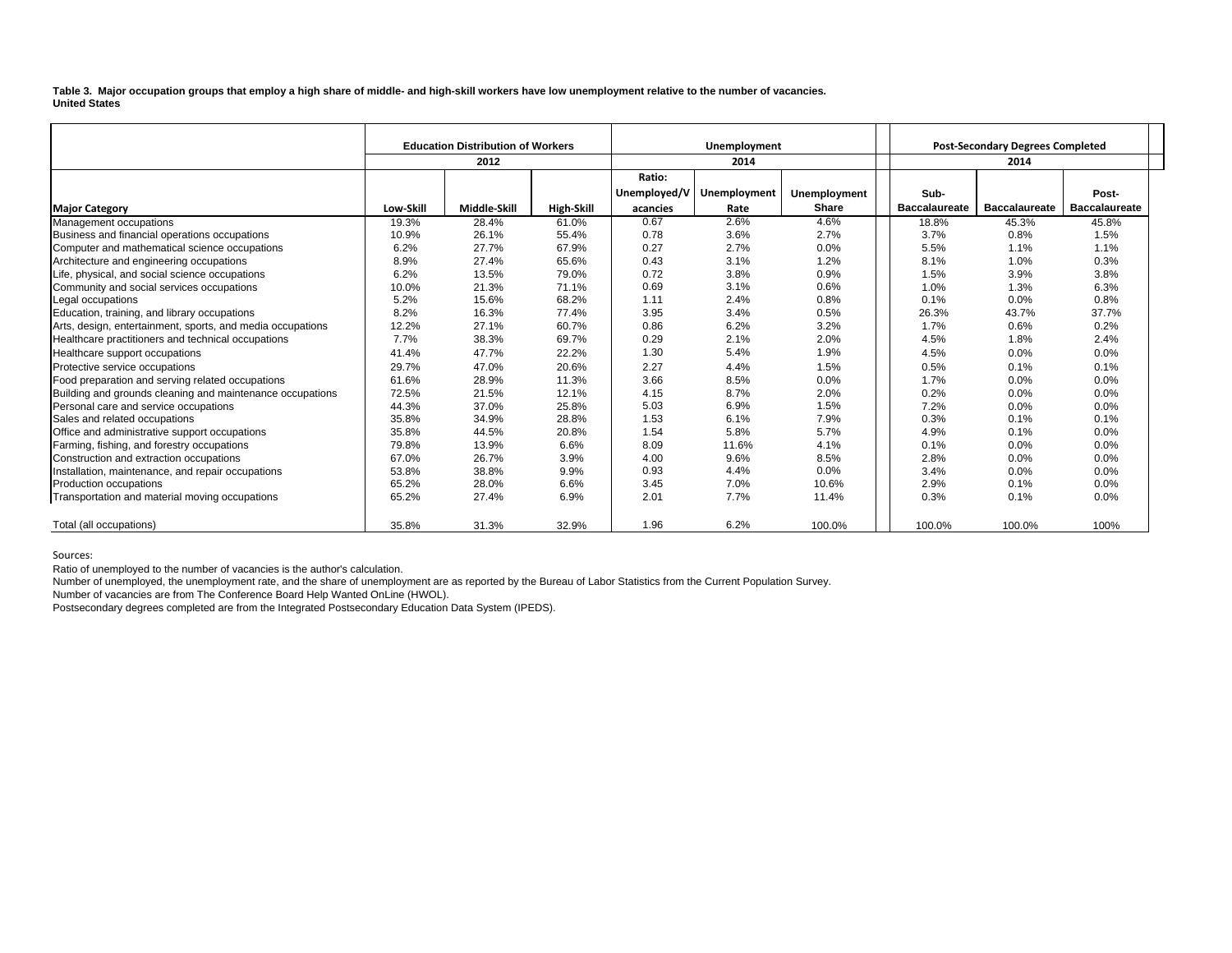**Table 3. Major occupation groups that employ a high share of middle- and high-skill workers have low unemployment relative to the number of vacancies.**
**United States**

| | Education Distribution of Workers | | | Unemployment | | | Post-Secondary Degrees Completed | | |
|---|---|---|---|---|---|---|---|---|---|
| | 2012 | | | 2014 | | | 2014 | | |
| **Major Category** | **Low-Skill** | **Middle-Skill** | **High-Skill** | **Ratio: Unemployed/Vacancies** | **Unemployment Rate** | **Unemployment Share** | **Sub-Baccalaureate** | **Baccalaureate** | **Post-Baccalaureate** |
| Management occupations | 19.3% | 28.4% | 61.0% | 0.67 | 2.6% | 4.6% | 18.8% | 45.3% | 45.8% |
| Business and financial operations occupations | 10.9% | 26.1% | 55.4% | 0.78 | 3.6% | 2.7% | 3.7% | 0.8% | 1.5% |
| Computer and mathematical science occupations | 6.2% | 27.7% | 67.9% | 0.27 | 2.7% | 0.0% | 5.5% | 1.1% | 1.1% |
| Architecture and engineering occupations | 8.9% | 27.4% | 65.6% | 0.43 | 3.1% | 1.2% | 8.1% | 1.0% | 0.3% |
| Life, physical, and social science occupations | 6.2% | 13.5% | 79.0% | 0.72 | 3.8% | 0.9% | 1.5% | 3.9% | 3.8% |
| Community and social services occupations | 10.0% | 21.3% | 71.1% | 0.69 | 3.1% | 0.6% | 1.0% | 1.3% | 6.3% |
| Legal occupations | 5.2% | 15.6% | 68.2% | 1.11 | 2.4% | 0.8% | 0.1% | 0.0% | 0.8% |
| Education, training, and library occupations | 8.2% | 16.3% | 77.4% | 3.95 | 3.4% | 0.5% | 26.3% | 43.7% | 37.7% |
| Arts, design, entertainment, sports, and media occupations | 12.2% | 27.1% | 60.7% | 0.86 | 6.2% | 3.2% | 1.7% | 0.6% | 0.2% |
| Healthcare practitioners and technical occupations | 7.7% | 38.3% | 69.7% | 0.29 | 2.1% | 2.0% | 4.5% | 1.8% | 2.4% |
| Healthcare support occupations | 41.4% | 47.7% | 22.2% | 1.30 | 5.4% | 1.9% | 4.5% | 0.0% | 0.0% |
| Protective service occupations | 29.7% | 47.0% | 20.6% | 2.27 | 4.4% | 1.5% | 0.5% | 0.1% | 0.1% |
| Food preparation and serving related occupations | 61.6% | 28.9% | 11.3% | 3.66 | 8.5% | 0.0% | 1.7% | 0.0% | 0.0% |
| Building and grounds cleaning and maintenance occupations | 72.5% | 21.5% | 12.1% | 4.15 | 8.7% | 2.0% | 0.2% | 0.0% | 0.0% |
| Personal care and service occupations | 44.3% | 37.0% | 25.8% | 5.03 | 6.9% | 1.5% | 7.2% | 0.0% | 0.0% |
| Sales and related occupations | 35.8% | 34.9% | 28.8% | 1.53 | 6.1% | 7.9% | 0.3% | 0.1% | 0.1% |
| Office and administrative support occupations | 35.8% | 44.5% | 20.8% | 1.54 | 5.8% | 5.7% | 4.9% | 0.1% | 0.0% |
| Farming, fishing, and forestry occupations | 79.8% | 13.9% | 6.6% | 8.09 | 11.6% | 4.1% | 0.1% | 0.0% | 0.0% |
| Construction and extraction occupations | 67.0% | 26.7% | 3.9% | 4.00 | 9.6% | 8.5% | 2.8% | 0.0% | 0.0% |
| Installation, maintenance, and repair occupations | 53.8% | 38.8% | 9.9% | 0.93 | 4.4% | 0.0% | 3.4% | 0.0% | 0.0% |
| Production occupations | 65.2% | 28.0% | 6.6% | 3.45 | 7.0% | 10.6% | 2.9% | 0.1% | 0.0% |
| Transportation and material moving occupations | 65.2% | 27.4% | 6.9% | 2.01 | 7.7% | 11.4% | 0.3% | 0.1% | 0.0% |
| Total (all occupations) | 35.8% | 31.3% | 32.9% | 1.96 | 6.2% | 100.0% | 100.0% | 100.0% | 100% |

Sources:

Ratio of unemployed to the number of vacancies is the author's calculation.

Number of unemployed, the unemployment rate, and the share of unemployment are as reported by the Bureau of Labor Statistics from the Current Population Survey.

Number of vacancies are from The Conference Board Help Wanted OnLine (HWOL).

Postsecondary degrees completed are from the Integrated Postsecondary Education Data System (IPEDS).